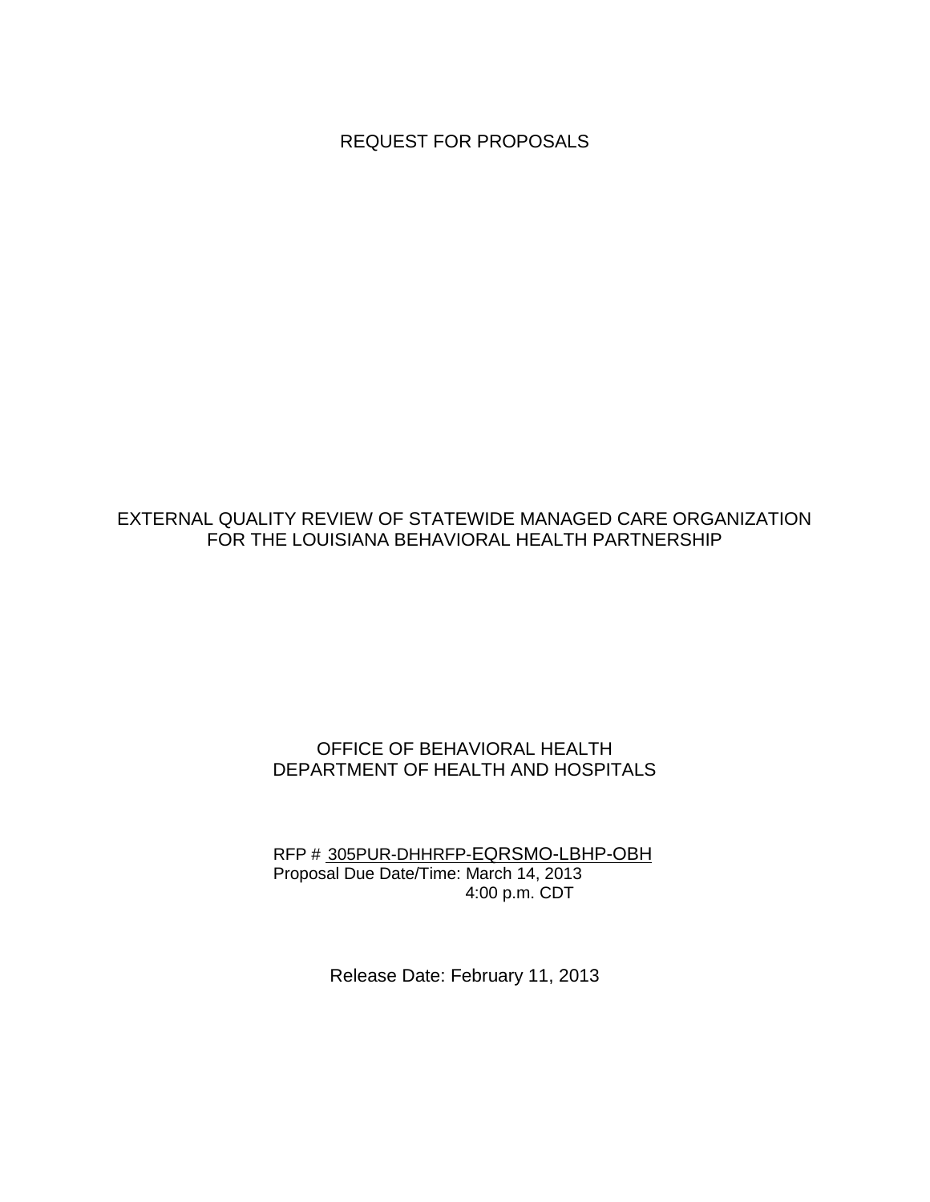# REQUEST FOR PROPOSALS

## EXTERNAL QUALITY REVIEW OF STATEWIDE MANAGED CARE ORGANIZATION FOR THE LOUISIANA BEHAVIORAL HEALTH PARTNERSHIP

OFFICE OF BEHAVIORAL HEALTH
DEPARTMENT OF HEALTH AND HOSPITALS

RFP # 305PUR-DHHRFP-EQRSMO-LBHP-OBH
Proposal Due Date/Time: March 14, 2013
4:00 p.m. CDT

Release Date: February 11, 2013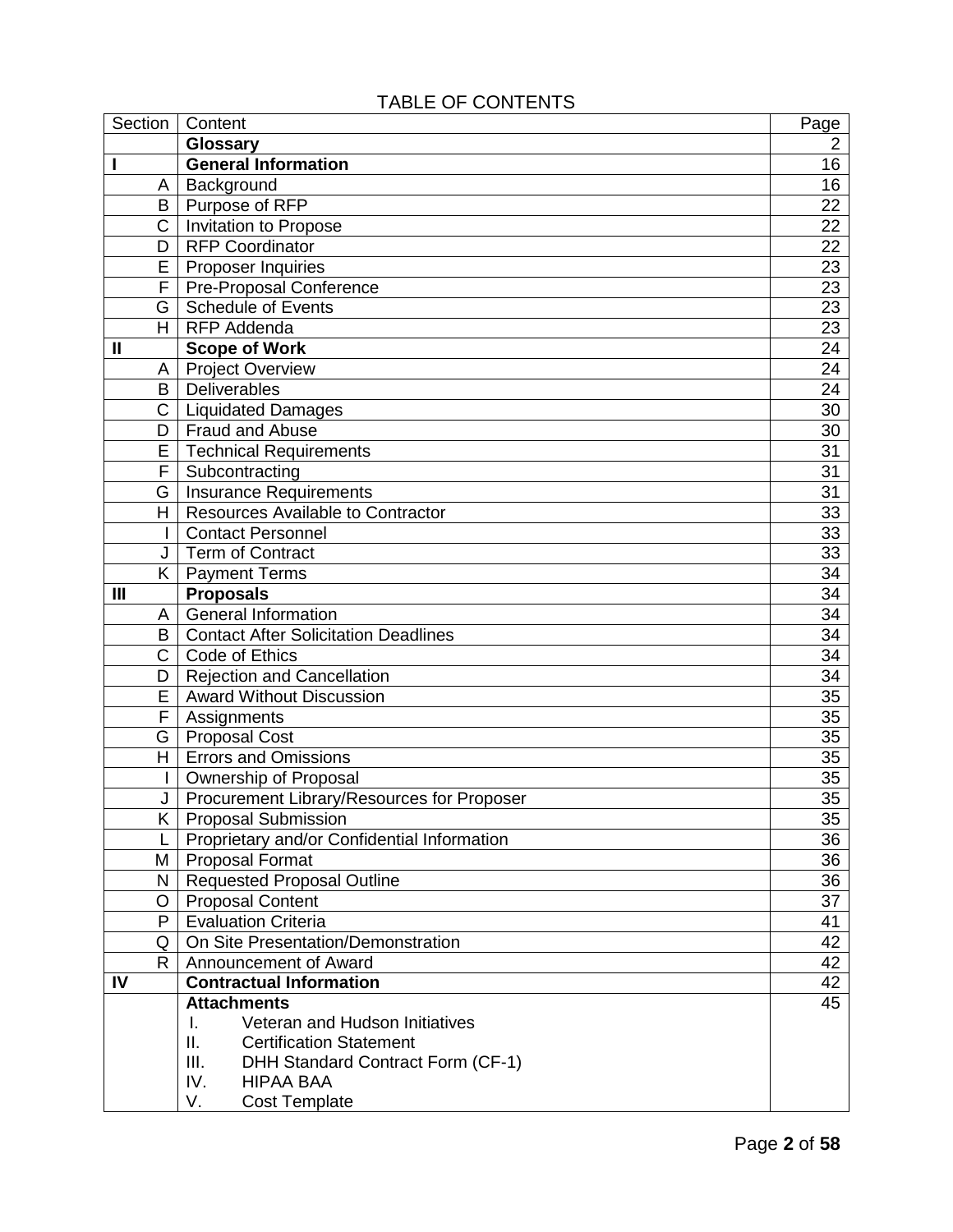# TABLE OF CONTENTS

| Section | Content | Page |
|---|---|---|
| | **Glossary** | 2 |
| **I** | **General Information** | 16 |
| A | Background | 16 |
| B | Purpose of RFP | 22 |
| C | Invitation to Propose | 22 |
| D | RFP Coordinator | 22 |
| E | Proposer Inquiries | 23 |
| F | Pre-Proposal Conference | 23 |
| G | Schedule of Events | 23 |
| H | RFP Addenda | 23 |
| **II** | **Scope of Work** | 24 |
| A | Project Overview | 24 |
| B | Deliverables | 24 |
| C | Liquidated Damages | 30 |
| D | Fraud and Abuse | 30 |
| E | Technical Requirements | 31 |
| F | Subcontracting | 31 |
| G | Insurance Requirements | 31 |
| H | Resources Available to Contractor | 33 |
| I | Contact Personnel | 33 |
| J | Term of Contract | 33 |
| K | Payment Terms | 34 |
| **III** | **Proposals** | 34 |
| A | General Information | 34 |
| B | Contact After Solicitation Deadlines | 34 |
| C | Code of Ethics | 34 |
| D | Rejection and Cancellation | 34 |
| E | Award Without Discussion | 35 |
| F | Assignments | 35 |
| G | Proposal Cost | 35 |
| H | Errors and Omissions | 35 |
| I | Ownership of Proposal | 35 |
| J | Procurement Library/Resources for Proposer | 35 |
| K | Proposal Submission | 35 |
| L | Proprietary and/or Confidential Information | 36 |
| M | Proposal Format | 36 |
| N | Requested Proposal Outline | 36 |
| O | Proposal Content | 37 |
| P | Evaluation Criteria | 41 |
| Q | On Site Presentation/Demonstration | 42 |
| R | Announcement of Award | 42 |
| **IV** | **Contractual Information** | 42 |
| | **Attachments**<br>I. Veteran and Hudson Initiatives<br>II. Certification Statement<br>III. DHH Standard Contract Form (CF-1)<br>IV. HIPAA BAA<br>V. Cost Template | 45 |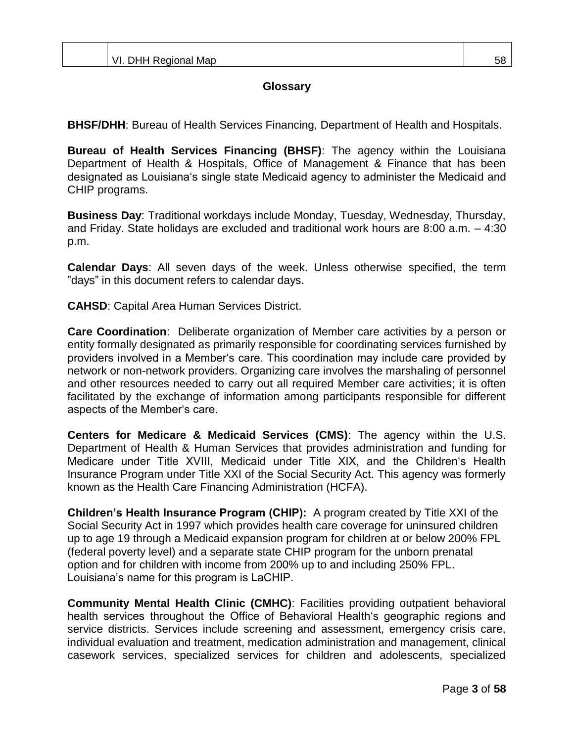| | VI. DHH Regional Map | 58 |
|---|---|---|

## Glossary

**BHSF/DHH**: Bureau of Health Services Financing, Department of Health and Hospitals.

**Bureau of Health Services Financing (BHSF)**: The agency within the Louisiana Department of Health & Hospitals, Office of Management & Finance that has been designated as Louisiana's single state Medicaid agency to administer the Medicaid and CHIP programs.

**Business Day**: Traditional workdays include Monday, Tuesday, Wednesday, Thursday, and Friday. State holidays are excluded and traditional work hours are 8:00 a.m. – 4:30 p.m.

**Calendar Days**: All seven days of the week. Unless otherwise specified, the term "days" in this document refers to calendar days.

**CAHSD**: Capital Area Human Services District.

**Care Coordination**: Deliberate organization of Member care activities by a person or entity formally designated as primarily responsible for coordinating services furnished by providers involved in a Member's care. This coordination may include care provided by network or non-network providers. Organizing care involves the marshaling of personnel and other resources needed to carry out all required Member care activities; it is often facilitated by the exchange of information among participants responsible for different aspects of the Member's care.

**Centers for Medicare & Medicaid Services (CMS)**: The agency within the U.S. Department of Health & Human Services that provides administration and funding for Medicare under Title XVIII, Medicaid under Title XIX, and the Children's Health Insurance Program under Title XXI of the Social Security Act. This agency was formerly known as the Health Care Financing Administration (HCFA).

**Children's Health Insurance Program (CHIP):** A program created by Title XXI of the Social Security Act in 1997 which provides health care coverage for uninsured children up to age 19 through a Medicaid expansion program for children at or below 200% FPL (federal poverty level) and a separate state CHIP program for the unborn prenatal option and for children with income from 200% up to and including 250% FPL. Louisiana's name for this program is LaCHIP.

**Community Mental Health Clinic (CMHC)**: Facilities providing outpatient behavioral health services throughout the Office of Behavioral Health's geographic regions and service districts. Services include screening and assessment, emergency crisis care, individual evaluation and treatment, medication administration and management, clinical casework services, specialized services for children and adolescents, specialized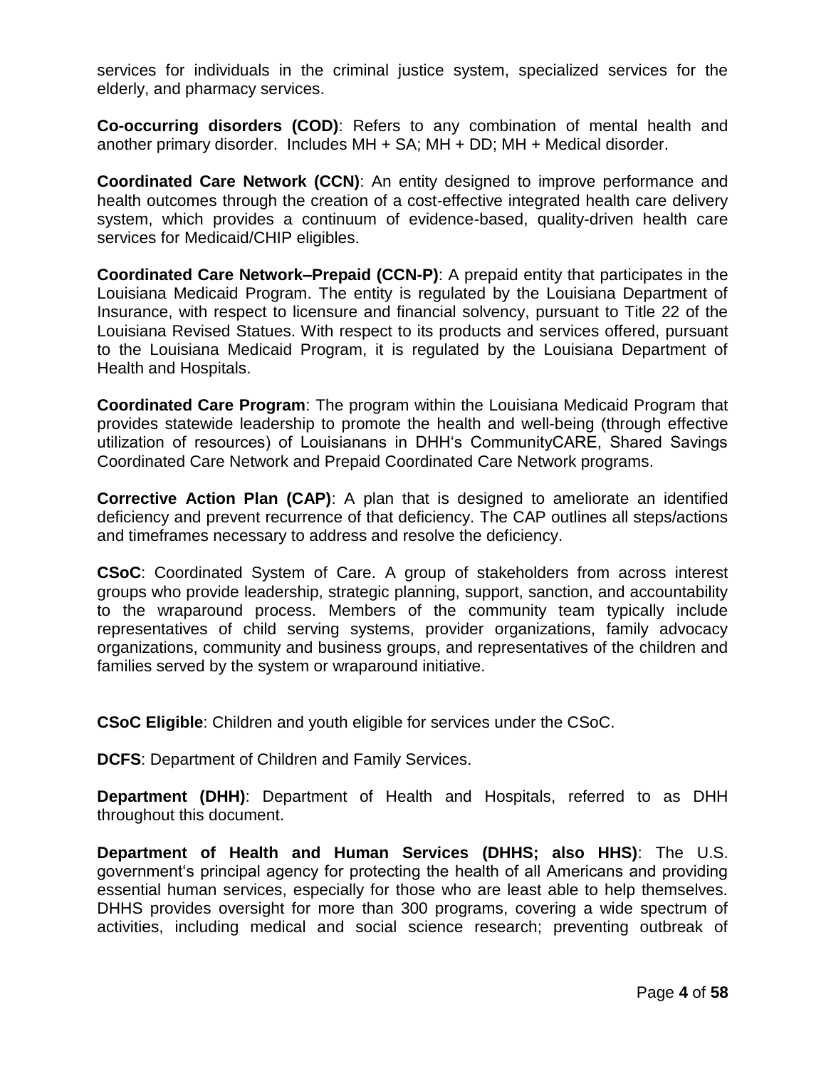services for individuals in the criminal justice system, specialized services for the elderly, and pharmacy services.

**Co-occurring disorders (COD)**: Refers to any combination of mental health and another primary disorder. Includes MH + SA; MH + DD; MH + Medical disorder.

**Coordinated Care Network (CCN)**: An entity designed to improve performance and health outcomes through the creation of a cost-effective integrated health care delivery system, which provides a continuum of evidence-based, quality-driven health care services for Medicaid/CHIP eligibles.

**Coordinated Care Network–Prepaid (CCN-P)**: A prepaid entity that participates in the Louisiana Medicaid Program. The entity is regulated by the Louisiana Department of Insurance, with respect to licensure and financial solvency, pursuant to Title 22 of the Louisiana Revised Statues. With respect to its products and services offered, pursuant to the Louisiana Medicaid Program, it is regulated by the Louisiana Department of Health and Hospitals.

**Coordinated Care Program**: The program within the Louisiana Medicaid Program that provides statewide leadership to promote the health and well-being (through effective utilization of resources) of Louisianans in DHH's CommunityCARE, Shared Savings Coordinated Care Network and Prepaid Coordinated Care Network programs.

**Corrective Action Plan (CAP)**: A plan that is designed to ameliorate an identified deficiency and prevent recurrence of that deficiency. The CAP outlines all steps/actions and timeframes necessary to address and resolve the deficiency.

**CSoC**: Coordinated System of Care. A group of stakeholders from across interest groups who provide leadership, strategic planning, support, sanction, and accountability to the wraparound process. Members of the community team typically include representatives of child serving systems, provider organizations, family advocacy organizations, community and business groups, and representatives of the children and families served by the system or wraparound initiative.

**CSoC Eligible**: Children and youth eligible for services under the CSoC.

**DCFS**: Department of Children and Family Services.

**Department (DHH)**: Department of Health and Hospitals, referred to as DHH throughout this document.

**Department of Health and Human Services (DHHS; also HHS)**: The U.S. government's principal agency for protecting the health of all Americans and providing essential human services, especially for those who are least able to help themselves. DHHS provides oversight for more than 300 programs, covering a wide spectrum of activities, including medical and social science research; preventing outbreak of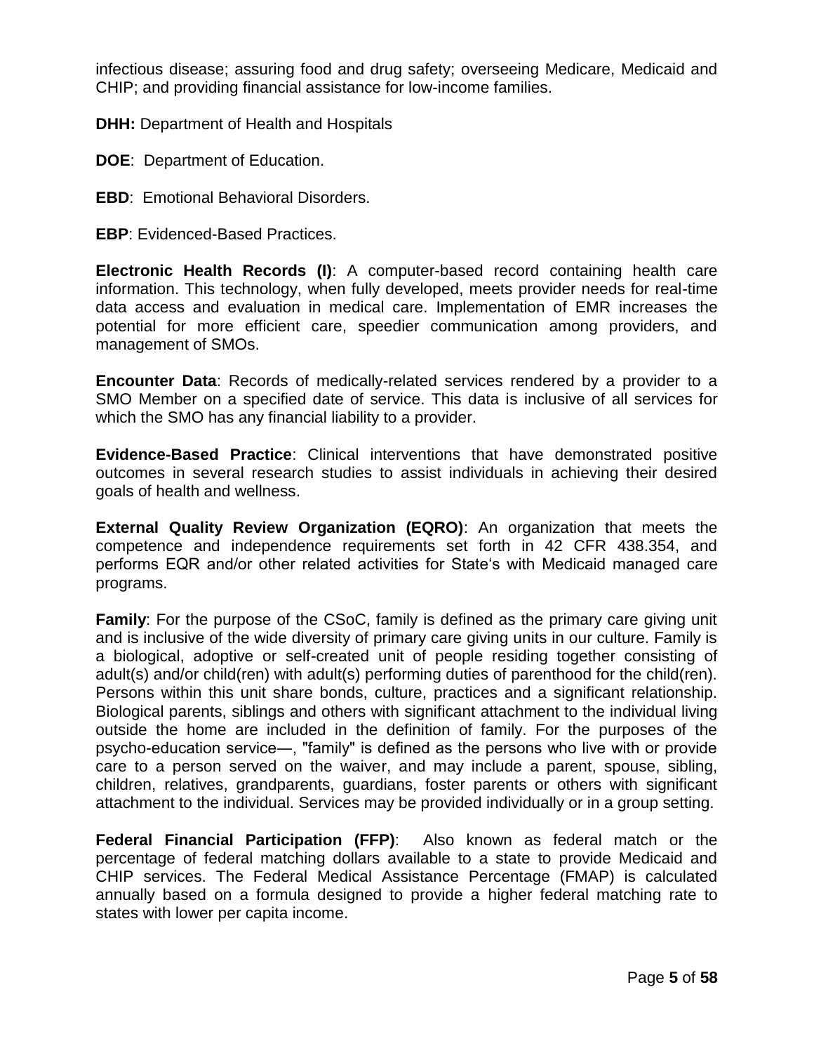infectious disease; assuring food and drug safety; overseeing Medicare, Medicaid and CHIP; and providing financial assistance for low-income families.

**DHH:** Department of Health and Hospitals

**DOE**: Department of Education.

**EBD**: Emotional Behavioral Disorders.

**EBP**: Evidenced-Based Practices.

**Electronic Health Records (I)**: A computer-based record containing health care information. This technology, when fully developed, meets provider needs for real-time data access and evaluation in medical care. Implementation of EMR increases the potential for more efficient care, speedier communication among providers, and management of SMOs.

**Encounter Data**: Records of medically-related services rendered by a provider to a SMO Member on a specified date of service. This data is inclusive of all services for which the SMO has any financial liability to a provider.

**Evidence-Based Practice**: Clinical interventions that have demonstrated positive outcomes in several research studies to assist individuals in achieving their desired goals of health and wellness.

**External Quality Review Organization (EQRO)**: An organization that meets the competence and independence requirements set forth in 42 CFR 438.354, and performs EQR and/or other related activities for State's with Medicaid managed care programs.

**Family**: For the purpose of the CSoC, family is defined as the primary care giving unit and is inclusive of the wide diversity of primary care giving units in our culture. Family is a biological, adoptive or self-created unit of people residing together consisting of adult(s) and/or child(ren) with adult(s) performing duties of parenthood for the child(ren). Persons within this unit share bonds, culture, practices and a significant relationship. Biological parents, siblings and others with significant attachment to the individual living outside the home are included in the definition of family. For the purposes of the psycho-education service—, "family" is defined as the persons who live with or provide care to a person served on the waiver, and may include a parent, spouse, sibling, children, relatives, grandparents, guardians, foster parents or others with significant attachment to the individual. Services may be provided individually or in a group setting.

**Federal Financial Participation (FFP)**: Also known as federal match or the percentage of federal matching dollars available to a state to provide Medicaid and CHIP services. The Federal Medical Assistance Percentage (FMAP) is calculated annually based on a formula designed to provide a higher federal matching rate to states with lower per capita income.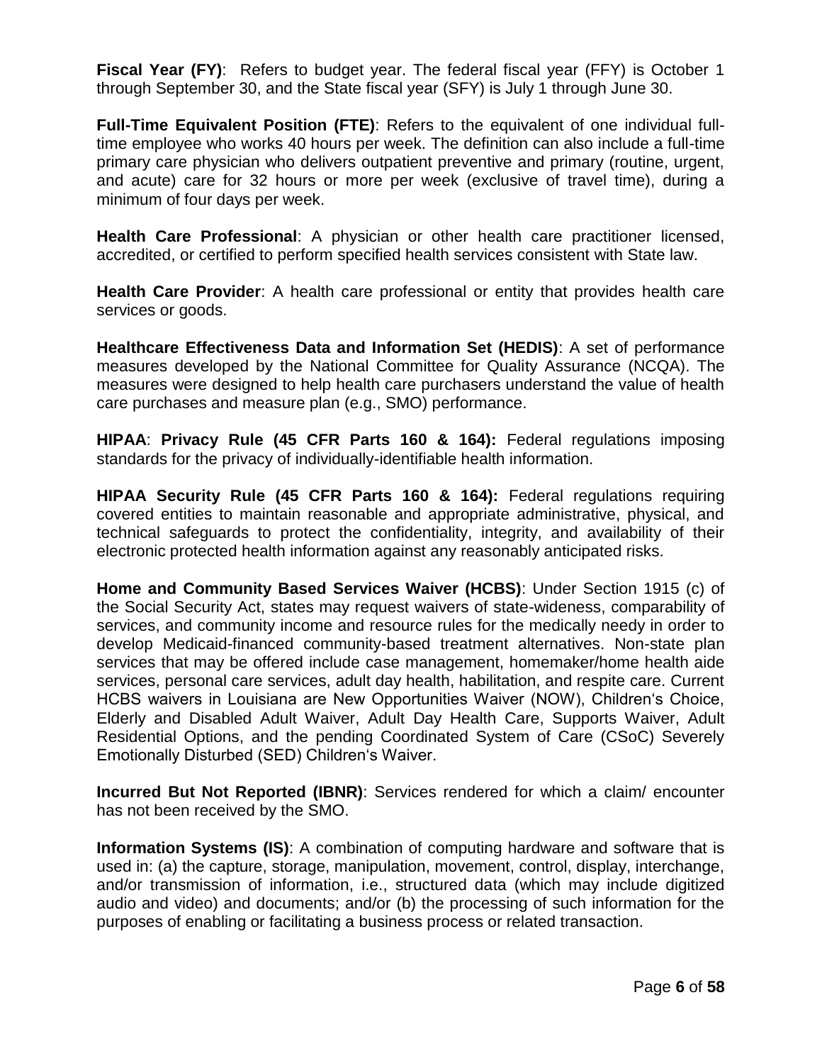**Fiscal Year (FY)**: Refers to budget year. The federal fiscal year (FFY) is October 1 through September 30, and the State fiscal year (SFY) is July 1 through June 30.

**Full-Time Equivalent Position (FTE)**: Refers to the equivalent of one individual full-time employee who works 40 hours per week. The definition can also include a full-time primary care physician who delivers outpatient preventive and primary (routine, urgent, and acute) care for 32 hours or more per week (exclusive of travel time), during a minimum of four days per week.

**Health Care Professional**: A physician or other health care practitioner licensed, accredited, or certified to perform specified health services consistent with State law.

**Health Care Provider**: A health care professional or entity that provides health care services or goods.

**Healthcare Effectiveness Data and Information Set (HEDIS)**: A set of performance measures developed by the National Committee for Quality Assurance (NCQA). The measures were designed to help health care purchasers understand the value of health care purchases and measure plan (e.g., SMO) performance.

**HIPAA**: **Privacy Rule (45 CFR Parts 160 & 164):** Federal regulations imposing standards for the privacy of individually-identifiable health information.

**HIPAA Security Rule (45 CFR Parts 160 & 164):** Federal regulations requiring covered entities to maintain reasonable and appropriate administrative, physical, and technical safeguards to protect the confidentiality, integrity, and availability of their electronic protected health information against any reasonably anticipated risks.

**Home and Community Based Services Waiver (HCBS)**: Under Section 1915 (c) of the Social Security Act, states may request waivers of state-wideness, comparability of services, and community income and resource rules for the medically needy in order to develop Medicaid-financed community-based treatment alternatives. Non-state plan services that may be offered include case management, homemaker/home health aide services, personal care services, adult day health, habilitation, and respite care. Current HCBS waivers in Louisiana are New Opportunities Waiver (NOW), Children's Choice, Elderly and Disabled Adult Waiver, Adult Day Health Care, Supports Waiver, Adult Residential Options, and the pending Coordinated System of Care (CSoC) Severely Emotionally Disturbed (SED) Children's Waiver.

**Incurred But Not Reported (IBNR)**: Services rendered for which a claim/ encounter has not been received by the SMO.

**Information Systems (IS)**: A combination of computing hardware and software that is used in: (a) the capture, storage, manipulation, movement, control, display, interchange, and/or transmission of information, i.e., structured data (which may include digitized audio and video) and documents; and/or (b) the processing of such information for the purposes of enabling or facilitating a business process or related transaction.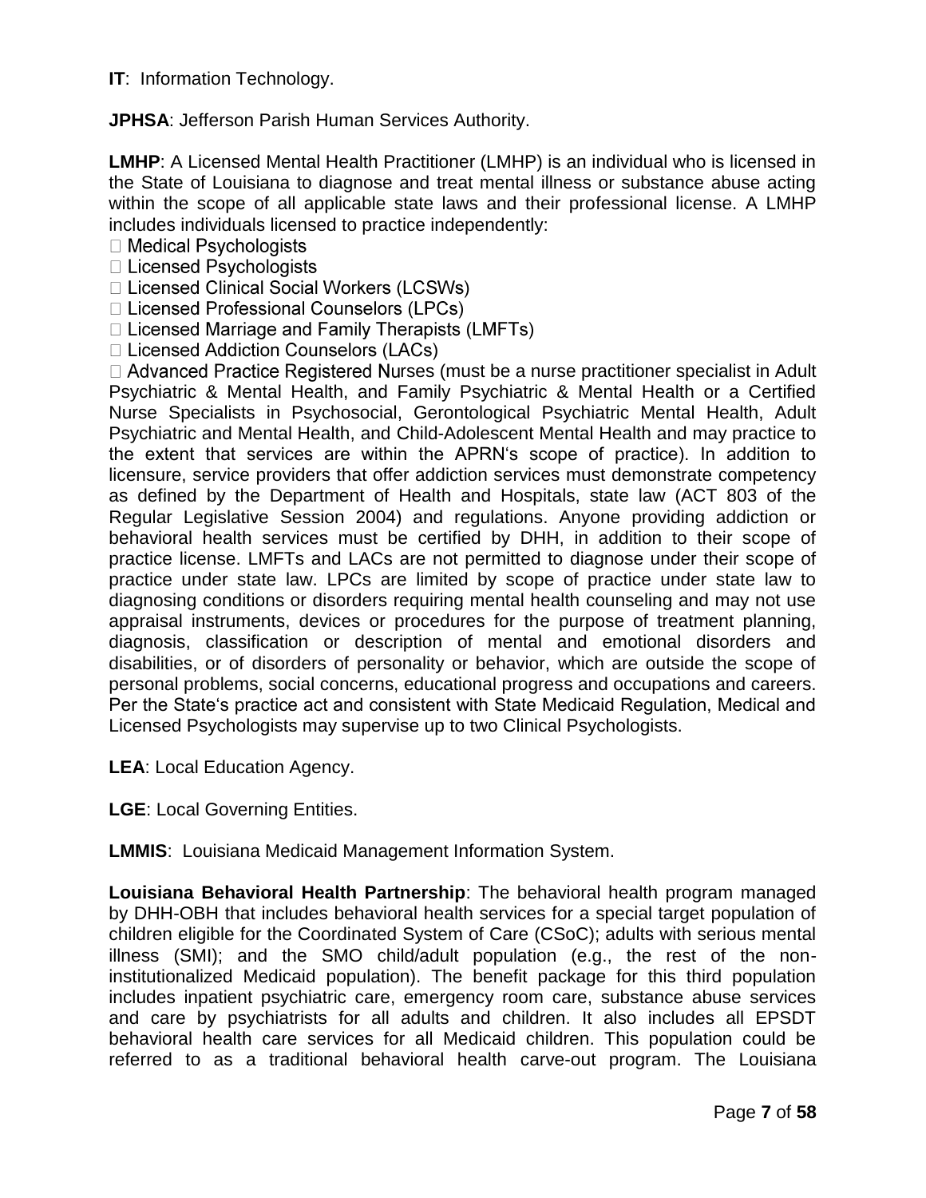**IT**: Information Technology.

**JPHSA**: Jefferson Parish Human Services Authority.

**LMHP**: A Licensed Mental Health Practitioner (LMHP) is an individual who is licensed in the State of Louisiana to diagnose and treat mental illness or substance abuse acting within the scope of all applicable state laws and their professional license. A LMHP includes individuals licensed to practice independently:

- Medical Psychologists
- Licensed Psychologists
- Licensed Clinical Social Workers (LCSWs)
- Licensed Professional Counselors (LPCs)
- Licensed Marriage and Family Therapists (LMFTs)
- Licensed Addiction Counselors (LACs)
- Advanced Practice Registered Nurses (must be a nurse practitioner specialist in Adult Psychiatric & Mental Health, and Family Psychiatric & Mental Health or a Certified Nurse Specialists in Psychosocial, Gerontological Psychiatric Mental Health, Adult Psychiatric and Mental Health, and Child-Adolescent Mental Health and may practice to the extent that services are within the APRN's scope of practice). In addition to licensure, service providers that offer addiction services must demonstrate competency as defined by the Department of Health and Hospitals, state law (ACT 803 of the Regular Legislative Session 2004) and regulations. Anyone providing addiction or behavioral health services must be certified by DHH, in addition to their scope of practice license. LMFTs and LACs are not permitted to diagnose under their scope of practice under state law. LPCs are limited by scope of practice under state law to diagnosing conditions or disorders requiring mental health counseling and may not use appraisal instruments, devices or procedures for the purpose of treatment planning, diagnosis, classification or description of mental and emotional disorders and disabilities, or of disorders of personality or behavior, which are outside the scope of personal problems, social concerns, educational progress and occupations and careers. Per the State's practice act and consistent with State Medicaid Regulation, Medical and Licensed Psychologists may supervise up to two Clinical Psychologists.

**LEA**: Local Education Agency.

**LGE**: Local Governing Entities.

**LMMIS**: Louisiana Medicaid Management Information System.

**Louisiana Behavioral Health Partnership**: The behavioral health program managed by DHH-OBH that includes behavioral health services for a special target population of children eligible for the Coordinated System of Care (CSoC); adults with serious mental illness (SMI); and the SMO child/adult population (e.g., the rest of the non-institutionalized Medicaid population). The benefit package for this third population includes inpatient psychiatric care, emergency room care, substance abuse services and care by psychiatrists for all adults and children. It also includes all EPSDT behavioral health care services for all Medicaid children. This population could be referred to as a traditional behavioral health carve-out program. The Louisiana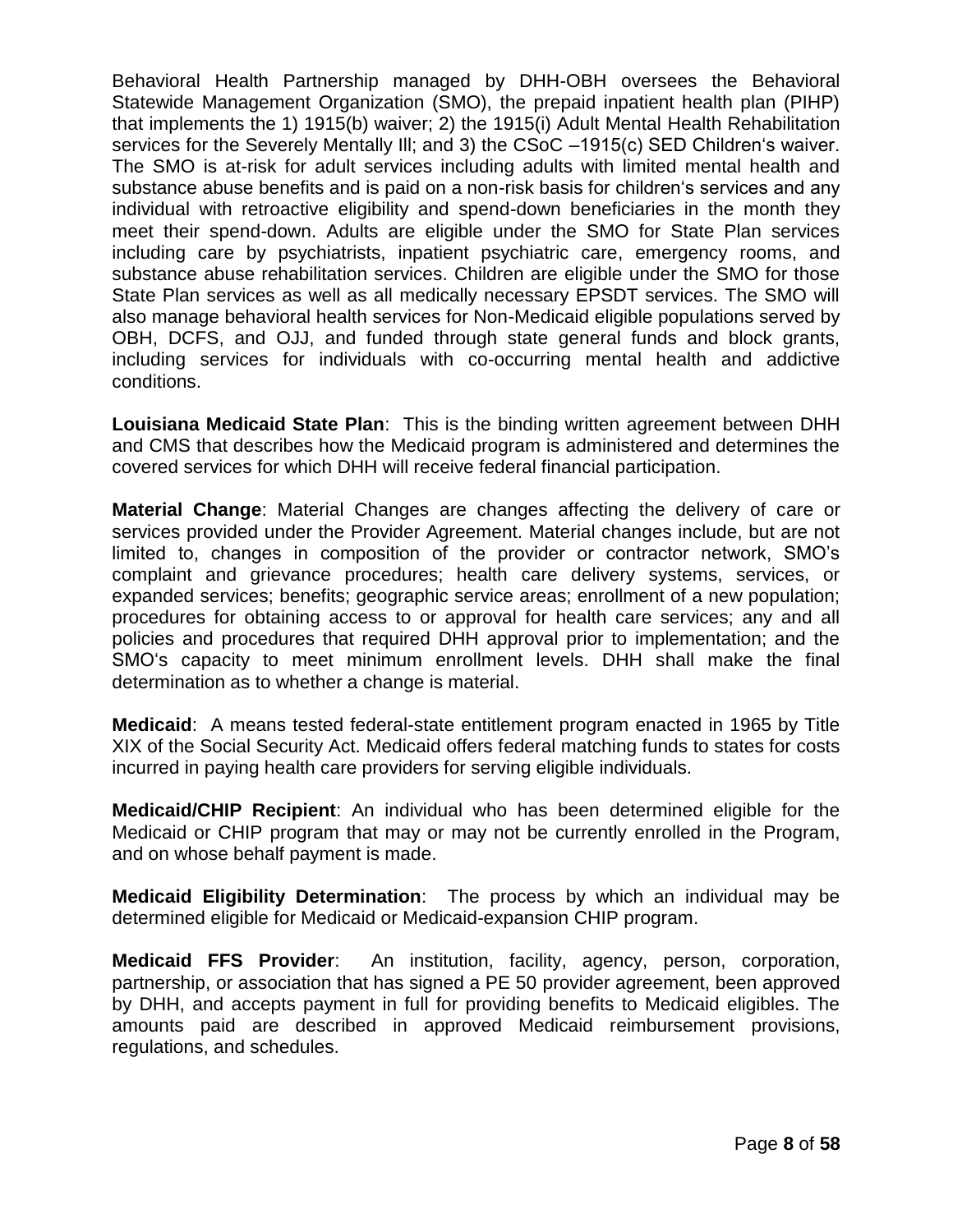Behavioral Health Partnership managed by DHH-OBH oversees the Behavioral Statewide Management Organization (SMO), the prepaid inpatient health plan (PIHP) that implements the 1) 1915(b) waiver; 2) the 1915(i) Adult Mental Health Rehabilitation services for the Severely Mentally Ill; and 3) the CSoC –1915(c) SED Children's waiver. The SMO is at-risk for adult services including adults with limited mental health and substance abuse benefits and is paid on a non-risk basis for children's services and any individual with retroactive eligibility and spend-down beneficiaries in the month they meet their spend-down. Adults are eligible under the SMO for State Plan services including care by psychiatrists, inpatient psychiatric care, emergency rooms, and substance abuse rehabilitation services. Children are eligible under the SMO for those State Plan services as well as all medically necessary EPSDT services. The SMO will also manage behavioral health services for Non-Medicaid eligible populations served by OBH, DCFS, and OJJ, and funded through state general funds and block grants, including services for individuals with co-occurring mental health and addictive conditions.

**Louisiana Medicaid State Plan**: This is the binding written agreement between DHH and CMS that describes how the Medicaid program is administered and determines the covered services for which DHH will receive federal financial participation.

**Material Change**: Material Changes are changes affecting the delivery of care or services provided under the Provider Agreement. Material changes include, but are not limited to, changes in composition of the provider or contractor network, SMO's complaint and grievance procedures; health care delivery systems, services, or expanded services; benefits; geographic service areas; enrollment of a new population; procedures for obtaining access to or approval for health care services; any and all policies and procedures that required DHH approval prior to implementation; and the SMO's capacity to meet minimum enrollment levels. DHH shall make the final determination as to whether a change is material.

**Medicaid**: A means tested federal-state entitlement program enacted in 1965 by Title XIX of the Social Security Act. Medicaid offers federal matching funds to states for costs incurred in paying health care providers for serving eligible individuals.

**Medicaid/CHIP Recipient**: An individual who has been determined eligible for the Medicaid or CHIP program that may or may not be currently enrolled in the Program, and on whose behalf payment is made.

**Medicaid Eligibility Determination**: The process by which an individual may be determined eligible for Medicaid or Medicaid-expansion CHIP program.

**Medicaid FFS Provider**: An institution, facility, agency, person, corporation, partnership, or association that has signed a PE 50 provider agreement, been approved by DHH, and accepts payment in full for providing benefits to Medicaid eligibles. The amounts paid are described in approved Medicaid reimbursement provisions, regulations, and schedules.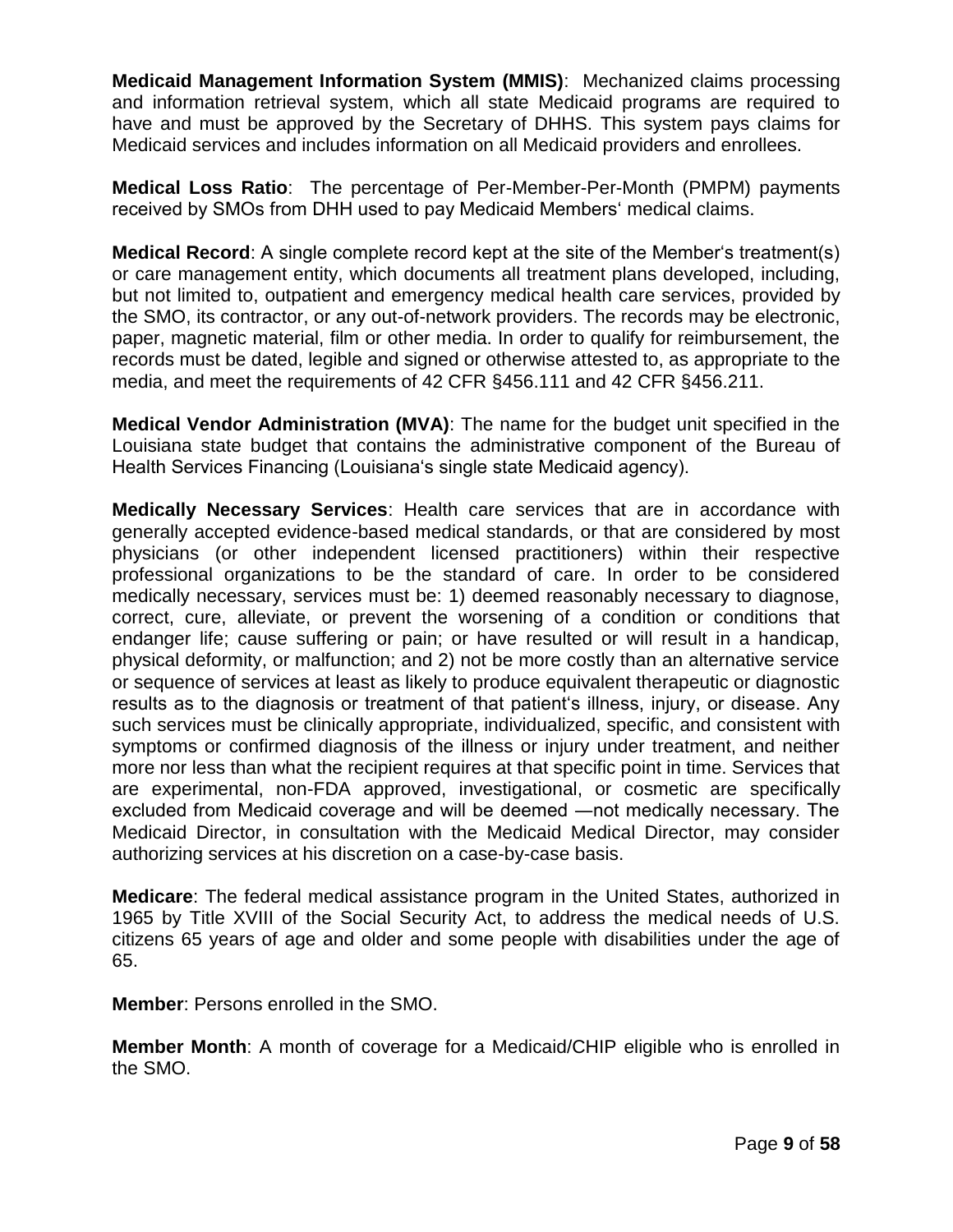**Medicaid Management Information System (MMIS)**: Mechanized claims processing and information retrieval system, which all state Medicaid programs are required to have and must be approved by the Secretary of DHHS. This system pays claims for Medicaid services and includes information on all Medicaid providers and enrollees.

**Medical Loss Ratio**: The percentage of Per-Member-Per-Month (PMPM) payments received by SMOs from DHH used to pay Medicaid Members' medical claims.

**Medical Record**: A single complete record kept at the site of the Member's treatment(s) or care management entity, which documents all treatment plans developed, including, but not limited to, outpatient and emergency medical health care services, provided by the SMO, its contractor, or any out-of-network providers. The records may be electronic, paper, magnetic material, film or other media. In order to qualify for reimbursement, the records must be dated, legible and signed or otherwise attested to, as appropriate to the media, and meet the requirements of 42 CFR §456.111 and 42 CFR §456.211.

**Medical Vendor Administration (MVA)**: The name for the budget unit specified in the Louisiana state budget that contains the administrative component of the Bureau of Health Services Financing (Louisiana's single state Medicaid agency).

**Medically Necessary Services**: Health care services that are in accordance with generally accepted evidence-based medical standards, or that are considered by most physicians (or other independent licensed practitioners) within their respective professional organizations to be the standard of care. In order to be considered medically necessary, services must be: 1) deemed reasonably necessary to diagnose, correct, cure, alleviate, or prevent the worsening of a condition or conditions that endanger life; cause suffering or pain; or have resulted or will result in a handicap, physical deformity, or malfunction; and 2) not be more costly than an alternative service or sequence of services at least as likely to produce equivalent therapeutic or diagnostic results as to the diagnosis or treatment of that patient's illness, injury, or disease. Any such services must be clinically appropriate, individualized, specific, and consistent with symptoms or confirmed diagnosis of the illness or injury under treatment, and neither more nor less than what the recipient requires at that specific point in time. Services that are experimental, non-FDA approved, investigational, or cosmetic are specifically excluded from Medicaid coverage and will be deemed —not medically necessary. The Medicaid Director, in consultation with the Medicaid Medical Director, may consider authorizing services at his discretion on a case-by-case basis.

**Medicare**: The federal medical assistance program in the United States, authorized in 1965 by Title XVIII of the Social Security Act, to address the medical needs of U.S. citizens 65 years of age and older and some people with disabilities under the age of 65.

**Member**: Persons enrolled in the SMO.

**Member Month**: A month of coverage for a Medicaid/CHIP eligible who is enrolled in the SMO.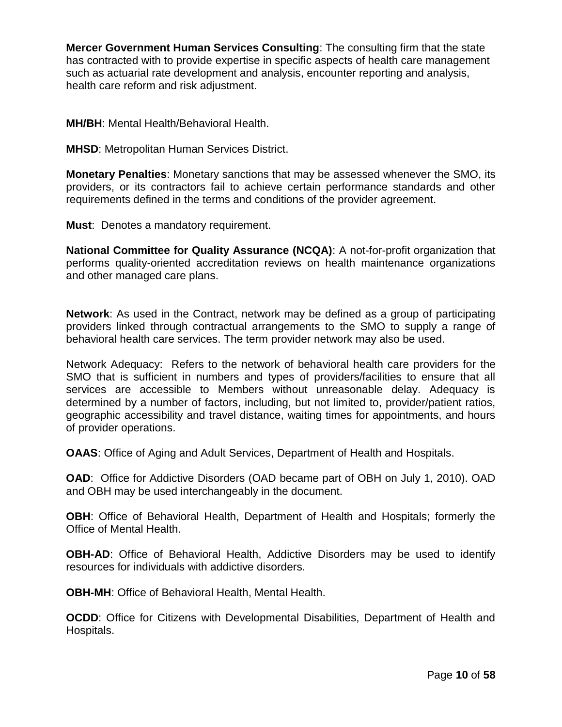**Mercer Government Human Services Consulting**: The consulting firm that the state has contracted with to provide expertise in specific aspects of health care management such as actuarial rate development and analysis, encounter reporting and analysis, health care reform and risk adjustment.

**MH/BH**: Mental Health/Behavioral Health.

**MHSD**: Metropolitan Human Services District.

**Monetary Penalties**: Monetary sanctions that may be assessed whenever the SMO, its providers, or its contractors fail to achieve certain performance standards and other requirements defined in the terms and conditions of the provider agreement.

**Must**: Denotes a mandatory requirement.

**National Committee for Quality Assurance (NCQA)**: A not-for-profit organization that performs quality-oriented accreditation reviews on health maintenance organizations and other managed care plans.

**Network**: As used in the Contract, network may be defined as a group of participating providers linked through contractual arrangements to the SMO to supply a range of behavioral health care services. The term provider network may also be used.

Network Adequacy: Refers to the network of behavioral health care providers for the SMO that is sufficient in numbers and types of providers/facilities to ensure that all services are accessible to Members without unreasonable delay. Adequacy is determined by a number of factors, including, but not limited to, provider/patient ratios, geographic accessibility and travel distance, waiting times for appointments, and hours of provider operations.

**OAAS**: Office of Aging and Adult Services, Department of Health and Hospitals.

**OAD**: Office for Addictive Disorders (OAD became part of OBH on July 1, 2010). OAD and OBH may be used interchangeably in the document.

**OBH**: Office of Behavioral Health, Department of Health and Hospitals; formerly the Office of Mental Health.

**OBH-AD**: Office of Behavioral Health, Addictive Disorders may be used to identify resources for individuals with addictive disorders.

**OBH-MH**: Office of Behavioral Health, Mental Health.

**OCDD**: Office for Citizens with Developmental Disabilities, Department of Health and Hospitals.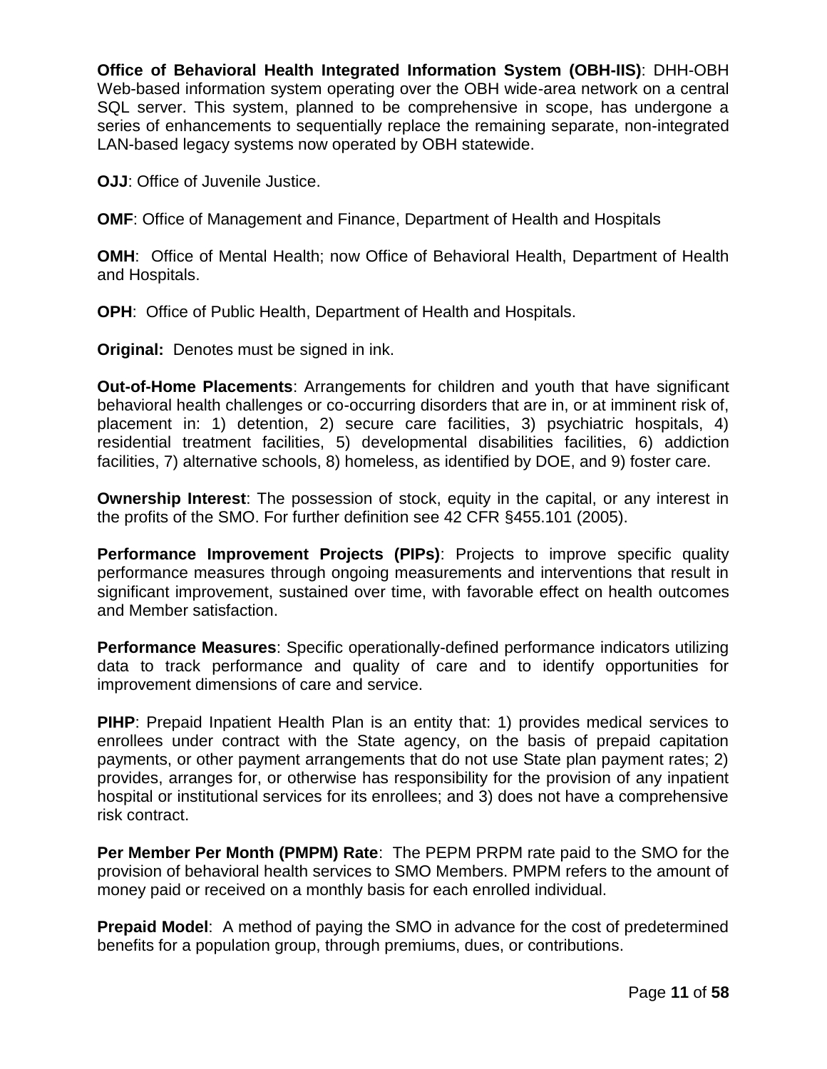**Office of Behavioral Health Integrated Information System (OBH-IIS)**: DHH-OBH Web-based information system operating over the OBH wide-area network on a central SQL server. This system, planned to be comprehensive in scope, has undergone a series of enhancements to sequentially replace the remaining separate, non-integrated LAN-based legacy systems now operated by OBH statewide.

**OJJ**: Office of Juvenile Justice.

**OMF**: Office of Management and Finance, Department of Health and Hospitals

**OMH**: Office of Mental Health; now Office of Behavioral Health, Department of Health and Hospitals.

**OPH**: Office of Public Health, Department of Health and Hospitals.

**Original:** Denotes must be signed in ink.

**Out-of-Home Placements**: Arrangements for children and youth that have significant behavioral health challenges or co-occurring disorders that are in, or at imminent risk of, placement in: 1) detention, 2) secure care facilities, 3) psychiatric hospitals, 4) residential treatment facilities, 5) developmental disabilities facilities, 6) addiction facilities, 7) alternative schools, 8) homeless, as identified by DOE, and 9) foster care.

**Ownership Interest**: The possession of stock, equity in the capital, or any interest in the profits of the SMO. For further definition see 42 CFR §455.101 (2005).

**Performance Improvement Projects (PIPs)**: Projects to improve specific quality performance measures through ongoing measurements and interventions that result in significant improvement, sustained over time, with favorable effect on health outcomes and Member satisfaction.

**Performance Measures**: Specific operationally-defined performance indicators utilizing data to track performance and quality of care and to identify opportunities for improvement dimensions of care and service.

**PIHP**: Prepaid Inpatient Health Plan is an entity that: 1) provides medical services to enrollees under contract with the State agency, on the basis of prepaid capitation payments, or other payment arrangements that do not use State plan payment rates; 2) provides, arranges for, or otherwise has responsibility for the provision of any inpatient hospital or institutional services for its enrollees; and 3) does not have a comprehensive risk contract.

**Per Member Per Month (PMPM) Rate**: The PEPM PRPM rate paid to the SMO for the provision of behavioral health services to SMO Members. PMPM refers to the amount of money paid or received on a monthly basis for each enrolled individual.

**Prepaid Model**: A method of paying the SMO in advance for the cost of predetermined benefits for a population group, through premiums, dues, or contributions.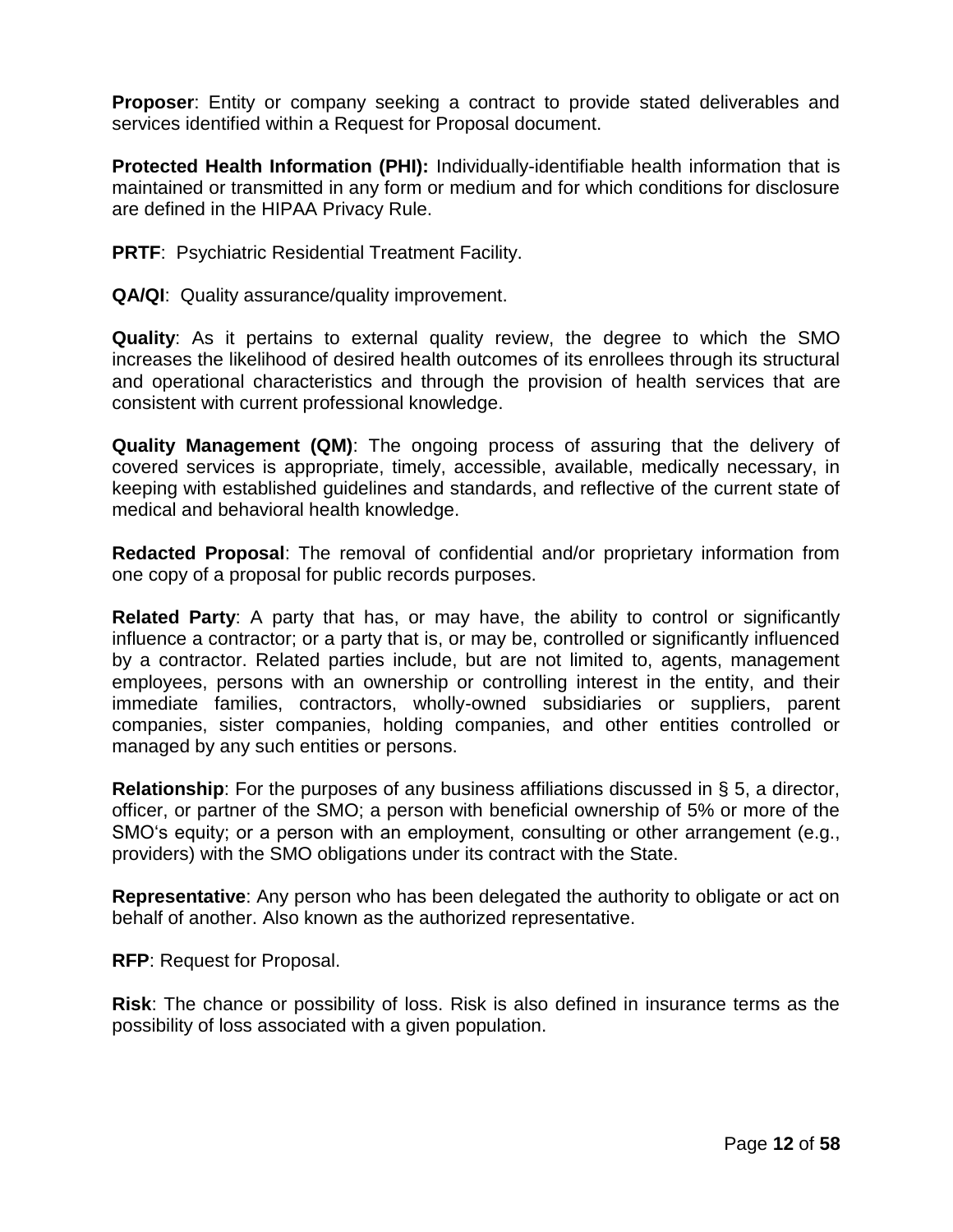**Proposer**: Entity or company seeking a contract to provide stated deliverables and services identified within a Request for Proposal document.

**Protected Health Information (PHI):** Individually-identifiable health information that is maintained or transmitted in any form or medium and for which conditions for disclosure are defined in the HIPAA Privacy Rule.

**PRTF**: Psychiatric Residential Treatment Facility.

**QA/QI**: Quality assurance/quality improvement.

**Quality**: As it pertains to external quality review, the degree to which the SMO increases the likelihood of desired health outcomes of its enrollees through its structural and operational characteristics and through the provision of health services that are consistent with current professional knowledge.

**Quality Management (QM)**: The ongoing process of assuring that the delivery of covered services is appropriate, timely, accessible, available, medically necessary, in keeping with established guidelines and standards, and reflective of the current state of medical and behavioral health knowledge.

**Redacted Proposal**: The removal of confidential and/or proprietary information from one copy of a proposal for public records purposes.

**Related Party**: A party that has, or may have, the ability to control or significantly influence a contractor; or a party that is, or may be, controlled or significantly influenced by a contractor. Related parties include, but are not limited to, agents, management employees, persons with an ownership or controlling interest in the entity, and their immediate families, contractors, wholly-owned subsidiaries or suppliers, parent companies, sister companies, holding companies, and other entities controlled or managed by any such entities or persons.

**Relationship**: For the purposes of any business affiliations discussed in § 5, a director, officer, or partner of the SMO; a person with beneficial ownership of 5% or more of the SMO's equity; or a person with an employment, consulting or other arrangement (e.g., providers) with the SMO obligations under its contract with the State.

**Representative**: Any person who has been delegated the authority to obligate or act on behalf of another. Also known as the authorized representative.

**RFP**: Request for Proposal.

**Risk**: The chance or possibility of loss. Risk is also defined in insurance terms as the possibility of loss associated with a given population.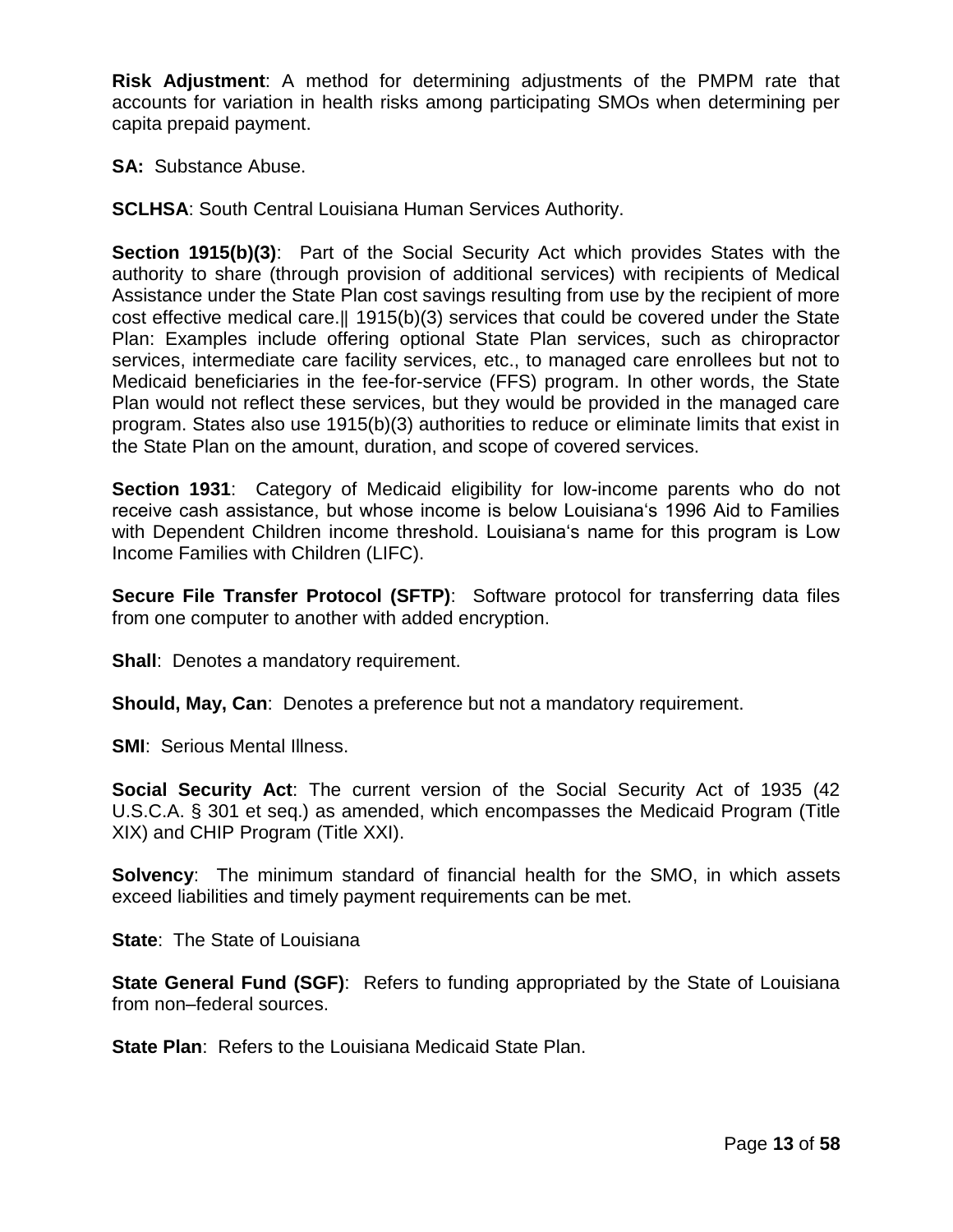**Risk Adjustment**: A method for determining adjustments of the PMPM rate that accounts for variation in health risks among participating SMOs when determining per capita prepaid payment.

**SA:** Substance Abuse.

**SCLHSA**: South Central Louisiana Human Services Authority.

**Section 1915(b)(3)**: Part of the Social Security Act which provides States with the authority to share (through provision of additional services) with recipients of Medical Assistance under the State Plan cost savings resulting from use by the recipient of more cost effective medical care.‖ 1915(b)(3) services that could be covered under the State Plan: Examples include offering optional State Plan services, such as chiropractor services, intermediate care facility services, etc., to managed care enrollees but not to Medicaid beneficiaries in the fee-for-service (FFS) program. In other words, the State Plan would not reflect these services, but they would be provided in the managed care program. States also use 1915(b)(3) authorities to reduce or eliminate limits that exist in the State Plan on the amount, duration, and scope of covered services.

**Section 1931**: Category of Medicaid eligibility for low-income parents who do not receive cash assistance, but whose income is below Louisiana‗s 1996 Aid to Families with Dependent Children income threshold. Louisiana‗s name for this program is Low Income Families with Children (LIFC).

**Secure File Transfer Protocol (SFTP)**: Software protocol for transferring data files from one computer to another with added encryption.

**Shall**: Denotes a mandatory requirement.

**Should, May, Can**: Denotes a preference but not a mandatory requirement.

**SMI**: Serious Mental Illness.

**Social Security Act**: The current version of the Social Security Act of 1935 (42 U.S.C.A. § 301 et seq.) as amended, which encompasses the Medicaid Program (Title XIX) and CHIP Program (Title XXI).

**Solvency**: The minimum standard of financial health for the SMO, in which assets exceed liabilities and timely payment requirements can be met.

**State**: The State of Louisiana

**State General Fund (SGF)**: Refers to funding appropriated by the State of Louisiana from non–federal sources.

**State Plan**: Refers to the Louisiana Medicaid State Plan.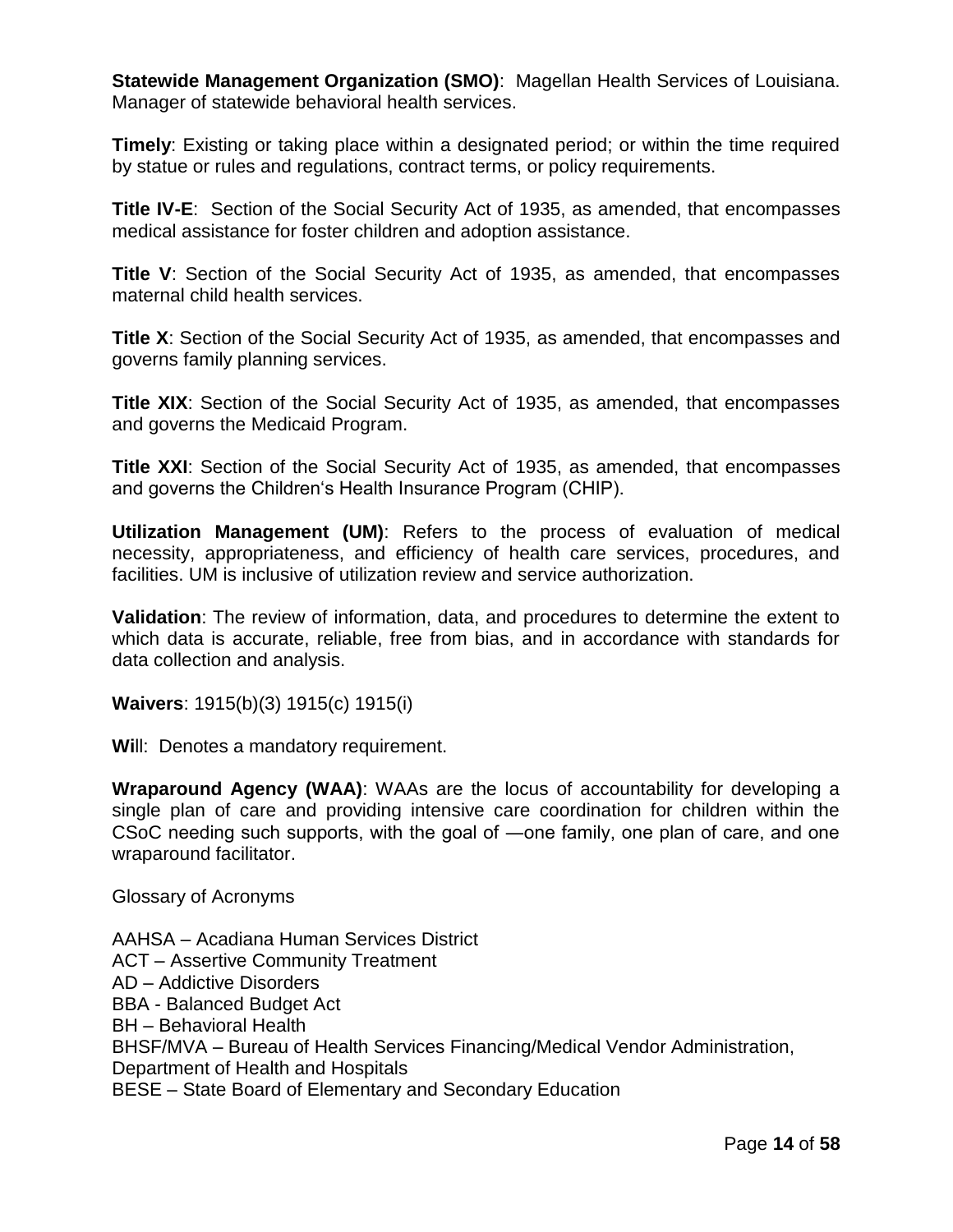**Statewide Management Organization (SMO)**: Magellan Health Services of Louisiana. Manager of statewide behavioral health services.

**Timely**: Existing or taking place within a designated period; or within the time required by statue or rules and regulations, contract terms, or policy requirements.

**Title IV-E**: Section of the Social Security Act of 1935, as amended, that encompasses medical assistance for foster children and adoption assistance.

**Title V**: Section of the Social Security Act of 1935, as amended, that encompasses maternal child health services.

**Title X**: Section of the Social Security Act of 1935, as amended, that encompasses and governs family planning services.

**Title XIX**: Section of the Social Security Act of 1935, as amended, that encompasses and governs the Medicaid Program.

**Title XXI**: Section of the Social Security Act of 1935, as amended, that encompasses and governs the Children's Health Insurance Program (CHIP).

**Utilization Management (UM)**: Refers to the process of evaluation of medical necessity, appropriateness, and efficiency of health care services, procedures, and facilities. UM is inclusive of utilization review and service authorization.

**Validation**: The review of information, data, and procedures to determine the extent to which data is accurate, reliable, free from bias, and in accordance with standards for data collection and analysis.

**Waivers**: 1915(b)(3) 1915(c) 1915(i)

**Wi**ll: Denotes a mandatory requirement.

**Wraparound Agency (WAA)**: WAAs are the locus of accountability for developing a single plan of care and providing intensive care coordination for children within the CSoC needing such supports, with the goal of —one family, one plan of care, and one wraparound facilitator.

Glossary of Acronyms

AAHSA – Acadiana Human Services District
ACT – Assertive Community Treatment
AD – Addictive Disorders
BBA - Balanced Budget Act
BH – Behavioral Health
BHSF/MVA – Bureau of Health Services Financing/Medical Vendor Administration, Department of Health and Hospitals
BESE – State Board of Elementary and Secondary Education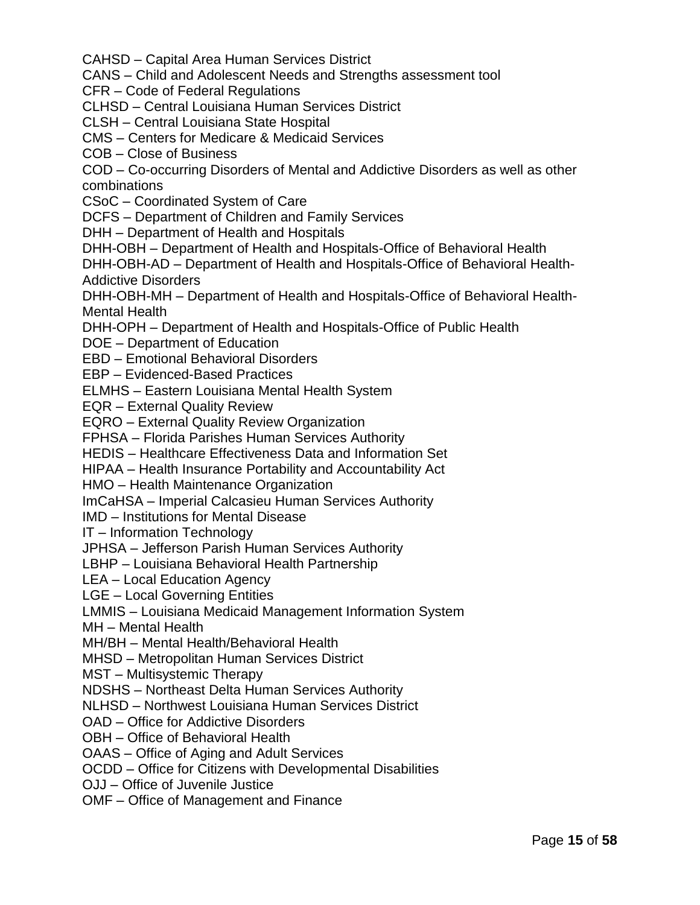CAHSD – Capital Area Human Services District
CANS – Child and Adolescent Needs and Strengths assessment tool
CFR – Code of Federal Regulations
CLHSD – Central Louisiana Human Services District
CLSH – Central Louisiana State Hospital
CMS – Centers for Medicare & Medicaid Services
COB – Close of Business
COD – Co-occurring Disorders of Mental and Addictive Disorders as well as other combinations
CSoC – Coordinated System of Care
DCFS – Department of Children and Family Services
DHH – Department of Health and Hospitals
DHH-OBH – Department of Health and Hospitals-Office of Behavioral Health
DHH-OBH-AD – Department of Health and Hospitals-Office of Behavioral Health-Addictive Disorders
DHH-OBH-MH – Department of Health and Hospitals-Office of Behavioral Health-Mental Health
DHH-OPH – Department of Health and Hospitals-Office of Public Health
DOE – Department of Education
EBD – Emotional Behavioral Disorders
EBP – Evidenced-Based Practices
ELMHS – Eastern Louisiana Mental Health System
EQR – External Quality Review
EQRO – External Quality Review Organization
FPHSA – Florida Parishes Human Services Authority
HEDIS – Healthcare Effectiveness Data and Information Set
HIPAA – Health Insurance Portability and Accountability Act
HMO – Health Maintenance Organization
ImCaHSA – Imperial Calcasieu Human Services Authority
IMD – Institutions for Mental Disease
IT – Information Technology
JPHSA – Jefferson Parish Human Services Authority
LBHP – Louisiana Behavioral Health Partnership
LEA – Local Education Agency
LGE – Local Governing Entities
LMMIS – Louisiana Medicaid Management Information System
MH – Mental Health
MH/BH – Mental Health/Behavioral Health
MHSD – Metropolitan Human Services District
MST – Multisystemic Therapy
NDSHS – Northeast Delta Human Services Authority
NLHSD – Northwest Louisiana Human Services District
OAD – Office for Addictive Disorders
OBH – Office of Behavioral Health
OAAS – Office of Aging and Adult Services
OCDD – Office for Citizens with Developmental Disabilities
OJJ – Office of Juvenile Justice
OMF – Office of Management and Finance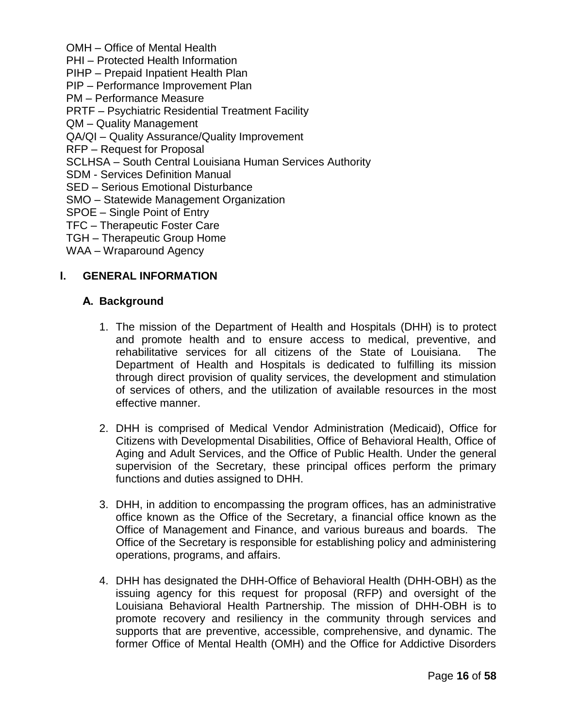OMH – Office of Mental Health
PHI – Protected Health Information
PIHP – Prepaid Inpatient Health Plan
PIP – Performance Improvement Plan
PM – Performance Measure
PRTF – Psychiatric Residential Treatment Facility
QM – Quality Management
QA/QI – Quality Assurance/Quality Improvement
RFP – Request for Proposal
SCLHSA – South Central Louisiana Human Services Authority
SDM - Services Definition Manual
SED – Serious Emotional Disturbance
SMO – Statewide Management Organization
SPOE – Single Point of Entry
TFC – Therapeutic Foster Care
TGH – Therapeutic Group Home
WAA – Wraparound Agency

## I. GENERAL INFORMATION

### A. Background

1. The mission of the Department of Health and Hospitals (DHH) is to protect and promote health and to ensure access to medical, preventive, and rehabilitative services for all citizens of the State of Louisiana. The Department of Health and Hospitals is dedicated to fulfilling its mission through direct provision of quality services, the development and stimulation of services of others, and the utilization of available resources in the most effective manner.

2. DHH is comprised of Medical Vendor Administration (Medicaid), Office for Citizens with Developmental Disabilities, Office of Behavioral Health, Office of Aging and Adult Services, and the Office of Public Health. Under the general supervision of the Secretary, these principal offices perform the primary functions and duties assigned to DHH.

3. DHH, in addition to encompassing the program offices, has an administrative office known as the Office of the Secretary, a financial office known as the Office of Management and Finance, and various bureaus and boards. The Office of the Secretary is responsible for establishing policy and administering operations, programs, and affairs.

4. DHH has designated the DHH-Office of Behavioral Health (DHH-OBH) as the issuing agency for this request for proposal (RFP) and oversight of the Louisiana Behavioral Health Partnership. The mission of DHH-OBH is to promote recovery and resiliency in the community through services and supports that are preventive, accessible, comprehensive, and dynamic. The former Office of Mental Health (OMH) and the Office for Addictive Disorders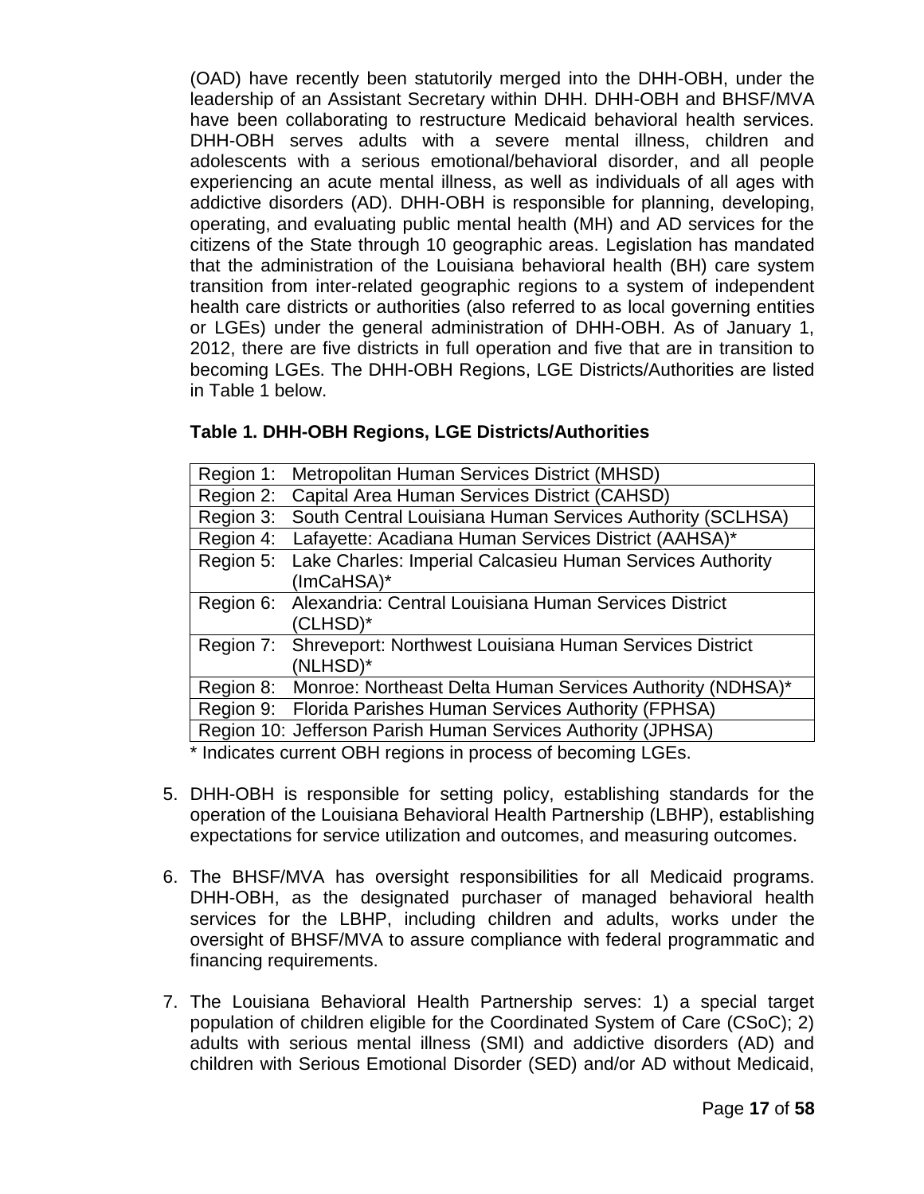(OAD) have recently been statutorily merged into the DHH-OBH, under the leadership of an Assistant Secretary within DHH. DHH-OBH and BHSF/MVA have been collaborating to restructure Medicaid behavioral health services. DHH-OBH serves adults with a severe mental illness, children and adolescents with a serious emotional/behavioral disorder, and all people experiencing an acute mental illness, as well as individuals of all ages with addictive disorders (AD). DHH-OBH is responsible for planning, developing, operating, and evaluating public mental health (MH) and AD services for the citizens of the State through 10 geographic areas. Legislation has mandated that the administration of the Louisiana behavioral health (BH) care system transition from inter-related geographic regions to a system of independent health care districts or authorities (also referred to as local governing entities or LGEs) under the general administration of DHH-OBH. As of January 1, 2012, there are five districts in full operation and five that are in transition to becoming LGEs. The DHH-OBH Regions, LGE Districts/Authorities are listed in Table 1 below.

**Table 1. DHH-OBH Regions, LGE Districts/Authorities**

| Region | District/Authority |
|---|---|
| Region 1: | Metropolitan Human Services District (MHSD) |
| Region 2: | Capital Area Human Services District (CAHSD) |
| Region 3: | South Central Louisiana Human Services Authority (SCLHSA) |
| Region 4: | Lafayette: Acadiana Human Services District (AAHSA)* |
| Region 5: | Lake Charles: Imperial Calcasieu Human Services Authority (ImCaHSA)* |
| Region 6: | Alexandria: Central Louisiana Human Services District (CLHSD)* |
| Region 7: | Shreveport: Northwest Louisiana Human Services District (NLHSD)* |
| Region 8: | Monroe: Northeast Delta Human Services Authority (NDHSA)* |
| Region 9: | Florida Parishes Human Services Authority (FPHSA) |
| Region 10: | Jefferson Parish Human Services Authority (JPHSA) |

\* Indicates current OBH regions in process of becoming LGEs.

5. DHH-OBH is responsible for setting policy, establishing standards for the operation of the Louisiana Behavioral Health Partnership (LBHP), establishing expectations for service utilization and outcomes, and measuring outcomes.

6. The BHSF/MVA has oversight responsibilities for all Medicaid programs. DHH-OBH, as the designated purchaser of managed behavioral health services for the LBHP, including children and adults, works under the oversight of BHSF/MVA to assure compliance with federal programmatic and financing requirements.

7. The Louisiana Behavioral Health Partnership serves: 1) a special target population of children eligible for the Coordinated System of Care (CSoC); 2) adults with serious mental illness (SMI) and addictive disorders (AD) and children with Serious Emotional Disorder (SED) and/or AD without Medicaid,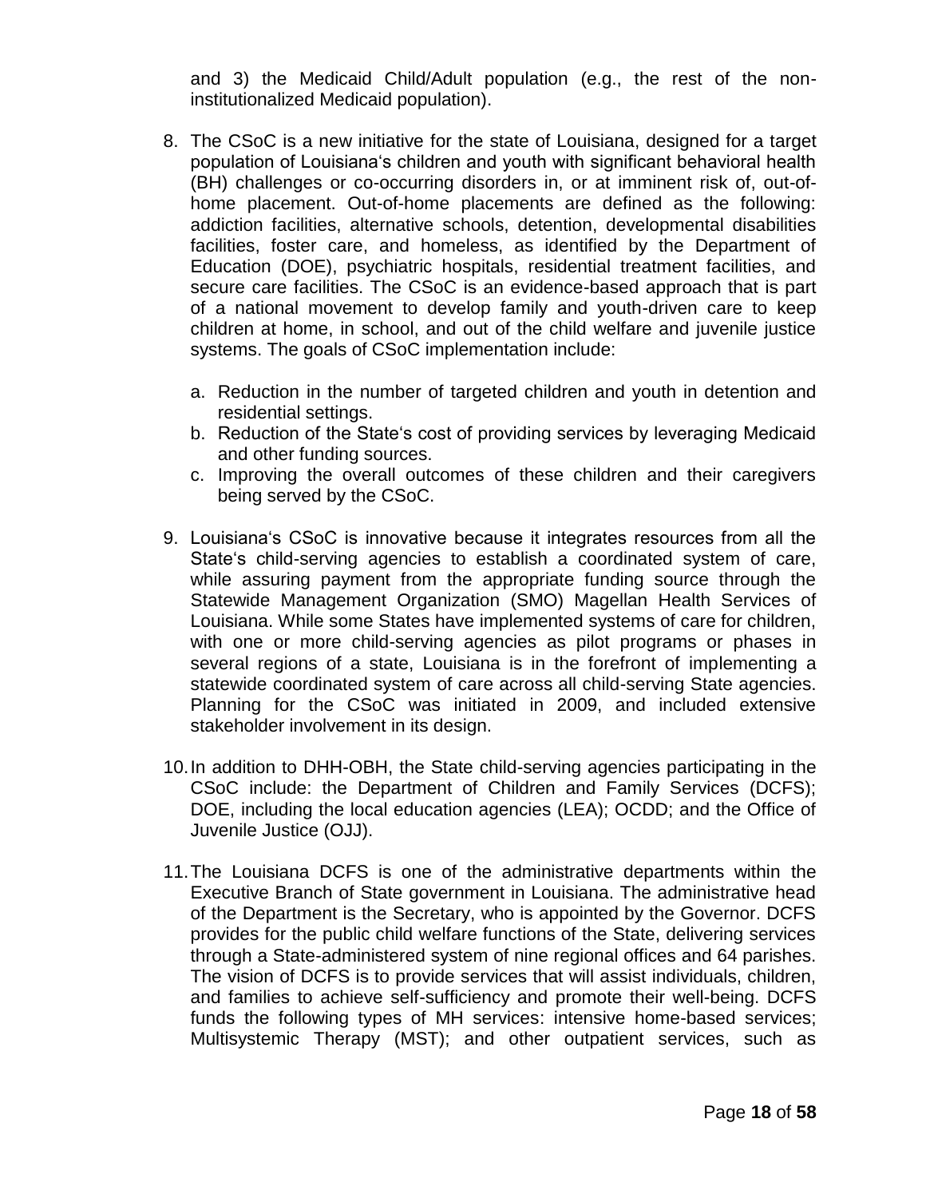and 3) the Medicaid Child/Adult population (e.g., the rest of the non-institutionalized Medicaid population).

8. The CSoC is a new initiative for the state of Louisiana, designed for a target population of Louisiana's children and youth with significant behavioral health (BH) challenges or co-occurring disorders in, or at imminent risk of, out-of-home placement. Out-of-home placements are defined as the following: addiction facilities, alternative schools, detention, developmental disabilities facilities, foster care, and homeless, as identified by the Department of Education (DOE), psychiatric hospitals, residential treatment facilities, and secure care facilities. The CSoC is an evidence-based approach that is part of a national movement to develop family and youth-driven care to keep children at home, in school, and out of the child welfare and juvenile justice systems. The goals of CSoC implementation include:

   a. Reduction in the number of targeted children and youth in detention and residential settings.
   b. Reduction of the State's cost of providing services by leveraging Medicaid and other funding sources.
   c. Improving the overall outcomes of these children and their caregivers being served by the CSoC.

9. Louisiana's CSoC is innovative because it integrates resources from all the State's child-serving agencies to establish a coordinated system of care, while assuring payment from the appropriate funding source through the Statewide Management Organization (SMO) Magellan Health Services of Louisiana. While some States have implemented systems of care for children, with one or more child-serving agencies as pilot programs or phases in several regions of a state, Louisiana is in the forefront of implementing a statewide coordinated system of care across all child-serving State agencies. Planning for the CSoC was initiated in 2009, and included extensive stakeholder involvement in its design.

10. In addition to DHH-OBH, the State child-serving agencies participating in the CSoC include: the Department of Children and Family Services (DCFS); DOE, including the local education agencies (LEA); OCDD; and the Office of Juvenile Justice (OJJ).

11. The Louisiana DCFS is one of the administrative departments within the Executive Branch of State government in Louisiana. The administrative head of the Department is the Secretary, who is appointed by the Governor. DCFS provides for the public child welfare functions of the State, delivering services through a State-administered system of nine regional offices and 64 parishes. The vision of DCFS is to provide services that will assist individuals, children, and families to achieve self-sufficiency and promote their well-being. DCFS funds the following types of MH services: intensive home-based services; Multisystemic Therapy (MST); and other outpatient services, such as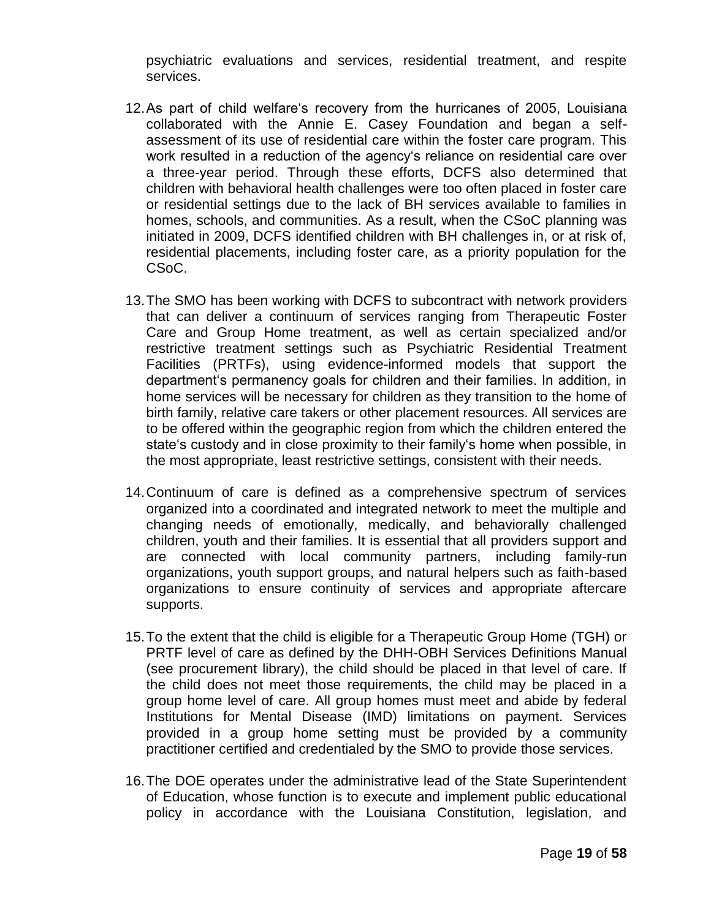psychiatric evaluations and services, residential treatment, and respite services.

12. As part of child welfare's recovery from the hurricanes of 2005, Louisiana collaborated with the Annie E. Casey Foundation and began a self-assessment of its use of residential care within the foster care program. This work resulted in a reduction of the agency's reliance on residential care over a three-year period. Through these efforts, DCFS also determined that children with behavioral health challenges were too often placed in foster care or residential settings due to the lack of BH services available to families in homes, schools, and communities. As a result, when the CSoC planning was initiated in 2009, DCFS identified children with BH challenges in, or at risk of, residential placements, including foster care, as a priority population for the CSoC.

13. The SMO has been working with DCFS to subcontract with network providers that can deliver a continuum of services ranging from Therapeutic Foster Care and Group Home treatment, as well as certain specialized and/or restrictive treatment settings such as Psychiatric Residential Treatment Facilities (PRTFs), using evidence-informed models that support the department's permanency goals for children and their families. In addition, in home services will be necessary for children as they transition to the home of birth family, relative care takers or other placement resources. All services are to be offered within the geographic region from which the children entered the state's custody and in close proximity to their family's home when possible, in the most appropriate, least restrictive settings, consistent with their needs.

14. Continuum of care is defined as a comprehensive spectrum of services organized into a coordinated and integrated network to meet the multiple and changing needs of emotionally, medically, and behaviorally challenged children, youth and their families. It is essential that all providers support and are connected with local community partners, including family-run organizations, youth support groups, and natural helpers such as faith-based organizations to ensure continuity of services and appropriate aftercare supports.

15. To the extent that the child is eligible for a Therapeutic Group Home (TGH) or PRTF level of care as defined by the DHH-OBH Services Definitions Manual (see procurement library), the child should be placed in that level of care. If the child does not meet those requirements, the child may be placed in a group home level of care. All group homes must meet and abide by federal Institutions for Mental Disease (IMD) limitations on payment. Services provided in a group home setting must be provided by a community practitioner certified and credentialed by the SMO to provide those services.

16. The DOE operates under the administrative lead of the State Superintendent of Education, whose function is to execute and implement public educational policy in accordance with the Louisiana Constitution, legislation, and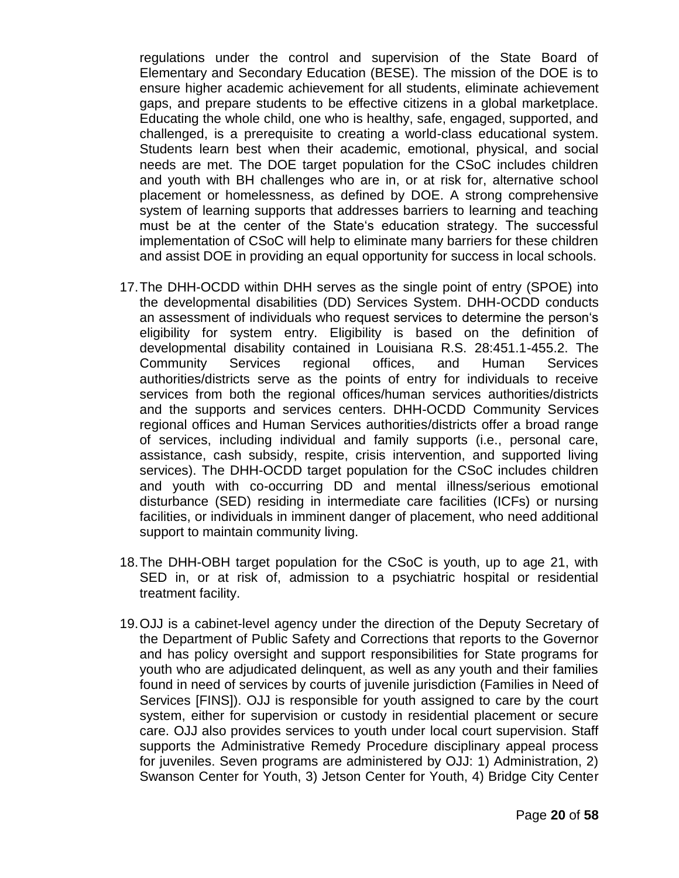regulations under the control and supervision of the State Board of Elementary and Secondary Education (BESE). The mission of the DOE is to ensure higher academic achievement for all students, eliminate achievement gaps, and prepare students to be effective citizens in a global marketplace. Educating the whole child, one who is healthy, safe, engaged, supported, and challenged, is a prerequisite to creating a world-class educational system. Students learn best when their academic, emotional, physical, and social needs are met. The DOE target population for the CSoC includes children and youth with BH challenges who are in, or at risk for, alternative school placement or homelessness, as defined by DOE. A strong comprehensive system of learning supports that addresses barriers to learning and teaching must be at the center of the State's education strategy. The successful implementation of CSoC will help to eliminate many barriers for these children and assist DOE in providing an equal opportunity for success in local schools.

17. The DHH-OCDD within DHH serves as the single point of entry (SPOE) into the developmental disabilities (DD) Services System. DHH-OCDD conducts an assessment of individuals who request services to determine the person's eligibility for system entry. Eligibility is based on the definition of developmental disability contained in Louisiana R.S. 28:451.1-455.2. The Community Services regional offices, and Human Services authorities/districts serve as the points of entry for individuals to receive services from both the regional offices/human services authorities/districts and the supports and services centers. DHH-OCDD Community Services regional offices and Human Services authorities/districts offer a broad range of services, including individual and family supports (i.e., personal care, assistance, cash subsidy, respite, crisis intervention, and supported living services). The DHH-OCDD target population for the CSoC includes children and youth with co-occurring DD and mental illness/serious emotional disturbance (SED) residing in intermediate care facilities (ICFs) or nursing facilities, or individuals in imminent danger of placement, who need additional support to maintain community living.

18. The DHH-OBH target population for the CSoC is youth, up to age 21, with SED in, or at risk of, admission to a psychiatric hospital or residential treatment facility.

19. OJJ is a cabinet-level agency under the direction of the Deputy Secretary of the Department of Public Safety and Corrections that reports to the Governor and has policy oversight and support responsibilities for State programs for youth who are adjudicated delinquent, as well as any youth and their families found in need of services by courts of juvenile jurisdiction (Families in Need of Services [FINS]). OJJ is responsible for youth assigned to care by the court system, either for supervision or custody in residential placement or secure care. OJJ also provides services to youth under local court supervision. Staff supports the Administrative Remedy Procedure disciplinary appeal process for juveniles. Seven programs are administered by OJJ: 1) Administration, 2) Swanson Center for Youth, 3) Jetson Center for Youth, 4) Bridge City Center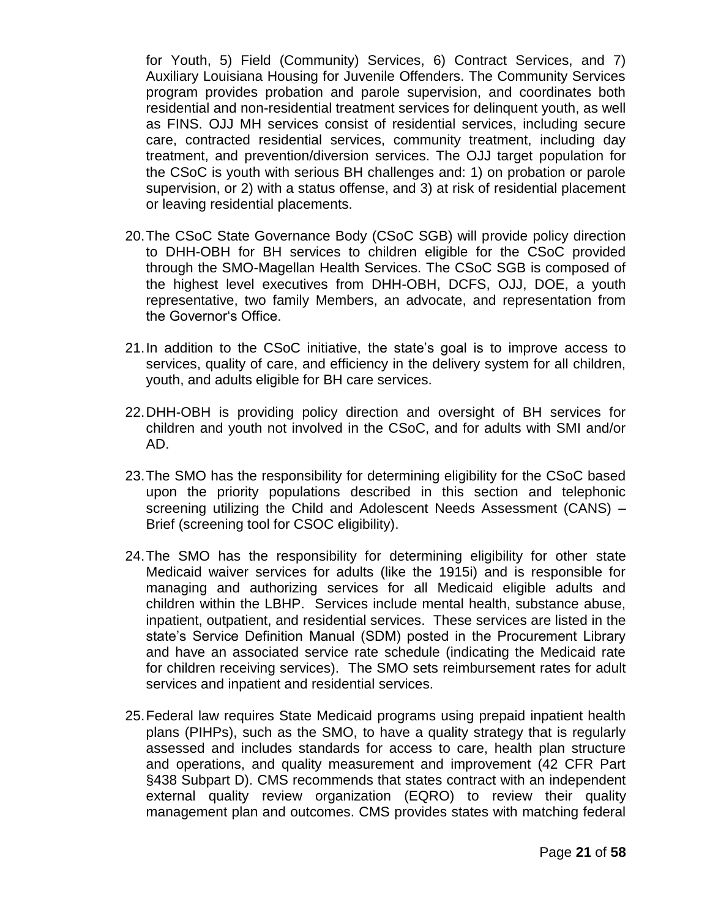for Youth, 5) Field (Community) Services, 6) Contract Services, and 7) Auxiliary Louisiana Housing for Juvenile Offenders. The Community Services program provides probation and parole supervision, and coordinates both residential and non-residential treatment services for delinquent youth, as well as FINS. OJJ MH services consist of residential services, including secure care, contracted residential services, community treatment, including day treatment, and prevention/diversion services. The OJJ target population for the CSoC is youth with serious BH challenges and: 1) on probation or parole supervision, or 2) with a status offense, and 3) at risk of residential placement or leaving residential placements.

20. The CSoC State Governance Body (CSoC SGB) will provide policy direction to DHH-OBH for BH services to children eligible for the CSoC provided through the SMO-Magellan Health Services. The CSoC SGB is composed of the highest level executives from DHH-OBH, DCFS, OJJ, DOE, a youth representative, two family Members, an advocate, and representation from the Governor's Office.

21. In addition to the CSoC initiative, the state's goal is to improve access to services, quality of care, and efficiency in the delivery system for all children, youth, and adults eligible for BH care services.

22. DHH-OBH is providing policy direction and oversight of BH services for children and youth not involved in the CSoC, and for adults with SMI and/or AD.

23. The SMO has the responsibility for determining eligibility for the CSoC based upon the priority populations described in this section and telephonic screening utilizing the Child and Adolescent Needs Assessment (CANS) – Brief (screening tool for CSOC eligibility).

24. The SMO has the responsibility for determining eligibility for other state Medicaid waiver services for adults (like the 1915i) and is responsible for managing and authorizing services for all Medicaid eligible adults and children within the LBHP. Services include mental health, substance abuse, inpatient, outpatient, and residential services. These services are listed in the state's Service Definition Manual (SDM) posted in the Procurement Library and have an associated service rate schedule (indicating the Medicaid rate for children receiving services). The SMO sets reimbursement rates for adult services and inpatient and residential services.

25. Federal law requires State Medicaid programs using prepaid inpatient health plans (PIHPs), such as the SMO, to have a quality strategy that is regularly assessed and includes standards for access to care, health plan structure and operations, and quality measurement and improvement (42 CFR Part §438 Subpart D). CMS recommends that states contract with an independent external quality review organization (EQRO) to review their quality management plan and outcomes. CMS provides states with matching federal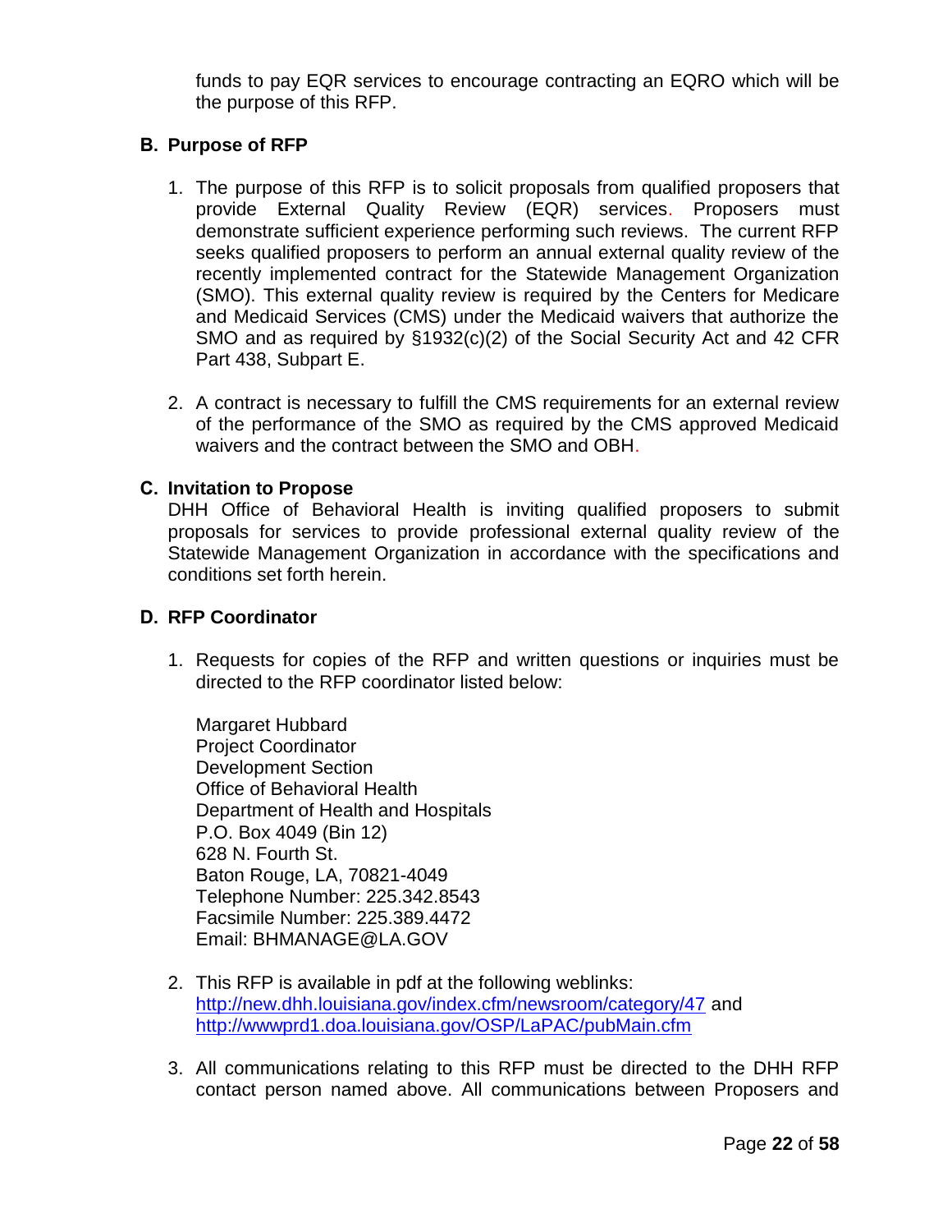funds to pay EQR services to encourage contracting an EQRO which will be the purpose of this RFP.

## B. Purpose of RFP

1. The purpose of this RFP is to solicit proposals from qualified proposers that provide External Quality Review (EQR) services. Proposers must demonstrate sufficient experience performing such reviews. The current RFP seeks qualified proposers to perform an annual external quality review of the recently implemented contract for the Statewide Management Organization (SMO). This external quality review is required by the Centers for Medicare and Medicaid Services (CMS) under the Medicaid waivers that authorize the SMO and as required by §1932(c)(2) of the Social Security Act and 42 CFR Part 438, Subpart E.

2. A contract is necessary to fulfill the CMS requirements for an external review of the performance of the SMO as required by the CMS approved Medicaid waivers and the contract between the SMO and OBH.

## C. Invitation to Propose

DHH Office of Behavioral Health is inviting qualified proposers to submit proposals for services to provide professional external quality review of the Statewide Management Organization in accordance with the specifications and conditions set forth herein.

## D. RFP Coordinator

1. Requests for copies of the RFP and written questions or inquiries must be directed to the RFP coordinator listed below:

   Margaret Hubbard
   Project Coordinator
   Development Section
   Office of Behavioral Health
   Department of Health and Hospitals
   P.O. Box 4049 (Bin 12)
   628 N. Fourth St.
   Baton Rouge, LA, 70821-4049
   Telephone Number: 225.342.8543
   Facsimile Number: 225.389.4472
   Email: BHMANAGE@LA.GOV

2. This RFP is available in pdf at the following weblinks:
   http://new.dhh.louisiana.gov/index.cfm/newsroom/category/47 and
   http://wwwprd1.doa.louisiana.gov/OSP/LaPAC/pubMain.cfm

3. All communications relating to this RFP must be directed to the DHH RFP contact person named above. All communications between Proposers and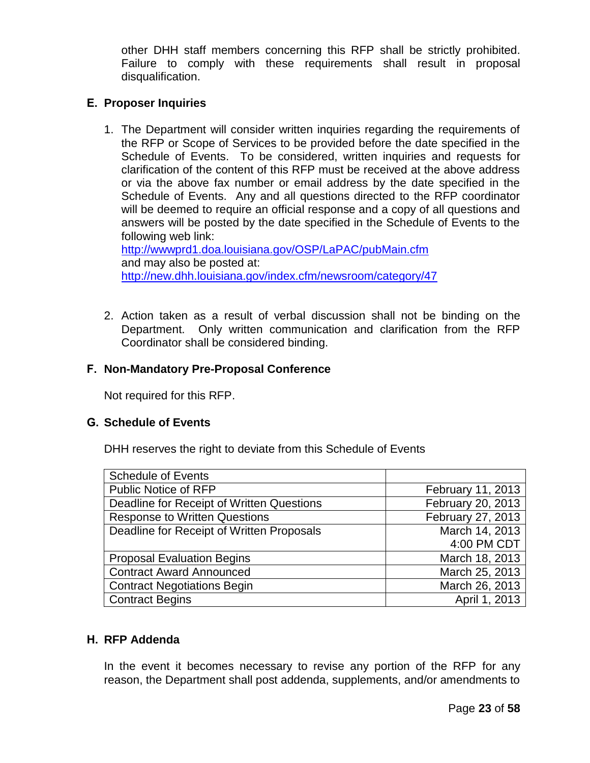other DHH staff members concerning this RFP shall be strictly prohibited. Failure to comply with these requirements shall result in proposal disqualification.

## E. Proposer Inquiries

1. The Department will consider written inquiries regarding the requirements of the RFP or Scope of Services to be provided before the date specified in the Schedule of Events. To be considered, written inquiries and requests for clarification of the content of this RFP must be received at the above address or via the above fax number or email address by the date specified in the Schedule of Events. Any and all questions directed to the RFP coordinator will be deemed to require an official response and a copy of all questions and answers will be posted by the date specified in the Schedule of Events to the following web link:
   http://wwwprd1.doa.louisiana.gov/OSP/LaPAC/pubMain.cfm
   and may also be posted at:
   http://new.dhh.louisiana.gov/index.cfm/newsroom/category/47

2. Action taken as a result of verbal discussion shall not be binding on the Department. Only written communication and clarification from the RFP Coordinator shall be considered binding.

## F. Non-Mandatory Pre-Proposal Conference

Not required for this RFP.

## G. Schedule of Events

DHH reserves the right to deviate from this Schedule of Events

| Schedule of Events | |
|---|---|
| Public Notice of RFP | February 11, 2013 |
| Deadline for Receipt of Written Questions | February 20, 2013 |
| Response to Written Questions | February 27, 2013 |
| Deadline for Receipt of Written Proposals | March 14, 2013<br>4:00 PM CDT |
| Proposal Evaluation Begins | March 18, 2013 |
| Contract Award Announced | March 25, 2013 |
| Contract Negotiations Begin | March 26, 2013 |
| Contract Begins | April 1, 2013 |

## H. RFP Addenda

In the event it becomes necessary to revise any portion of the RFP for any reason, the Department shall post addenda, supplements, and/or amendments to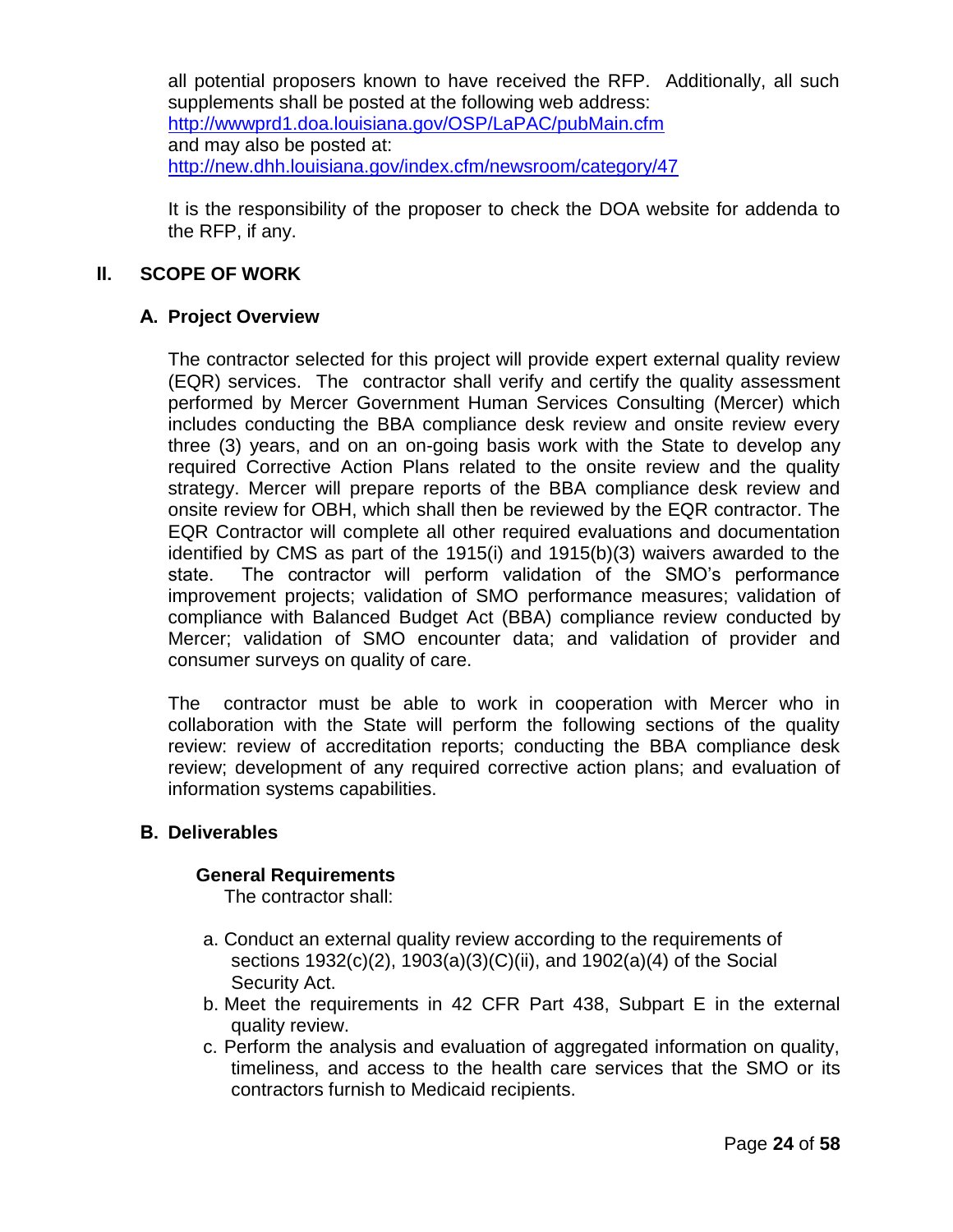all potential proposers known to have received the RFP. Additionally, all such supplements shall be posted at the following web address:
http://wwwprd1.doa.louisiana.gov/OSP/LaPAC/pubMain.cfm
and may also be posted at:
http://new.dhh.louisiana.gov/index.cfm/newsroom/category/47

It is the responsibility of the proposer to check the DOA website for addenda to the RFP, if any.

## II. SCOPE OF WORK

### A. Project Overview

The contractor selected for this project will provide expert external quality review (EQR) services. The contractor shall verify and certify the quality assessment performed by Mercer Government Human Services Consulting (Mercer) which includes conducting the BBA compliance desk review and onsite review every three (3) years, and on an on-going basis work with the State to develop any required Corrective Action Plans related to the onsite review and the quality strategy. Mercer will prepare reports of the BBA compliance desk review and onsite review for OBH, which shall then be reviewed by the EQR contractor. The EQR Contractor will complete all other required evaluations and documentation identified by CMS as part of the 1915(i) and 1915(b)(3) waivers awarded to the state. The contractor will perform validation of the SMO's performance improvement projects; validation of SMO performance measures; validation of compliance with Balanced Budget Act (BBA) compliance review conducted by Mercer; validation of SMO encounter data; and validation of provider and consumer surveys on quality of care.

The contractor must be able to work in cooperation with Mercer who in collaboration with the State will perform the following sections of the quality review: review of accreditation reports; conducting the BBA compliance desk review; development of any required corrective action plans; and evaluation of information systems capabilities.

### B. Deliverables

#### General Requirements

The contractor shall:

a. Conduct an external quality review according to the requirements of sections 1932(c)(2), 1903(a)(3)(C)(ii), and 1902(a)(4) of the Social Security Act.
b. Meet the requirements in 42 CFR Part 438, Subpart E in the external quality review.
c. Perform the analysis and evaluation of aggregated information on quality, timeliness, and access to the health care services that the SMO or its contractors furnish to Medicaid recipients.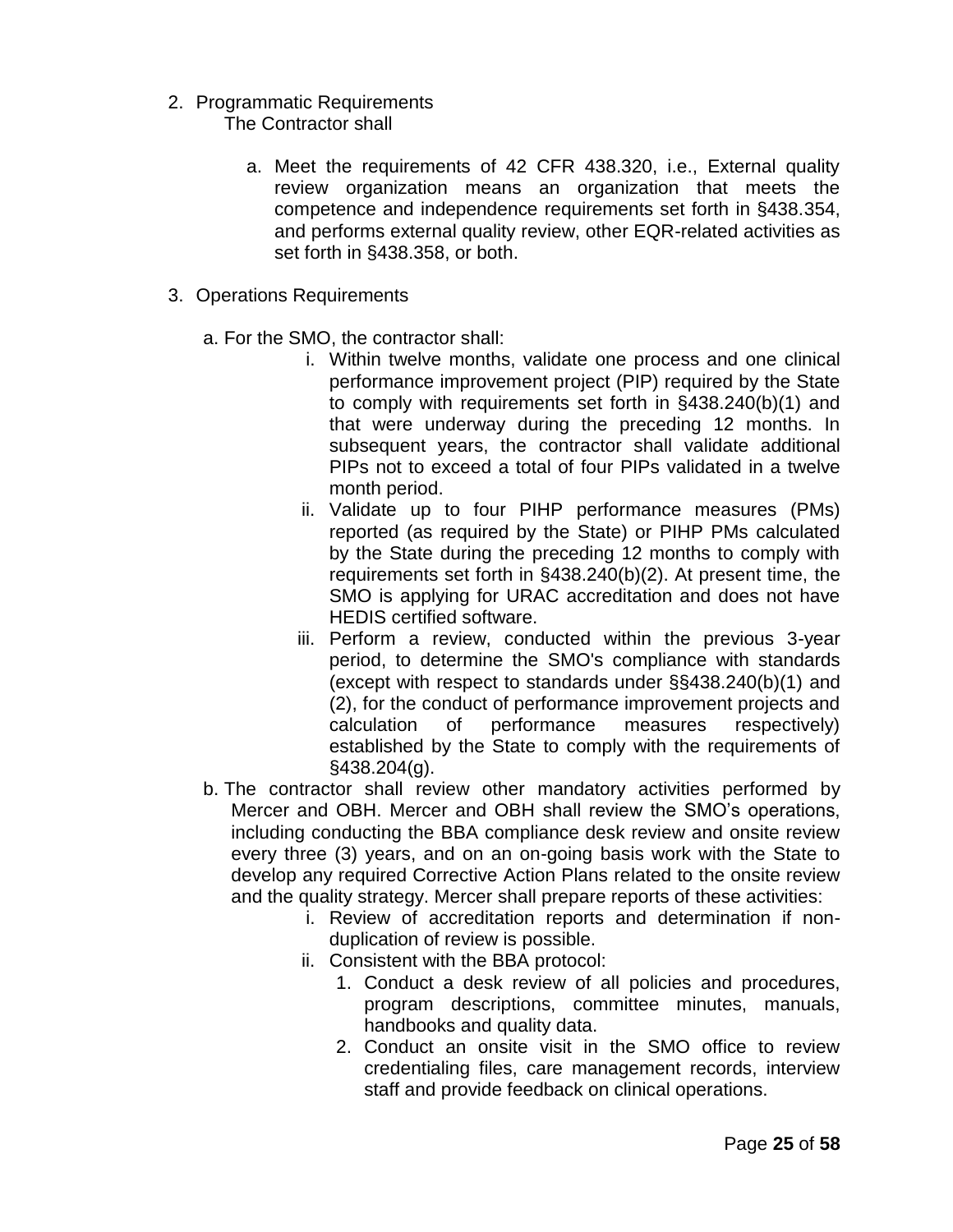2. Programmatic Requirements

   The Contractor shall

   a. Meet the requirements of 42 CFR 438.320, i.e., External quality review organization means an organization that meets the competence and independence requirements set forth in §438.354, and performs external quality review, other EQR-related activities as set forth in §438.358, or both.

3. Operations Requirements

   a. For the SMO, the contractor shall:

      i. Within twelve months, validate one process and one clinical performance improvement project (PIP) required by the State to comply with requirements set forth in §438.240(b)(1) and that were underway during the preceding 12 months. In subsequent years, the contractor shall validate additional PIPs not to exceed a total of four PIPs validated in a twelve month period.
      ii. Validate up to four PIHP performance measures (PMs) reported (as required by the State) or PIHP PMs calculated by the State during the preceding 12 months to comply with requirements set forth in §438.240(b)(2). At present time, the SMO is applying for URAC accreditation and does not have HEDIS certified software.
      iii. Perform a review, conducted within the previous 3-year period, to determine the SMO's compliance with standards (except with respect to standards under §§438.240(b)(1) and (2), for the conduct of performance improvement projects and calculation of performance measures respectively) established by the State to comply with the requirements of §438.204(g).

   b. The contractor shall review other mandatory activities performed by Mercer and OBH. Mercer and OBH shall review the SMO's operations, including conducting the BBA compliance desk review and onsite review every three (3) years, and on an on-going basis work with the State to develop any required Corrective Action Plans related to the onsite review and the quality strategy. Mercer shall prepare reports of these activities:

      i. Review of accreditation reports and determination if non-duplication of review is possible.
      ii. Consistent with the BBA protocol:
          1. Conduct a desk review of all policies and procedures, program descriptions, committee minutes, manuals, handbooks and quality data.
          2. Conduct an onsite visit in the SMO office to review credentialing files, care management records, interview staff and provide feedback on clinical operations.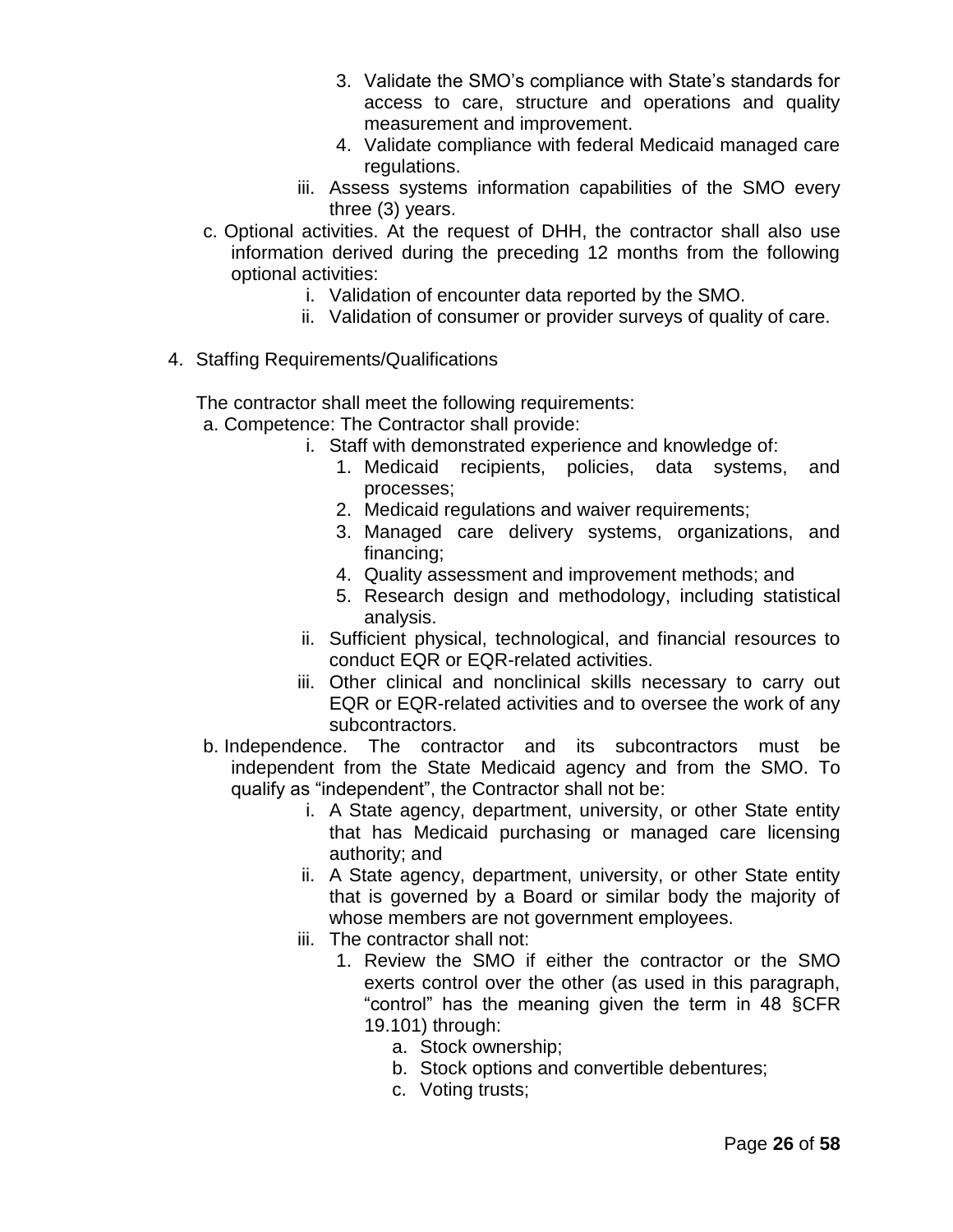3. Validate the SMO's compliance with State's standards for access to care, structure and operations and quality measurement and improvement.
4. Validate compliance with federal Medicaid managed care regulations.

iii. Assess systems information capabilities of the SMO every three (3) years.

c. Optional activities. At the request of DHH, the contractor shall also use information derived during the preceding 12 months from the following optional activities:

i. Validation of encounter data reported by the SMO.
ii. Validation of consumer or provider surveys of quality of care.

4. Staffing Requirements/Qualifications

The contractor shall meet the following requirements:

a. Competence: The Contractor shall provide:

i. Staff with demonstrated experience and knowledge of:
   1. Medicaid recipients, policies, data systems, and processes;
   2. Medicaid regulations and waiver requirements;
   3. Managed care delivery systems, organizations, and financing;
   4. Quality assessment and improvement methods; and
   5. Research design and methodology, including statistical analysis.

ii. Sufficient physical, technological, and financial resources to conduct EQR or EQR-related activities.

iii. Other clinical and nonclinical skills necessary to carry out EQR or EQR-related activities and to oversee the work of any subcontractors.

b. Independence. The contractor and its subcontractors must be independent from the State Medicaid agency and from the SMO. To qualify as "independent", the Contractor shall not be:

i. A State agency, department, university, or other State entity that has Medicaid purchasing or managed care licensing authority; and

ii. A State agency, department, university, or other State entity that is governed by a Board or similar body the majority of whose members are not government employees.

iii. The contractor shall not:
   1. Review the SMO if either the contractor or the SMO exerts control over the other (as used in this paragraph, "control" has the meaning given the term in 48 §CFR 19.101) through:
      a. Stock ownership;
      b. Stock options and convertible debentures;
      c. Voting trusts;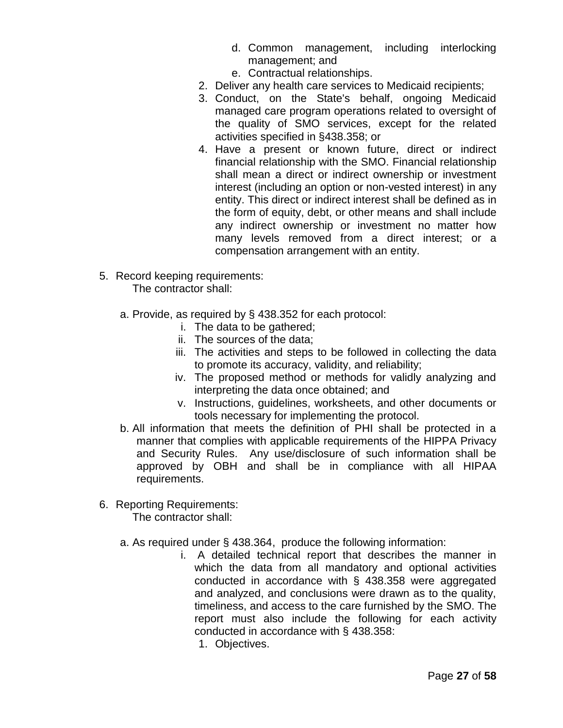d. Common management, including interlocking management; and
e. Contractual relationships.

2. Deliver any health care services to Medicaid recipients;
3. Conduct, on the State's behalf, ongoing Medicaid managed care program operations related to oversight of the quality of SMO services, except for the related activities specified in §438.358; or
4. Have a present or known future, direct or indirect financial relationship with the SMO. Financial relationship shall mean a direct or indirect ownership or investment interest (including an option or non-vested interest) in any entity. This direct or indirect interest shall be defined as in the form of equity, debt, or other means and shall include any indirect ownership or investment no matter how many levels removed from a direct interest; or a compensation arrangement with an entity.

5. Record keeping requirements:
   The contractor shall:

   a. Provide, as required by § 438.352 for each protocol:
      i. The data to be gathered;
      ii. The sources of the data;
      iii. The activities and steps to be followed in collecting the data to promote its accuracy, validity, and reliability;
      iv. The proposed method or methods for validly analyzing and interpreting the data once obtained; and
      v. Instructions, guidelines, worksheets, and other documents or tools necessary for implementing the protocol.

   b. All information that meets the definition of PHI shall be protected in a manner that complies with applicable requirements of the HIPPA Privacy and Security Rules. Any use/disclosure of such information shall be approved by OBH and shall be in compliance with all HIPAA requirements.

6. Reporting Requirements:
   The contractor shall:

   a. As required under § 438.364, produce the following information:
      i. A detailed technical report that describes the manner in which the data from all mandatory and optional activities conducted in accordance with § 438.358 were aggregated and analyzed, and conclusions were drawn as to the quality, timeliness, and access to the care furnished by the SMO. The report must also include the following for each activity conducted in accordance with § 438.358:
         1. Objectives.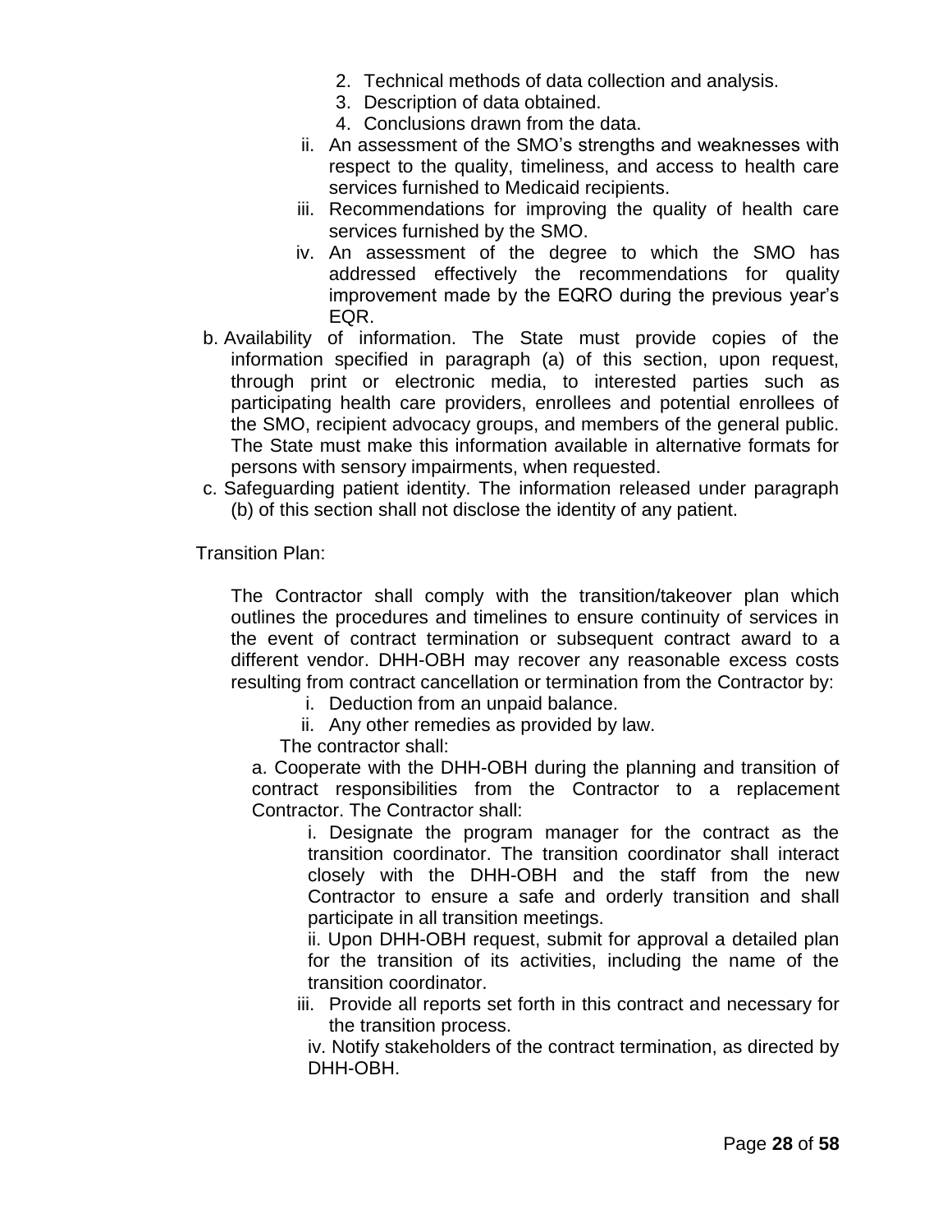2. Technical methods of data collection and analysis.
   3. Description of data obtained.
   4. Conclusions drawn from the data.

  ii. An assessment of the SMO's strengths and weaknesses with respect to the quality, timeliness, and access to health care services furnished to Medicaid recipients.

  iii. Recommendations for improving the quality of health care services furnished by the SMO.

  iv. An assessment of the degree to which the SMO has addressed effectively the recommendations for quality improvement made by the EQRO during the previous year's EQR.

b. Availability of information. The State must provide copies of the information specified in paragraph (a) of this section, upon request, through print or electronic media, to interested parties such as participating health care providers, enrollees and potential enrollees of the SMO, recipient advocacy groups, and members of the general public. The State must make this information available in alternative formats for persons with sensory impairments, when requested.

c. Safeguarding patient identity. The information released under paragraph (b) of this section shall not disclose the identity of any patient.

Transition Plan:

The Contractor shall comply with the transition/takeover plan which outlines the procedures and timelines to ensure continuity of services in the event of contract termination or subsequent contract award to a different vendor. DHH-OBH may recover any reasonable excess costs resulting from contract cancellation or termination from the Contractor by:

  i. Deduction from an unpaid balance.
  ii. Any other remedies as provided by law.

The contractor shall:

a. Cooperate with the DHH-OBH during the planning and transition of contract responsibilities from the Contractor to a replacement Contractor. The Contractor shall:

  i. Designate the program manager for the contract as the transition coordinator. The transition coordinator shall interact closely with the DHH-OBH and the staff from the new Contractor to ensure a safe and orderly transition and shall participate in all transition meetings.

  ii. Upon DHH-OBH request, submit for approval a detailed plan for the transition of its activities, including the name of the transition coordinator.

  iii. Provide all reports set forth in this contract and necessary for the transition process.

  iv. Notify stakeholders of the contract termination, as directed by DHH-OBH.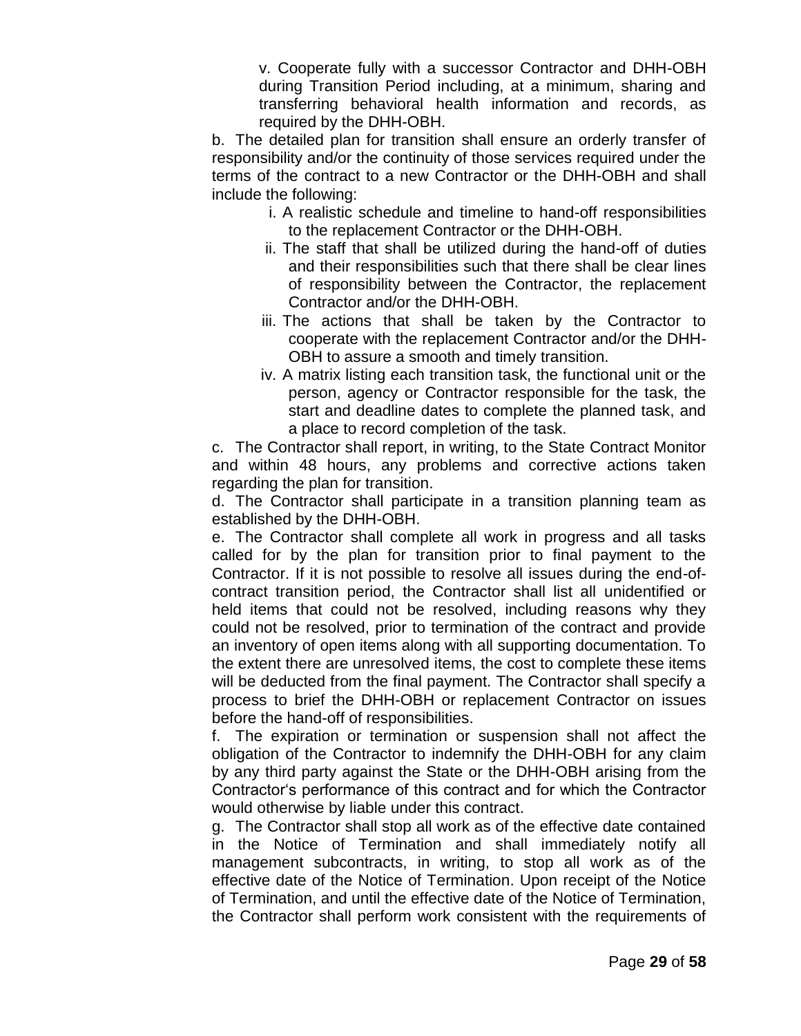v. Cooperate fully with a successor Contractor and DHH-OBH during Transition Period including, at a minimum, sharing and transferring behavioral health information and records, as required by the DHH-OBH.

b. The detailed plan for transition shall ensure an orderly transfer of responsibility and/or the continuity of those services required under the terms of the contract to a new Contractor or the DHH-OBH and shall include the following:

i. A realistic schedule and timeline to hand-off responsibilities to the replacement Contractor or the DHH-OBH.

ii. The staff that shall be utilized during the hand-off of duties and their responsibilities such that there shall be clear lines of responsibility between the Contractor, the replacement Contractor and/or the DHH-OBH.

iii. The actions that shall be taken by the Contractor to cooperate with the replacement Contractor and/or the DHH-OBH to assure a smooth and timely transition.

iv. A matrix listing each transition task, the functional unit or the person, agency or Contractor responsible for the task, the start and deadline dates to complete the planned task, and a place to record completion of the task.

c. The Contractor shall report, in writing, to the State Contract Monitor and within 48 hours, any problems and corrective actions taken regarding the plan for transition.

d. The Contractor shall participate in a transition planning team as established by the DHH-OBH.

e. The Contractor shall complete all work in progress and all tasks called for by the plan for transition prior to final payment to the Contractor. If it is not possible to resolve all issues during the end-of-contract transition period, the Contractor shall list all unidentified or held items that could not be resolved, including reasons why they could not be resolved, prior to termination of the contract and provide an inventory of open items along with all supporting documentation. To the extent there are unresolved items, the cost to complete these items will be deducted from the final payment. The Contractor shall specify a process to brief the DHH-OBH or replacement Contractor on issues before the hand-off of responsibilities.

f. The expiration or termination or suspension shall not affect the obligation of the Contractor to indemnify the DHH-OBH for any claim by any third party against the State or the DHH-OBH arising from the Contractor's performance of this contract and for which the Contractor would otherwise by liable under this contract.

g. The Contractor shall stop all work as of the effective date contained in the Notice of Termination and shall immediately notify all management subcontracts, in writing, to stop all work as of the effective date of the Notice of Termination. Upon receipt of the Notice of Termination, and until the effective date of the Notice of Termination, the Contractor shall perform work consistent with the requirements of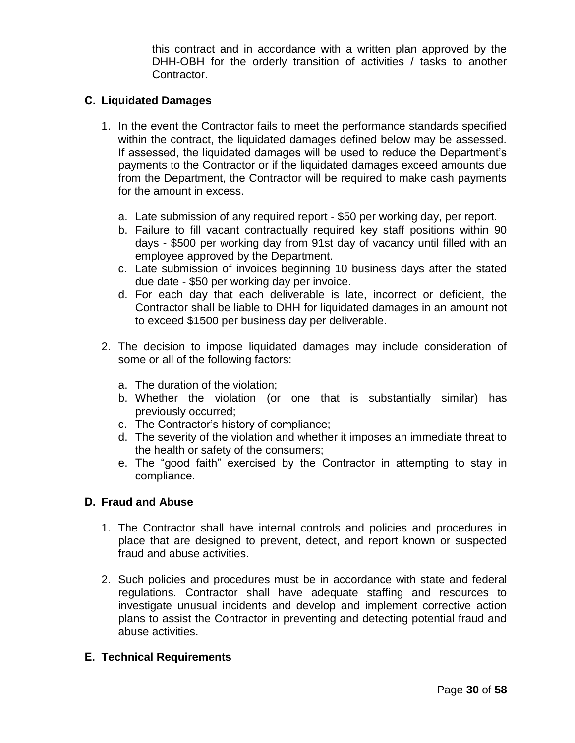this contract and in accordance with a written plan approved by the DHH-OBH for the orderly transition of activities / tasks to another Contractor.

### C. Liquidated Damages

1. In the event the Contractor fails to meet the performance standards specified within the contract, the liquidated damages defined below may be assessed. If assessed, the liquidated damages will be used to reduce the Department's payments to the Contractor or if the liquidated damages exceed amounts due from the Department, the Contractor will be required to make cash payments for the amount in excess.

   a. Late submission of any required report - $50 per working day, per report.
   b. Failure to fill vacant contractually required key staff positions within 90 days - $500 per working day from 91st day of vacancy until filled with an employee approved by the Department.
   c. Late submission of invoices beginning 10 business days after the stated due date - $50 per working day per invoice.
   d. For each day that each deliverable is late, incorrect or deficient, the Contractor shall be liable to DHH for liquidated damages in an amount not to exceed $1500 per business day per deliverable.

2. The decision to impose liquidated damages may include consideration of some or all of the following factors:

   a. The duration of the violation;
   b. Whether the violation (or one that is substantially similar) has previously occurred;
   c. The Contractor's history of compliance;
   d. The severity of the violation and whether it imposes an immediate threat to the health or safety of the consumers;
   e. The "good faith" exercised by the Contractor in attempting to stay in compliance.

### D. Fraud and Abuse

1. The Contractor shall have internal controls and policies and procedures in place that are designed to prevent, detect, and report known or suspected fraud and abuse activities.

2. Such policies and procedures must be in accordance with state and federal regulations. Contractor shall have adequate staffing and resources to investigate unusual incidents and develop and implement corrective action plans to assist the Contractor in preventing and detecting potential fraud and abuse activities.

### E. Technical Requirements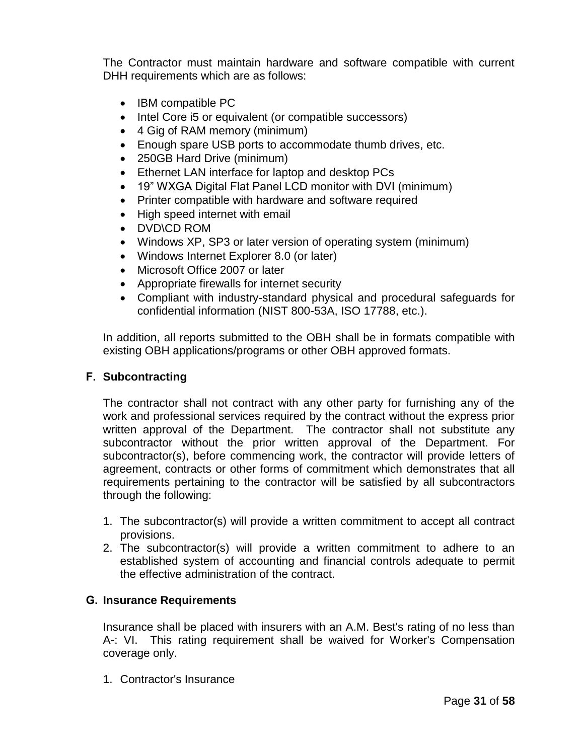The Contractor must maintain hardware and software compatible with current DHH requirements which are as follows:

- IBM compatible PC
- Intel Core i5 or equivalent (or compatible successors)
- 4 Gig of RAM memory (minimum)
- Enough spare USB ports to accommodate thumb drives, etc.
- 250GB Hard Drive (minimum)
- Ethernet LAN interface for laptop and desktop PCs
- 19” WXGA Digital Flat Panel LCD monitor with DVI (minimum)
- Printer compatible with hardware and software required
- High speed internet with email
- DVD\CD ROM
- Windows XP, SP3 or later version of operating system (minimum)
- Windows Internet Explorer 8.0 (or later)
- Microsoft Office 2007 or later
- Appropriate firewalls for internet security
- Compliant with industry-standard physical and procedural safeguards for confidential information (NIST 800-53A, ISO 17788, etc.).

In addition, all reports submitted to the OBH shall be in formats compatible with existing OBH applications/programs or other OBH approved formats.

**F. Subcontracting**

The contractor shall not contract with any other party for furnishing any of the work and professional services required by the contract without the express prior written approval of the Department. The contractor shall not substitute any subcontractor without the prior written approval of the Department. For subcontractor(s), before commencing work, the contractor will provide letters of agreement, contracts or other forms of commitment which demonstrates that all requirements pertaining to the contractor will be satisfied by all subcontractors through the following:

1. The subcontractor(s) will provide a written commitment to accept all contract provisions.
2. The subcontractor(s) will provide a written commitment to adhere to an established system of accounting and financial controls adequate to permit the effective administration of the contract.

**G. Insurance Requirements**

Insurance shall be placed with insurers with an A.M. Best's rating of no less than A-: VI. This rating requirement shall be waived for Worker's Compensation coverage only.

1. Contractor's Insurance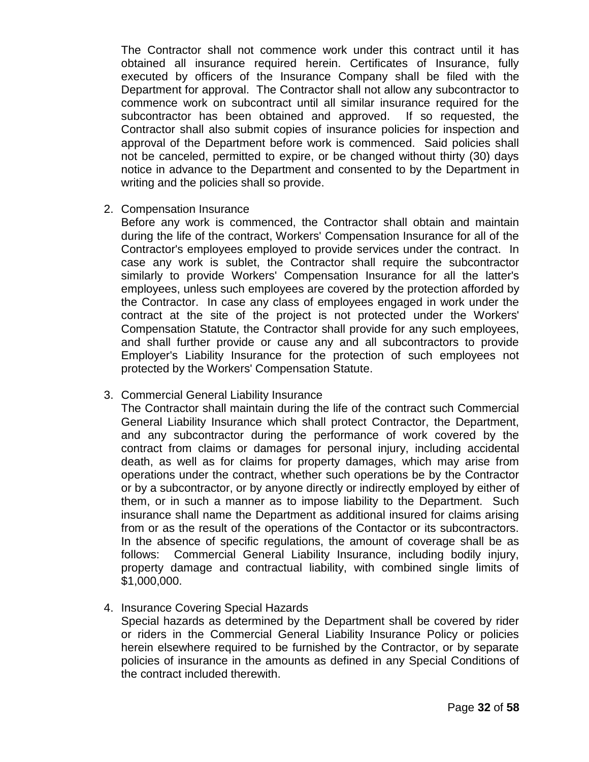The Contractor shall not commence work under this contract until it has obtained all insurance required herein. Certificates of Insurance, fully executed by officers of the Insurance Company shall be filed with the Department for approval. The Contractor shall not allow any subcontractor to commence work on subcontract until all similar insurance required for the subcontractor has been obtained and approved. If so requested, the Contractor shall also submit copies of insurance policies for inspection and approval of the Department before work is commenced. Said policies shall not be canceled, permitted to expire, or be changed without thirty (30) days notice in advance to the Department and consented to by the Department in writing and the policies shall so provide.

2. Compensation Insurance
   Before any work is commenced, the Contractor shall obtain and maintain during the life of the contract, Workers' Compensation Insurance for all of the Contractor's employees employed to provide services under the contract. In case any work is sublet, the Contractor shall require the subcontractor similarly to provide Workers' Compensation Insurance for all the latter's employees, unless such employees are covered by the protection afforded by the Contractor. In case any class of employees engaged in work under the contract at the site of the project is not protected under the Workers' Compensation Statute, the Contractor shall provide for any such employees, and shall further provide or cause any and all subcontractors to provide Employer's Liability Insurance for the protection of such employees not protected by the Workers' Compensation Statute.

3. Commercial General Liability Insurance
   The Contractor shall maintain during the life of the contract such Commercial General Liability Insurance which shall protect Contractor, the Department, and any subcontractor during the performance of work covered by the contract from claims or damages for personal injury, including accidental death, as well as for claims for property damages, which may arise from operations under the contract, whether such operations be by the Contractor or by a subcontractor, or by anyone directly or indirectly employed by either of them, or in such a manner as to impose liability to the Department. Such insurance shall name the Department as additional insured for claims arising from or as the result of the operations of the Contactor or its subcontractors. In the absence of specific regulations, the amount of coverage shall be as follows: Commercial General Liability Insurance, including bodily injury, property damage and contractual liability, with combined single limits of $1,000,000.

4. Insurance Covering Special Hazards
   Special hazards as determined by the Department shall be covered by rider or riders in the Commercial General Liability Insurance Policy or policies herein elsewhere required to be furnished by the Contractor, or by separate policies of insurance in the amounts as defined in any Special Conditions of the contract included therewith.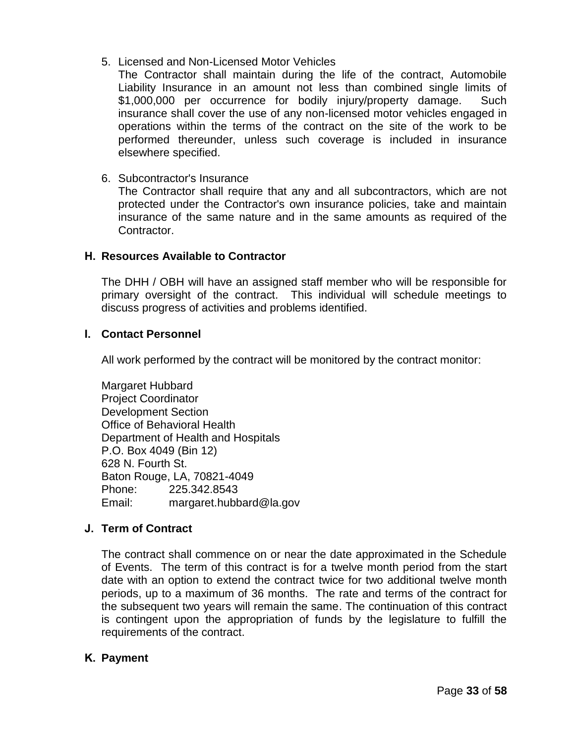5. Licensed and Non-Licensed Motor Vehicles
   The Contractor shall maintain during the life of the contract, Automobile Liability Insurance in an amount not less than combined single limits of $1,000,000 per occurrence for bodily injury/property damage. Such insurance shall cover the use of any non-licensed motor vehicles engaged in operations within the terms of the contract on the site of the work to be performed thereunder, unless such coverage is included in insurance elsewhere specified.

6. Subcontractor's Insurance
   The Contractor shall require that any and all subcontractors, which are not protected under the Contractor's own insurance policies, take and maintain insurance of the same nature and in the same amounts as required of the Contractor.

## H. Resources Available to Contractor

The DHH / OBH will have an assigned staff member who will be responsible for primary oversight of the contract. This individual will schedule meetings to discuss progress of activities and problems identified.

## I. Contact Personnel

All work performed by the contract will be monitored by the contract monitor:

Margaret Hubbard
Project Coordinator
Development Section
Office of Behavioral Health
Department of Health and Hospitals
P.O. Box 4049 (Bin 12)
628 N. Fourth St.
Baton Rouge, LA, 70821-4049
Phone: 225.342.8543
Email: margaret.hubbard@la.gov

## J. Term of Contract

The contract shall commence on or near the date approximated in the Schedule of Events. The term of this contract is for a twelve month period from the start date with an option to extend the contract twice for two additional twelve month periods, up to a maximum of 36 months. The rate and terms of the contract for the subsequent two years will remain the same. The continuation of this contract is contingent upon the appropriation of funds by the legislature to fulfill the requirements of the contract.

## K. Payment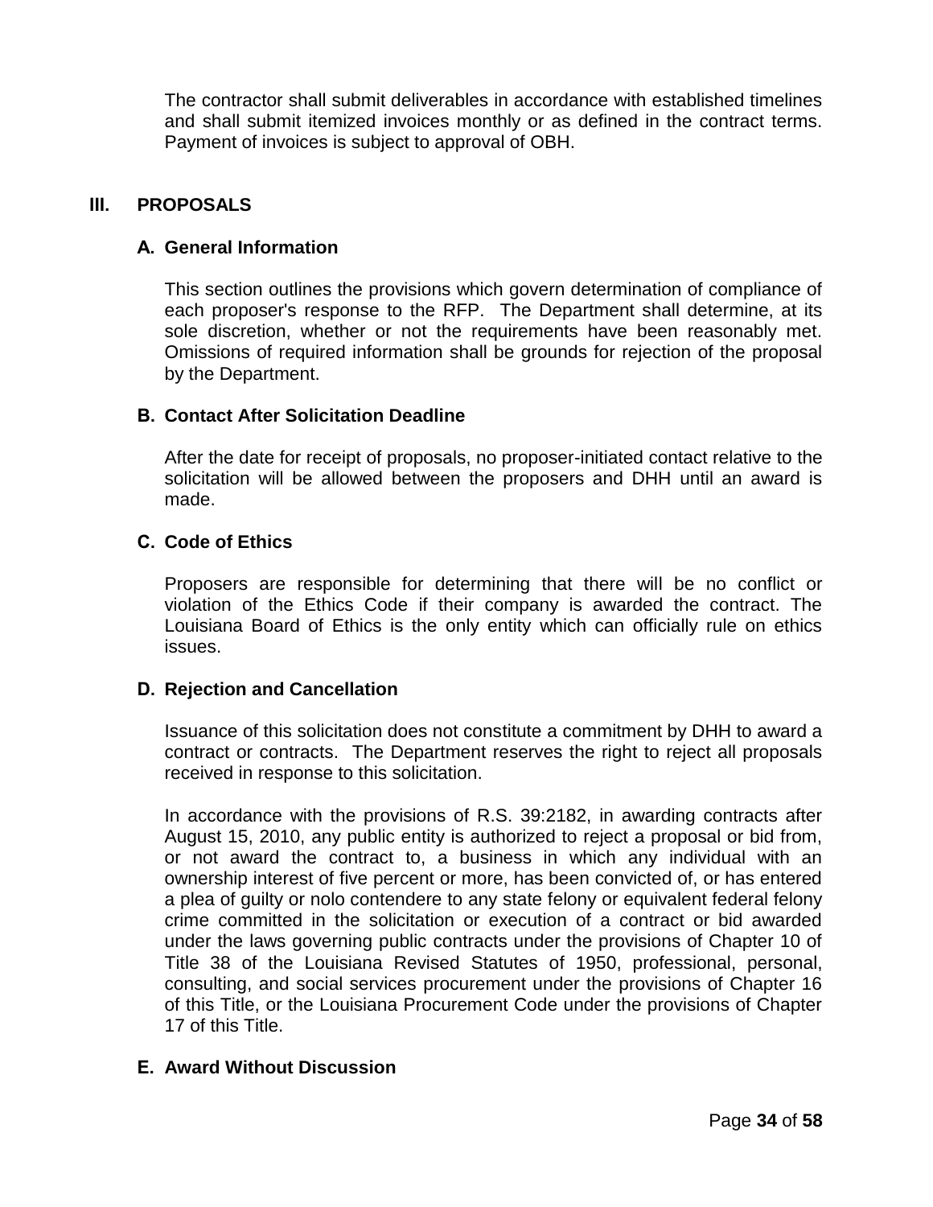The contractor shall submit deliverables in accordance with established timelines and shall submit itemized invoices monthly or as defined in the contract terms. Payment of invoices is subject to approval of OBH.

## III. PROPOSALS

### A. General Information

This section outlines the provisions which govern determination of compliance of each proposer's response to the RFP. The Department shall determine, at its sole discretion, whether or not the requirements have been reasonably met. Omissions of required information shall be grounds for rejection of the proposal by the Department.

### B. Contact After Solicitation Deadline

After the date for receipt of proposals, no proposer-initiated contact relative to the solicitation will be allowed between the proposers and DHH until an award is made.

### C. Code of Ethics

Proposers are responsible for determining that there will be no conflict or violation of the Ethics Code if their company is awarded the contract. The Louisiana Board of Ethics is the only entity which can officially rule on ethics issues.

### D. Rejection and Cancellation

Issuance of this solicitation does not constitute a commitment by DHH to award a contract or contracts. The Department reserves the right to reject all proposals received in response to this solicitation.

In accordance with the provisions of R.S. 39:2182, in awarding contracts after August 15, 2010, any public entity is authorized to reject a proposal or bid from, or not award the contract to, a business in which any individual with an ownership interest of five percent or more, has been convicted of, or has entered a plea of guilty or nolo contendere to any state felony or equivalent federal felony crime committed in the solicitation or execution of a contract or bid awarded under the laws governing public contracts under the provisions of Chapter 10 of Title 38 of the Louisiana Revised Statutes of 1950, professional, personal, consulting, and social services procurement under the provisions of Chapter 16 of this Title, or the Louisiana Procurement Code under the provisions of Chapter 17 of this Title.

### E. Award Without Discussion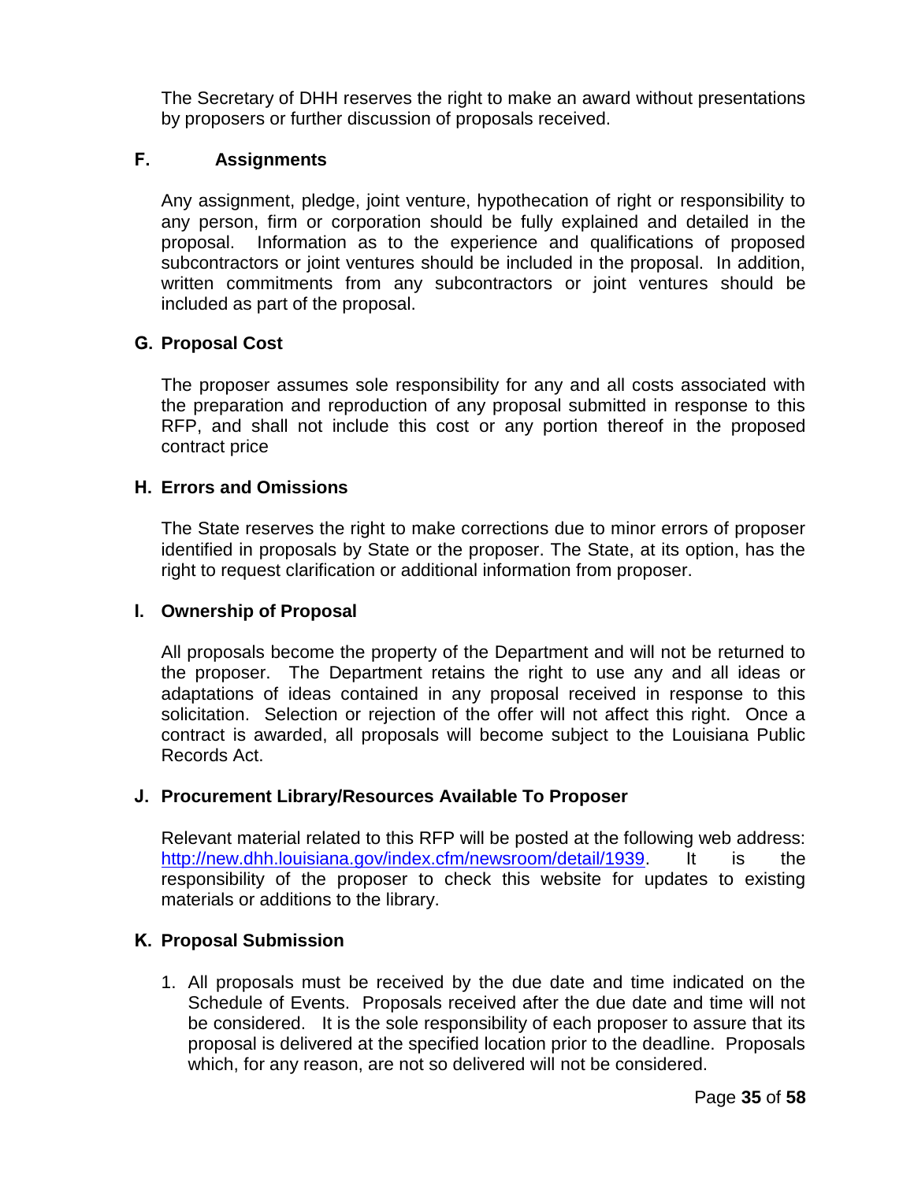The Secretary of DHH reserves the right to make an award without presentations by proposers or further discussion of proposals received.

### F. Assignments

Any assignment, pledge, joint venture, hypothecation of right or responsibility to any person, firm or corporation should be fully explained and detailed in the proposal. Information as to the experience and qualifications of proposed subcontractors or joint ventures should be included in the proposal. In addition, written commitments from any subcontractors or joint ventures should be included as part of the proposal.

### G. Proposal Cost

The proposer assumes sole responsibility for any and all costs associated with the preparation and reproduction of any proposal submitted in response to this RFP, and shall not include this cost or any portion thereof in the proposed contract price

### H. Errors and Omissions

The State reserves the right to make corrections due to minor errors of proposer identified in proposals by State or the proposer. The State, at its option, has the right to request clarification or additional information from proposer.

### I. Ownership of Proposal

All proposals become the property of the Department and will not be returned to the proposer. The Department retains the right to use any and all ideas or adaptations of ideas contained in any proposal received in response to this solicitation. Selection or rejection of the offer will not affect this right. Once a contract is awarded, all proposals will become subject to the Louisiana Public Records Act.

### J. Procurement Library/Resources Available To Proposer

Relevant material related to this RFP will be posted at the following web address: http://new.dhh.louisiana.gov/index.cfm/newsroom/detail/1939. It is the responsibility of the proposer to check this website for updates to existing materials or additions to the library.

### K. Proposal Submission

1. All proposals must be received by the due date and time indicated on the Schedule of Events. Proposals received after the due date and time will not be considered. It is the sole responsibility of each proposer to assure that its proposal is delivered at the specified location prior to the deadline. Proposals which, for any reason, are not so delivered will not be considered.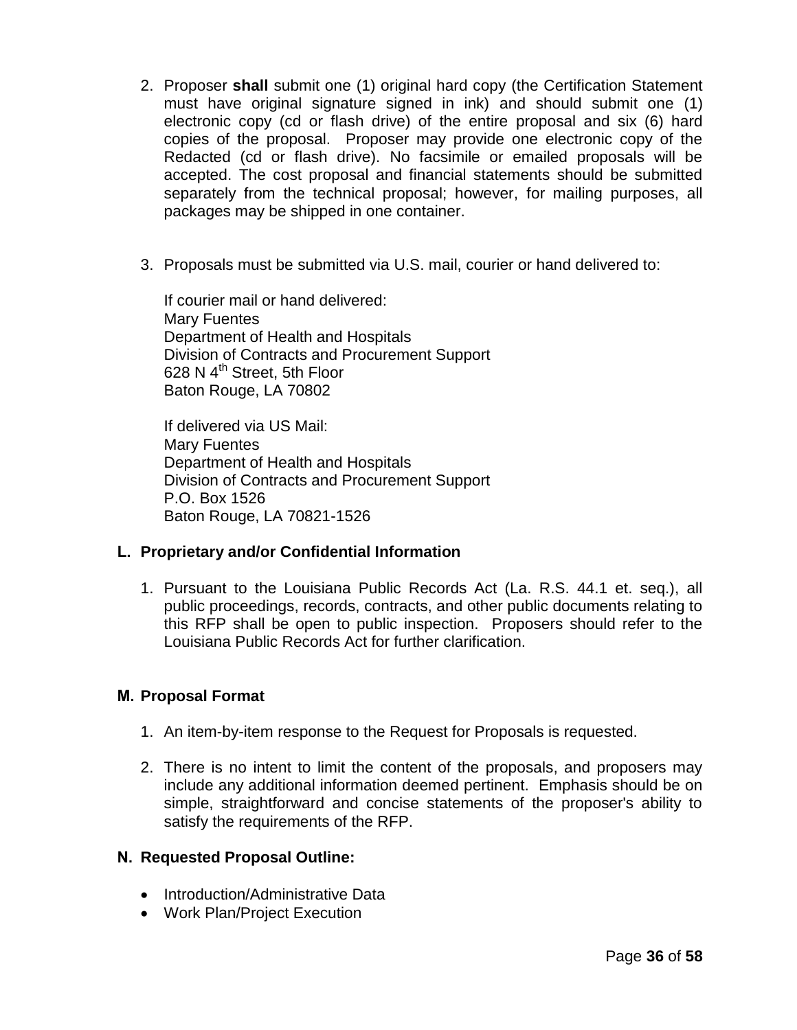2. Proposer **shall** submit one (1) original hard copy (the Certification Statement must have original signature signed in ink) and should submit one (1) electronic copy (cd or flash drive) of the entire proposal and six (6) hard copies of the proposal. Proposer may provide one electronic copy of the Redacted (cd or flash drive). No facsimile or emailed proposals will be accepted. The cost proposal and financial statements should be submitted separately from the technical proposal; however, for mailing purposes, all packages may be shipped in one container.

3. Proposals must be submitted via U.S. mail, courier or hand delivered to:

   If courier mail or hand delivered:
   Mary Fuentes
   Department of Health and Hospitals
   Division of Contracts and Procurement Support
   628 N 4th Street, 5th Floor
   Baton Rouge, LA 70802

   If delivered via US Mail:
   Mary Fuentes
   Department of Health and Hospitals
   Division of Contracts and Procurement Support
   P.O. Box 1526
   Baton Rouge, LA 70821-1526

**L. Proprietary and/or Confidential Information**

1. Pursuant to the Louisiana Public Records Act (La. R.S. 44.1 et. seq.), all public proceedings, records, contracts, and other public documents relating to this RFP shall be open to public inspection. Proposers should refer to the Louisiana Public Records Act for further clarification.

**M. Proposal Format**

1. An item-by-item response to the Request for Proposals is requested.

2. There is no intent to limit the content of the proposals, and proposers may include any additional information deemed pertinent. Emphasis should be on simple, straightforward and concise statements of the proposer's ability to satisfy the requirements of the RFP.

**N. Requested Proposal Outline:**

- Introduction/Administrative Data
- Work Plan/Project Execution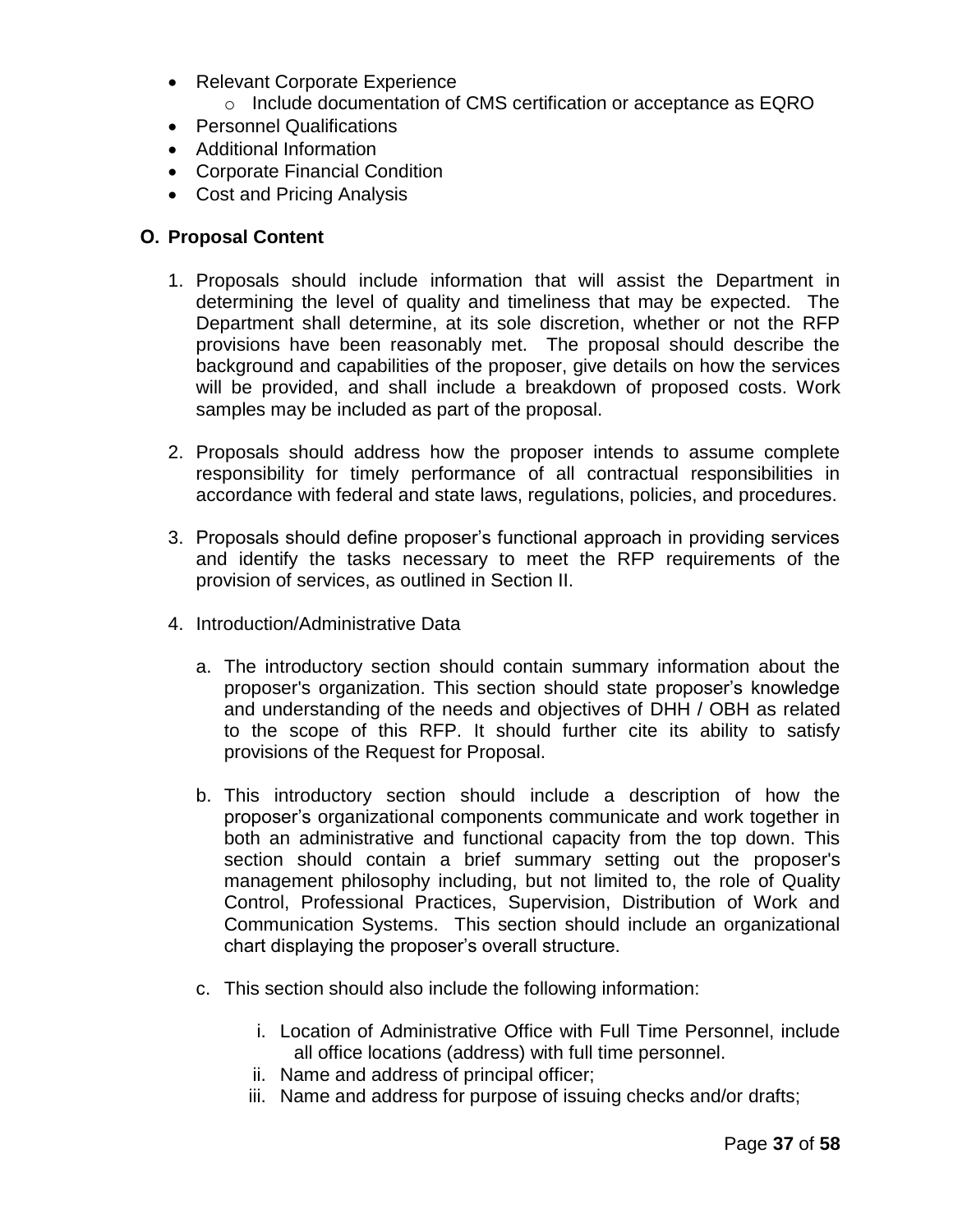- Relevant Corporate Experience
  - Include documentation of CMS certification or acceptance as EQRO
- Personnel Qualifications
- Additional Information
- Corporate Financial Condition
- Cost and Pricing Analysis

## O. Proposal Content

1. Proposals should include information that will assist the Department in determining the level of quality and timeliness that may be expected. The Department shall determine, at its sole discretion, whether or not the RFP provisions have been reasonably met. The proposal should describe the background and capabilities of the proposer, give details on how the services will be provided, and shall include a breakdown of proposed costs. Work samples may be included as part of the proposal.

2. Proposals should address how the proposer intends to assume complete responsibility for timely performance of all contractual responsibilities in accordance with federal and state laws, regulations, policies, and procedures.

3. Proposals should define proposer's functional approach in providing services and identify the tasks necessary to meet the RFP requirements of the provision of services, as outlined in Section II.

4. Introduction/Administrative Data

   a. The introductory section should contain summary information about the proposer's organization. This section should state proposer's knowledge and understanding of the needs and objectives of DHH / OBH as related to the scope of this RFP. It should further cite its ability to satisfy provisions of the Request for Proposal.

   b. This introductory section should include a description of how the proposer's organizational components communicate and work together in both an administrative and functional capacity from the top down. This section should contain a brief summary setting out the proposer's management philosophy including, but not limited to, the role of Quality Control, Professional Practices, Supervision, Distribution of Work and Communication Systems. This section should include an organizational chart displaying the proposer's overall structure.

   c. This section should also include the following information:

      i. Location of Administrative Office with Full Time Personnel, include all office locations (address) with full time personnel.
      ii. Name and address of principal officer;
      iii. Name and address for purpose of issuing checks and/or drafts;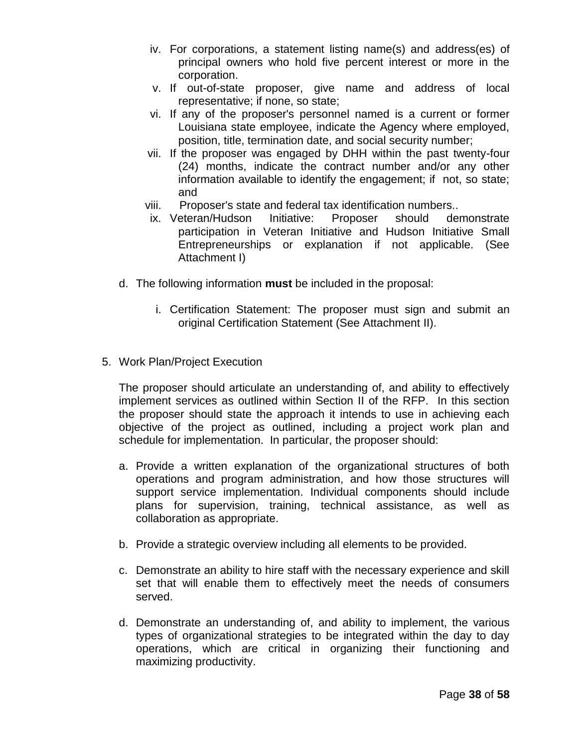iv. For corporations, a statement listing name(s) and address(es) of principal owners who hold five percent interest or more in the corporation.
   v. If out-of-state proposer, give name and address of local representative; if none, so state;
   vi. If any of the proposer's personnel named is a current or former Louisiana state employee, indicate the Agency where employed, position, title, termination date, and social security number;
   vii. If the proposer was engaged by DHH within the past twenty-four (24) months, indicate the contract number and/or any other information available to identify the engagement; if not, so state; and
   viii. Proposer's state and federal tax identification numbers..
   ix. Veteran/Hudson Initiative: Proposer should demonstrate participation in Veteran Initiative and Hudson Initiative Small Entrepreneurships or explanation if not applicable. (See Attachment I)

d. The following information **must** be included in the proposal:

   i. Certification Statement: The proposer must sign and submit an original Certification Statement (See Attachment II).

5. Work Plan/Project Execution

   The proposer should articulate an understanding of, and ability to effectively implement services as outlined within Section II of the RFP. In this section the proposer should state the approach it intends to use in achieving each objective of the project as outlined, including a project work plan and schedule for implementation. In particular, the proposer should:

   a. Provide a written explanation of the organizational structures of both operations and program administration, and how those structures will support service implementation. Individual components should include plans for supervision, training, technical assistance, as well as collaboration as appropriate.

   b. Provide a strategic overview including all elements to be provided.

   c. Demonstrate an ability to hire staff with the necessary experience and skill set that will enable them to effectively meet the needs of consumers served.

   d. Demonstrate an understanding of, and ability to implement, the various types of organizational strategies to be integrated within the day to day operations, which are critical in organizing their functioning and maximizing productivity.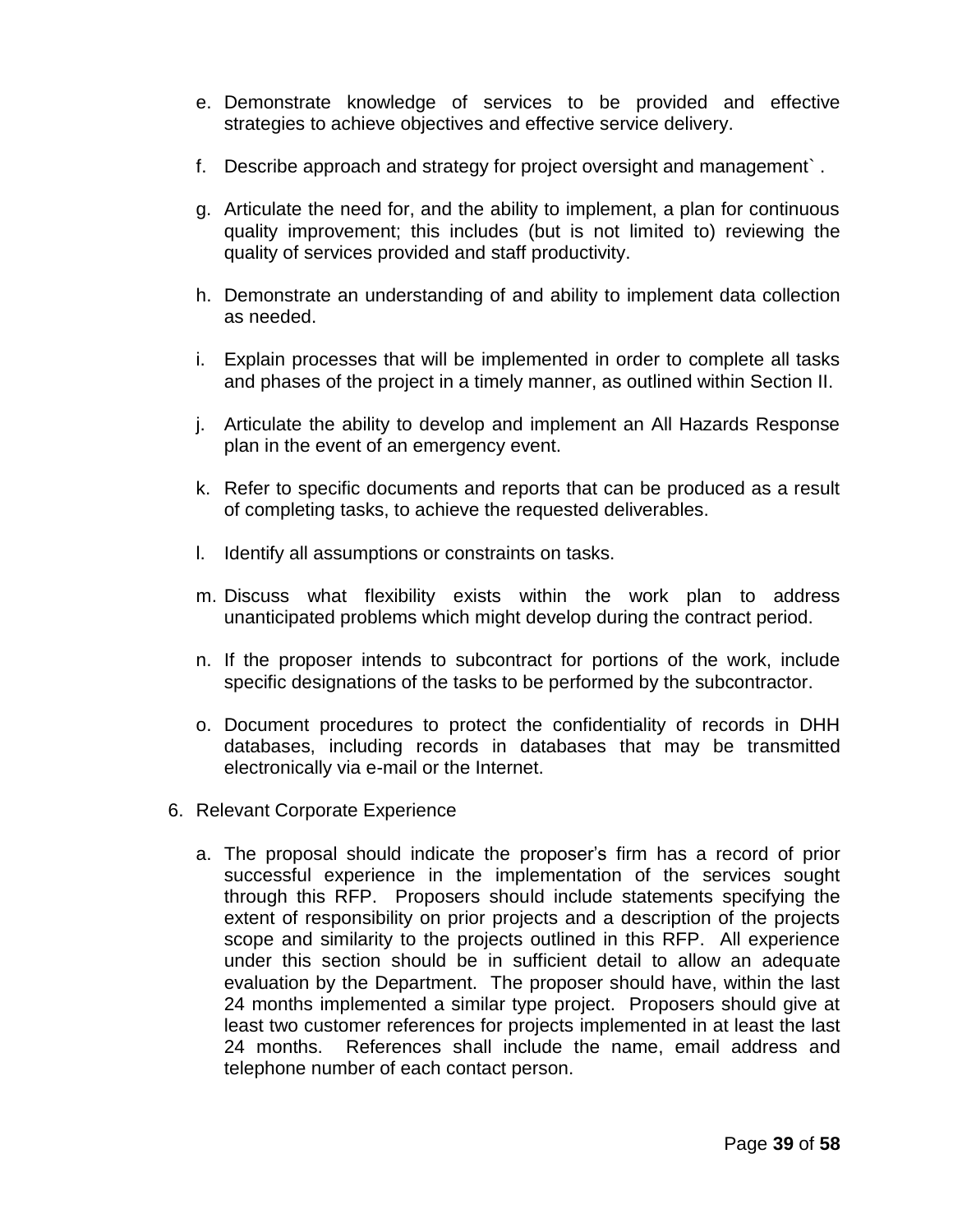e. Demonstrate knowledge of services to be provided and effective strategies to achieve objectives and effective service delivery.

f. Describe approach and strategy for project oversight and management` .

g. Articulate the need for, and the ability to implement, a plan for continuous quality improvement; this includes (but is not limited to) reviewing the quality of services provided and staff productivity.

h. Demonstrate an understanding of and ability to implement data collection as needed.

i. Explain processes that will be implemented in order to complete all tasks and phases of the project in a timely manner, as outlined within Section II.

j. Articulate the ability to develop and implement an All Hazards Response plan in the event of an emergency event.

k. Refer to specific documents and reports that can be produced as a result of completing tasks, to achieve the requested deliverables.

l. Identify all assumptions or constraints on tasks.

m. Discuss what flexibility exists within the work plan to address unanticipated problems which might develop during the contract period.

n. If the proposer intends to subcontract for portions of the work, include specific designations of the tasks to be performed by the subcontractor.

o. Document procedures to protect the confidentiality of records in DHH databases, including records in databases that may be transmitted electronically via e-mail or the Internet.

6. Relevant Corporate Experience

   a. The proposal should indicate the proposer's firm has a record of prior successful experience in the implementation of the services sought through this RFP. Proposers should include statements specifying the extent of responsibility on prior projects and a description of the projects scope and similarity to the projects outlined in this RFP. All experience under this section should be in sufficient detail to allow an adequate evaluation by the Department. The proposer should have, within the last 24 months implemented a similar type project. Proposers should give at least two customer references for projects implemented in at least the last 24 months. References shall include the name, email address and telephone number of each contact person.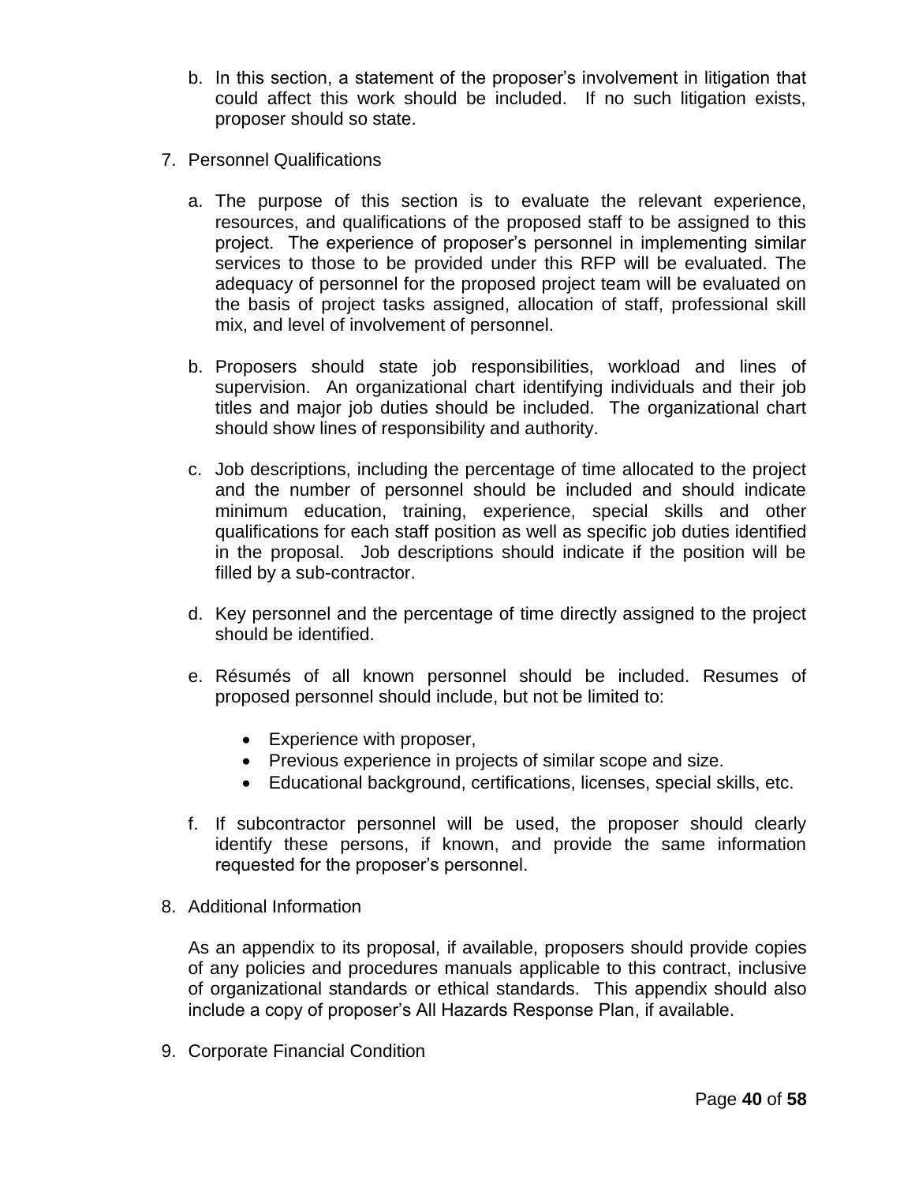b. In this section, a statement of the proposer's involvement in litigation that could affect this work should be included. If no such litigation exists, proposer should so state.

7. Personnel Qualifications

   a. The purpose of this section is to evaluate the relevant experience, resources, and qualifications of the proposed staff to be assigned to this project. The experience of proposer's personnel in implementing similar services to those to be provided under this RFP will be evaluated. The adequacy of personnel for the proposed project team will be evaluated on the basis of project tasks assigned, allocation of staff, professional skill mix, and level of involvement of personnel.

   b. Proposers should state job responsibilities, workload and lines of supervision. An organizational chart identifying individuals and their job titles and major job duties should be included. The organizational chart should show lines of responsibility and authority.

   c. Job descriptions, including the percentage of time allocated to the project and the number of personnel should be included and should indicate minimum education, training, experience, special skills and other qualifications for each staff position as well as specific job duties identified in the proposal. Job descriptions should indicate if the position will be filled by a sub-contractor.

   d. Key personnel and the percentage of time directly assigned to the project should be identified.

   e. Résumés of all known personnel should be included. Resumes of proposed personnel should include, but not be limited to:

      - Experience with proposer,
      - Previous experience in projects of similar scope and size.
      - Educational background, certifications, licenses, special skills, etc.

   f. If subcontractor personnel will be used, the proposer should clearly identify these persons, if known, and provide the same information requested for the proposer's personnel.

8. Additional Information

   As an appendix to its proposal, if available, proposers should provide copies of any policies and procedures manuals applicable to this contract, inclusive of organizational standards or ethical standards. This appendix should also include a copy of proposer's All Hazards Response Plan, if available.

9. Corporate Financial Condition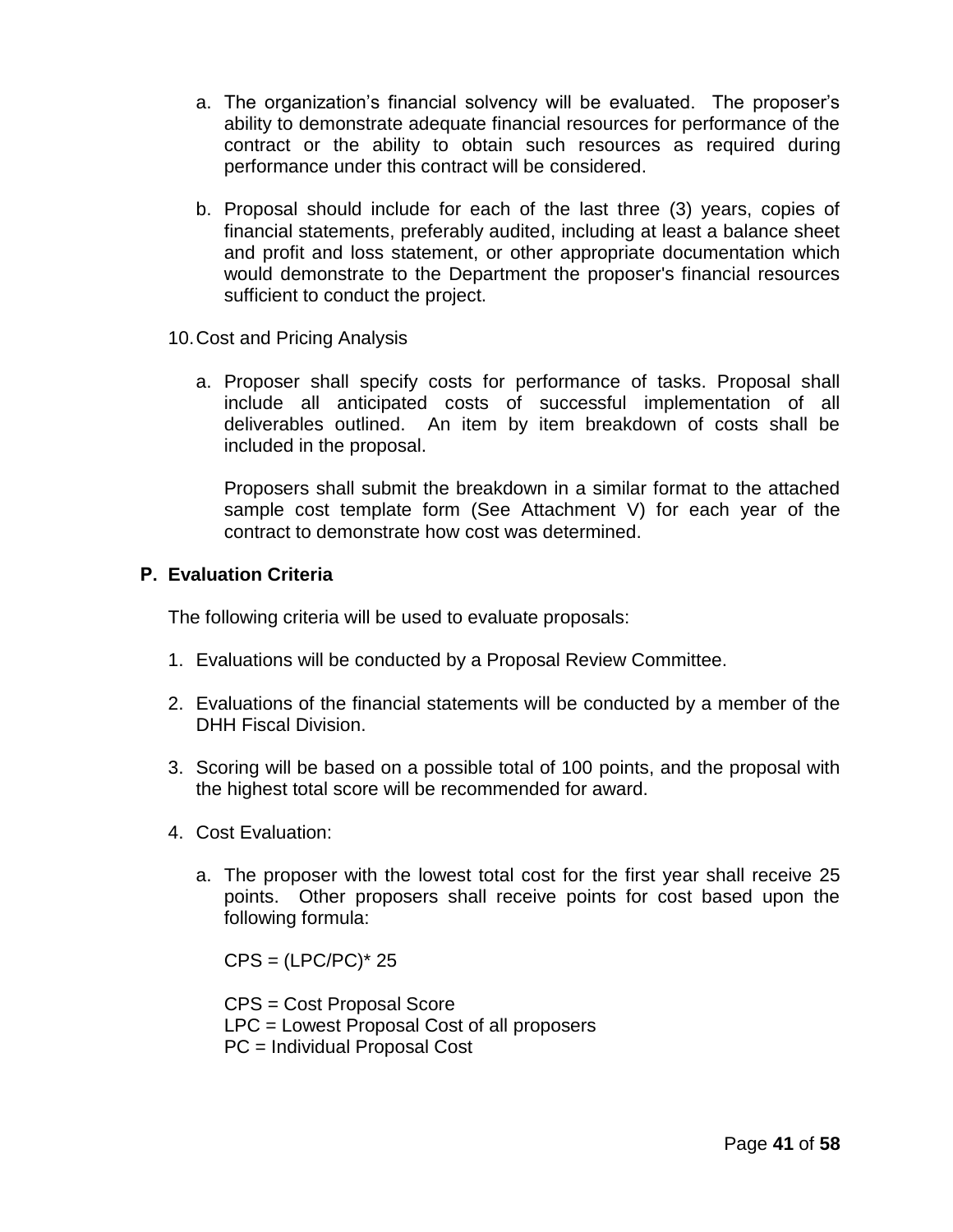a. The organization's financial solvency will be evaluated. The proposer's ability to demonstrate adequate financial resources for performance of the contract or the ability to obtain such resources as required during performance under this contract will be considered.

b. Proposal should include for each of the last three (3) years, copies of financial statements, preferably audited, including at least a balance sheet and profit and loss statement, or other appropriate documentation which would demonstrate to the Department the proposer's financial resources sufficient to conduct the project.

10. Cost and Pricing Analysis

a. Proposer shall specify costs for performance of tasks. Proposal shall include all anticipated costs of successful implementation of all deliverables outlined. An item by item breakdown of costs shall be included in the proposal.

   Proposers shall submit the breakdown in a similar format to the attached sample cost template form (See Attachment V) for each year of the contract to demonstrate how cost was determined.

## P. Evaluation Criteria

The following criteria will be used to evaluate proposals:

1. Evaluations will be conducted by a Proposal Review Committee.

2. Evaluations of the financial statements will be conducted by a member of the DHH Fiscal Division.

3. Scoring will be based on a possible total of 100 points, and the proposal with the highest total score will be recommended for award.

4. Cost Evaluation:

   a. The proposer with the lowest total cost for the first year shall receive 25 points. Other proposers shall receive points for cost based upon the following formula:

      $CPS = (LPC/PC) * 25$

      CPS = Cost Proposal Score
      LPC = Lowest Proposal Cost of all proposers
      PC = Individual Proposal Cost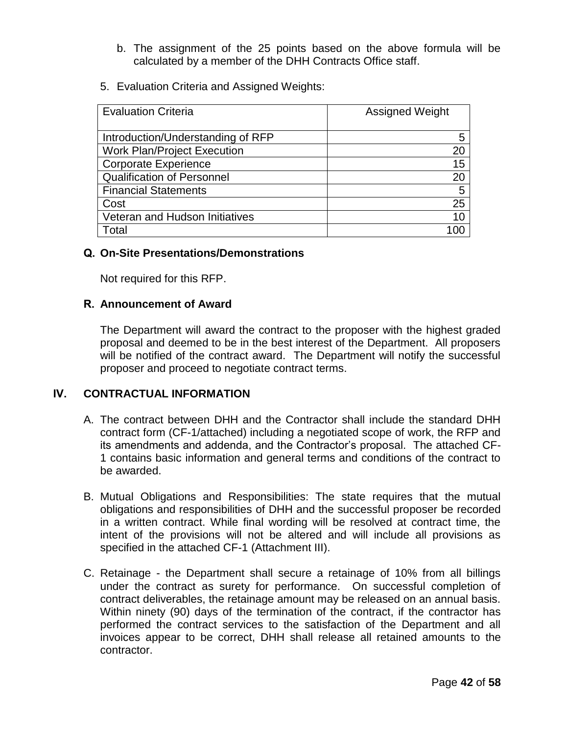b. The assignment of the 25 points based on the above formula will be calculated by a member of the DHH Contracts Office staff.

5. Evaluation Criteria and Assigned Weights:

| Evaluation Criteria | Assigned Weight |
|---|---|
| Introduction/Understanding of RFP | 5 |
| Work Plan/Project Execution | 20 |
| Corporate Experience | 15 |
| Qualification of Personnel | 20 |
| Financial Statements | 5 |
| Cost | 25 |
| Veteran and Hudson Initiatives | 10 |
| Total | 100 |

### Q. On-Site Presentations/Demonstrations

Not required for this RFP.

### R. Announcement of Award

The Department will award the contract to the proposer with the highest graded proposal and deemed to be in the best interest of the Department. All proposers will be notified of the contract award. The Department will notify the successful proposer and proceed to negotiate contract terms.

## IV. CONTRACTUAL INFORMATION

A. The contract between DHH and the Contractor shall include the standard DHH contract form (CF-1/attached) including a negotiated scope of work, the RFP and its amendments and addenda, and the Contractor's proposal. The attached CF-1 contains basic information and general terms and conditions of the contract to be awarded.

B. Mutual Obligations and Responsibilities: The state requires that the mutual obligations and responsibilities of DHH and the successful proposer be recorded in a written contract. While final wording will be resolved at contract time, the intent of the provisions will not be altered and will include all provisions as specified in the attached CF-1 (Attachment III).

C. Retainage - the Department shall secure a retainage of 10% from all billings under the contract as surety for performance. On successful completion of contract deliverables, the retainage amount may be released on an annual basis. Within ninety (90) days of the termination of the contract, if the contractor has performed the contract services to the satisfaction of the Department and all invoices appear to be correct, DHH shall release all retained amounts to the contractor.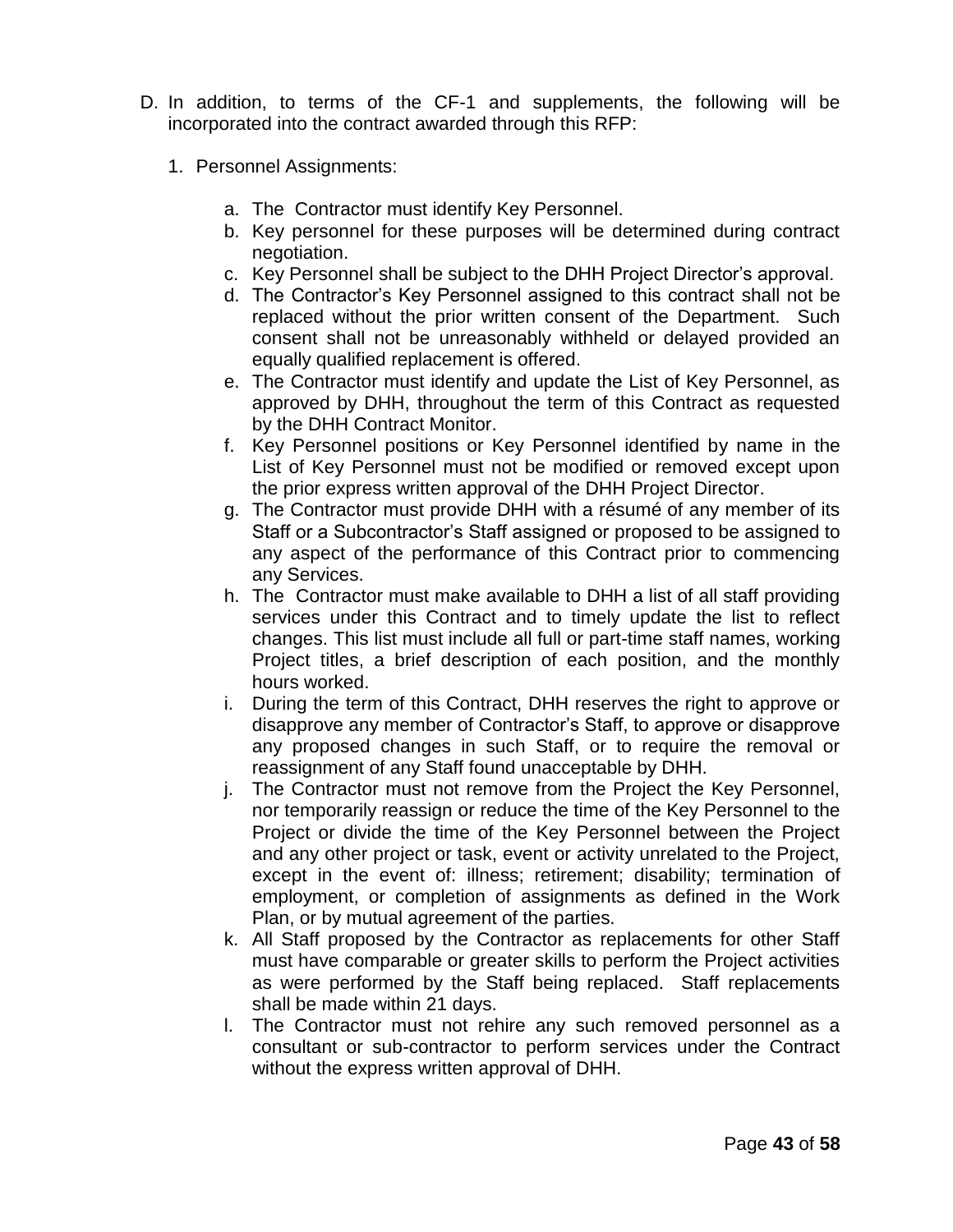D. In addition, to terms of the CF-1 and supplements, the following will be incorporated into the contract awarded through this RFP:

   1. Personnel Assignments:

      a. The Contractor must identify Key Personnel.
      b. Key personnel for these purposes will be determined during contract negotiation.
      c. Key Personnel shall be subject to the DHH Project Director's approval.
      d. The Contractor's Key Personnel assigned to this contract shall not be replaced without the prior written consent of the Department. Such consent shall not be unreasonably withheld or delayed provided an equally qualified replacement is offered.
      e. The Contractor must identify and update the List of Key Personnel, as approved by DHH, throughout the term of this Contract as requested by the DHH Contract Monitor.
      f. Key Personnel positions or Key Personnel identified by name in the List of Key Personnel must not be modified or removed except upon the prior express written approval of the DHH Project Director.
      g. The Contractor must provide DHH with a résumé of any member of its Staff or a Subcontractor's Staff assigned or proposed to be assigned to any aspect of the performance of this Contract prior to commencing any Services.
      h. The Contractor must make available to DHH a list of all staff providing services under this Contract and to timely update the list to reflect changes. This list must include all full or part-time staff names, working Project titles, a brief description of each position, and the monthly hours worked.
      i. During the term of this Contract, DHH reserves the right to approve or disapprove any member of Contractor's Staff, to approve or disapprove any proposed changes in such Staff, or to require the removal or reassignment of any Staff found unacceptable by DHH.
      j. The Contractor must not remove from the Project the Key Personnel, nor temporarily reassign or reduce the time of the Key Personnel to the Project or divide the time of the Key Personnel between the Project and any other project or task, event or activity unrelated to the Project, except in the event of: illness; retirement; disability; termination of employment, or completion of assignments as defined in the Work Plan, or by mutual agreement of the parties.
      k. All Staff proposed by the Contractor as replacements for other Staff must have comparable or greater skills to perform the Project activities as were performed by the Staff being replaced. Staff replacements shall be made within 21 days.
      l. The Contractor must not rehire any such removed personnel as a consultant or sub-contractor to perform services under the Contract without the express written approval of DHH.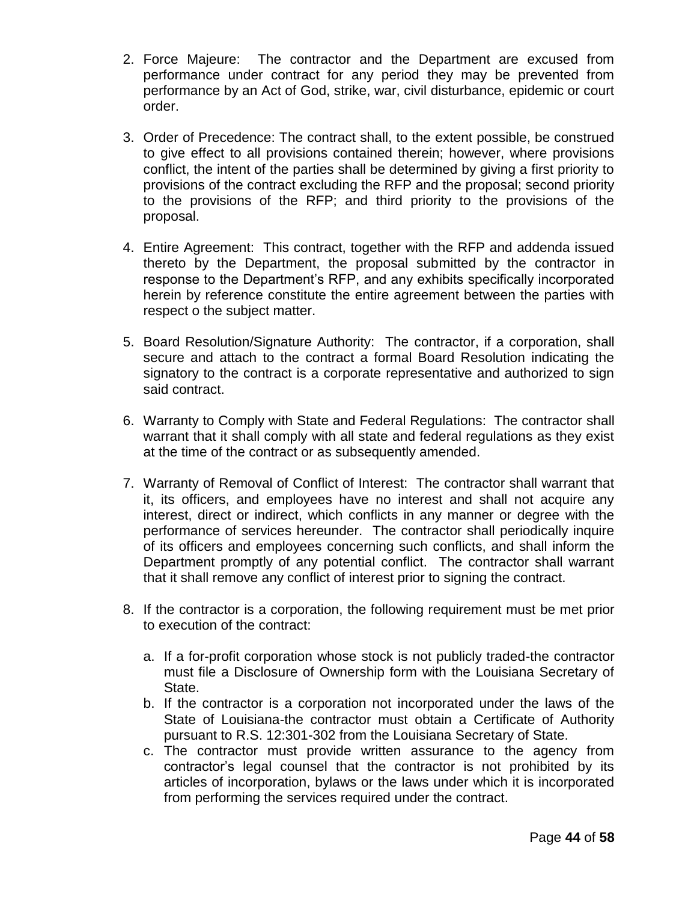2. Force Majeure: The contractor and the Department are excused from performance under contract for any period they may be prevented from performance by an Act of God, strike, war, civil disturbance, epidemic or court order.

3. Order of Precedence: The contract shall, to the extent possible, be construed to give effect to all provisions contained therein; however, where provisions conflict, the intent of the parties shall be determined by giving a first priority to provisions of the contract excluding the RFP and the proposal; second priority to the provisions of the RFP; and third priority to the provisions of the proposal.

4. Entire Agreement: This contract, together with the RFP and addenda issued thereto by the Department, the proposal submitted by the contractor in response to the Department's RFP, and any exhibits specifically incorporated herein by reference constitute the entire agreement between the parties with respect o the subject matter.

5. Board Resolution/Signature Authority: The contractor, if a corporation, shall secure and attach to the contract a formal Board Resolution indicating the signatory to the contract is a corporate representative and authorized to sign said contract.

6. Warranty to Comply with State and Federal Regulations: The contractor shall warrant that it shall comply with all state and federal regulations as they exist at the time of the contract or as subsequently amended.

7. Warranty of Removal of Conflict of Interest: The contractor shall warrant that it, its officers, and employees have no interest and shall not acquire any interest, direct or indirect, which conflicts in any manner or degree with the performance of services hereunder. The contractor shall periodically inquire of its officers and employees concerning such conflicts, and shall inform the Department promptly of any potential conflict. The contractor shall warrant that it shall remove any conflict of interest prior to signing the contract.

8. If the contractor is a corporation, the following requirement must be met prior to execution of the contract:

   a. If a for-profit corporation whose stock is not publicly traded-the contractor must file a Disclosure of Ownership form with the Louisiana Secretary of State.
   b. If the contractor is a corporation not incorporated under the laws of the State of Louisiana-the contractor must obtain a Certificate of Authority pursuant to R.S. 12:301-302 from the Louisiana Secretary of State.
   c. The contractor must provide written assurance to the agency from contractor's legal counsel that the contractor is not prohibited by its articles of incorporation, bylaws or the laws under which it is incorporated from performing the services required under the contract.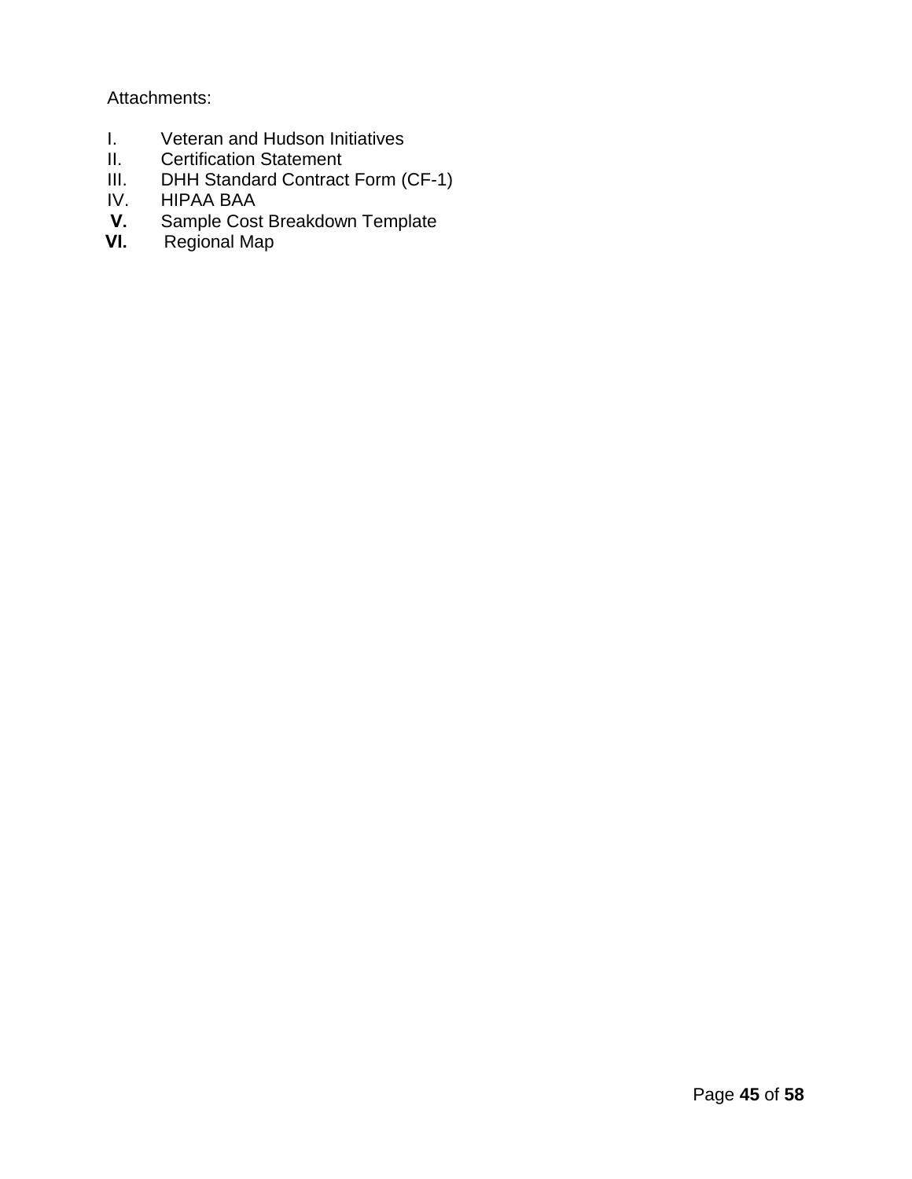Attachments:

I. Veteran and Hudson Initiatives
II. Certification Statement
III. DHH Standard Contract Form (CF-1)
IV. HIPAA BAA
**V.** Sample Cost Breakdown Template
**VI.** Regional Map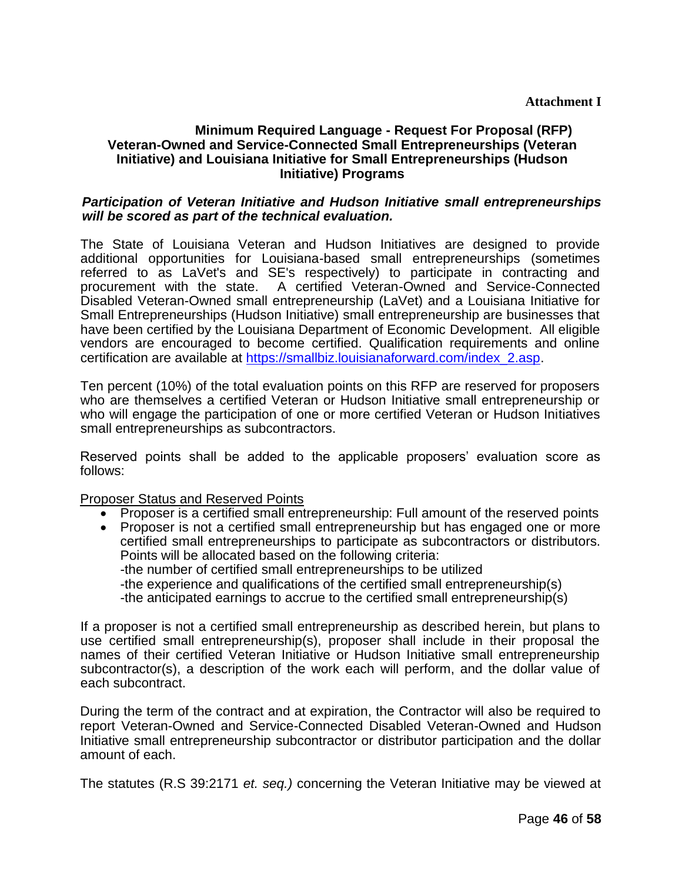**Attachment I**

## Minimum Required Language - Request For Proposal (RFP) Veteran-Owned and Service-Connected Small Entrepreneurships (Veteran Initiative) and Louisiana Initiative for Small Entrepreneurships (Hudson Initiative) Programs

***Participation of Veteran Initiative and Hudson Initiative small entrepreneurships will be scored as part of the technical evaluation.***

The State of Louisiana Veteran and Hudson Initiatives are designed to provide additional opportunities for Louisiana-based small entrepreneurships (sometimes referred to as LaVet's and SE's respectively) to participate in contracting and procurement with the state. A certified Veteran-Owned and Service-Connected Disabled Veteran-Owned small entrepreneurship (LaVet) and a Louisiana Initiative for Small Entrepreneurships (Hudson Initiative) small entrepreneurship are businesses that have been certified by the Louisiana Department of Economic Development. All eligible vendors are encouraged to become certified. Qualification requirements and online certification are available at [https://smallbiz.louisianaforward.com/index_2.asp](https://smallbiz.louisianaforward.com/index_2.asp).

Ten percent (10%) of the total evaluation points on this RFP are reserved for proposers who are themselves a certified Veteran or Hudson Initiative small entrepreneurship or who will engage the participation of one or more certified Veteran or Hudson Initiatives small entrepreneurships as subcontractors.

Reserved points shall be added to the applicable proposers' evaluation score as follows:

Proposer Status and Reserved Points

- Proposer is a certified small entrepreneurship: Full amount of the reserved points
- Proposer is not a certified small entrepreneurship but has engaged one or more certified small entrepreneurships to participate as subcontractors or distributors. Points will be allocated based on the following criteria:
  -the number of certified small entrepreneurships to be utilized
  -the experience and qualifications of the certified small entrepreneurship(s)
  -the anticipated earnings to accrue to the certified small entrepreneurship(s)

If a proposer is not a certified small entrepreneurship as described herein, but plans to use certified small entrepreneurship(s), proposer shall include in their proposal the names of their certified Veteran Initiative or Hudson Initiative small entrepreneurship subcontractor(s), a description of the work each will perform, and the dollar value of each subcontract.

During the term of the contract and at expiration, the Contractor will also be required to report Veteran-Owned and Service-Connected Disabled Veteran-Owned and Hudson Initiative small entrepreneurship subcontractor or distributor participation and the dollar amount of each.

The statutes (R.S 39:2171 *et. seq.)* concerning the Veteran Initiative may be viewed at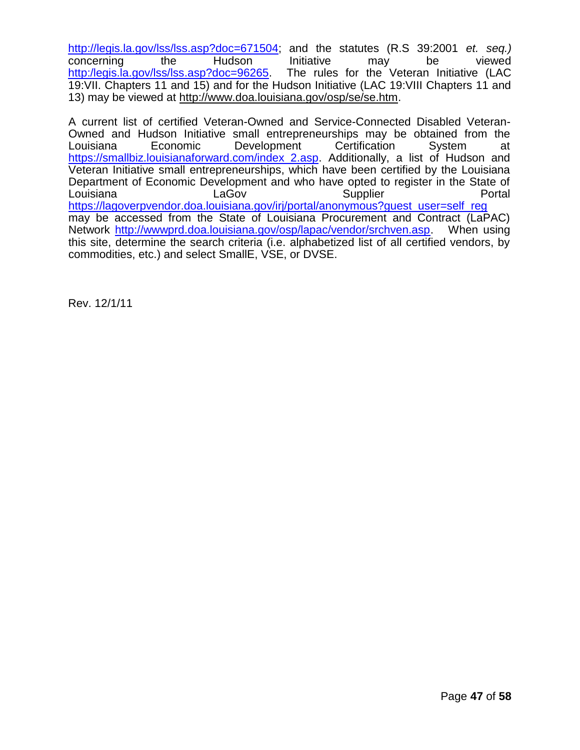http://legis.la.gov/lss/lss.asp?doc=671504; and the statutes (R.S 39:2001 *et. seq.)* concerning the Hudson Initiative may be viewed http://legis.la.gov/lss/lss.asp?doc=96265. The rules for the Veteran Initiative (LAC 19:VII. Chapters 11 and 15) and for the Hudson Initiative (LAC 19:VIII Chapters 11 and 13) may be viewed at http://www.doa.louisiana.gov/osp/se/se.htm.

A current list of certified Veteran-Owned and Service-Connected Disabled Veteran-Owned and Hudson Initiative small entrepreneurships may be obtained from the Louisiana Economic Development Certification System at https://smallbiz.louisianaforward.com/index_2.asp. Additionally, a list of Hudson and Veteran Initiative small entrepreneurships, which have been certified by the Louisiana Department of Economic Development and who have opted to register in the State of Louisiana LaGov Supplier Portal https://lagoverpvendor.doa.louisiana.gov/irj/portal/anonymous?guest_user=self_reg may be accessed from the State of Louisiana Procurement and Contract (LaPAC) Network http://wwwprd.doa.louisiana.gov/osp/lapac/vendor/srchven.asp. When using this site, determine the search criteria (i.e. alphabetized list of all certified vendors, by commodities, etc.) and select SmallE, VSE, or DVSE.

Rev. 12/1/11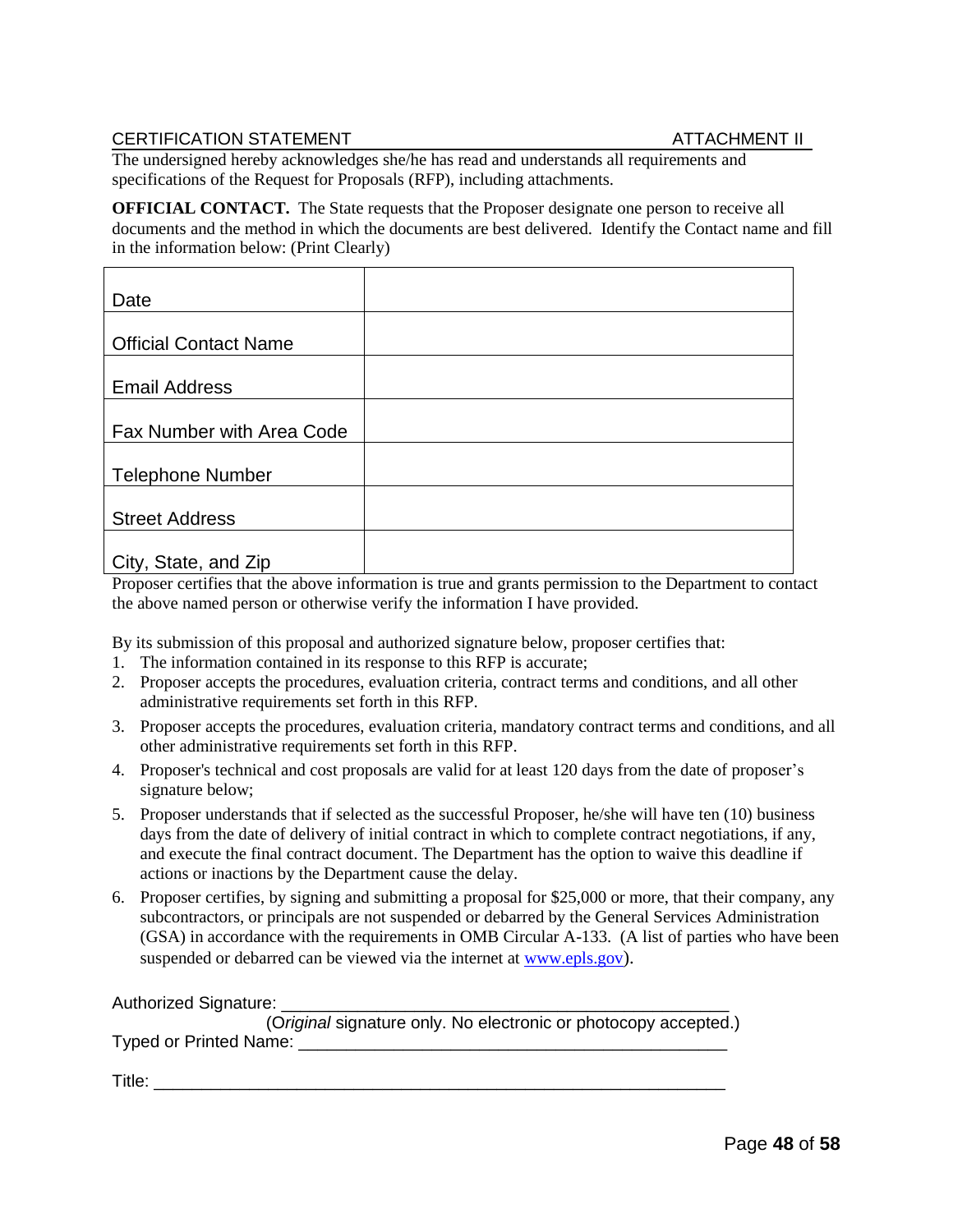CERTIFICATION STATEMENT ATTACHMENT II

The undersigned hereby acknowledges she/he has read and understands all requirements and specifications of the Request for Proposals (RFP), including attachments.

**OFFICIAL CONTACT.** The State requests that the Proposer designate one person to receive all documents and the method in which the documents are best delivered. Identify the Contact name and fill in the information below: (Print Clearly)

| | |
|---|---|
| Date | |
| Official Contact Name | |
| Email Address | |
| Fax Number with Area Code | |
| Telephone Number | |
| Street Address | |
| City, State, and Zip | |

Proposer certifies that the above information is true and grants permission to the Department to contact the above named person or otherwise verify the information I have provided.

By its submission of this proposal and authorized signature below, proposer certifies that:

1. The information contained in its response to this RFP is accurate;
2. Proposer accepts the procedures, evaluation criteria, contract terms and conditions, and all other administrative requirements set forth in this RFP.
3. Proposer accepts the procedures, evaluation criteria, mandatory contract terms and conditions, and all other administrative requirements set forth in this RFP.
4. Proposer's technical and cost proposals are valid for at least 120 days from the date of proposer's signature below;
5. Proposer understands that if selected as the successful Proposer, he/she will have ten (10) business days from the date of delivery of initial contract in which to complete contract negotiations, if any, and execute the final contract document. The Department has the option to waive this deadline if actions or inactions by the Department cause the delay.
6. Proposer certifies, by signing and submitting a proposal for $25,000 or more, that their company, any subcontractors, or principals are not suspended or debarred by the General Services Administration (GSA) in accordance with the requirements in OMB Circular A-133. (A list of parties who have been suspended or debarred can be viewed via the internet at www.epls.gov).

Authorized Signature: ______________________________________________

(*Original* signature only. No electronic or photocopy accepted.)

Typed or Printed Name: ______________________________________________

Title: ____________________________________________________________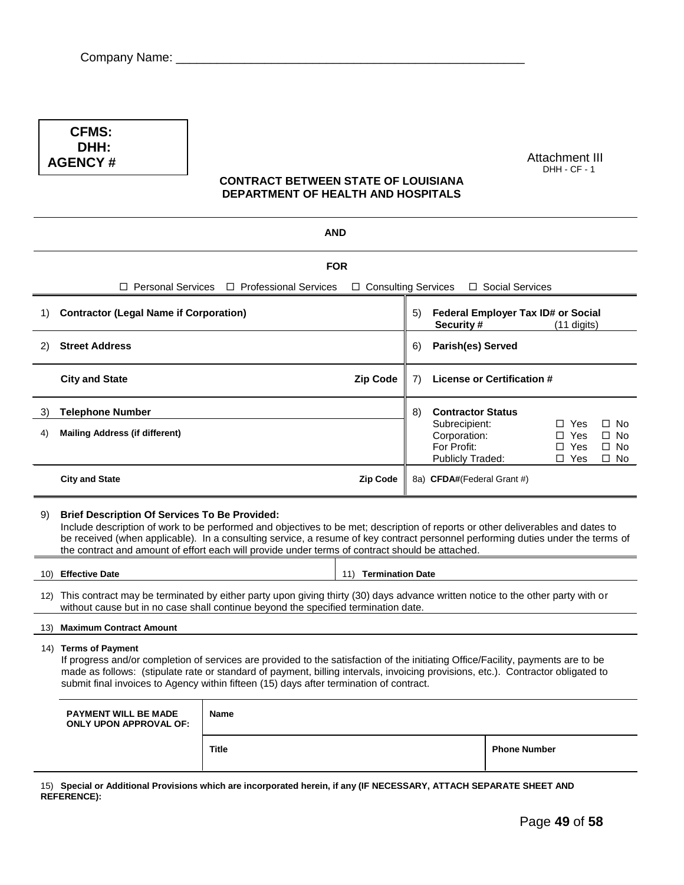Company Name: ___________________________________________________

| CFMS: |
|---|
| DHH: |
| AGENCY # |

Attachment III
DHH - CF - 1

**CONTRACT BETWEEN STATE OF LOUISIANA**
**DEPARTMENT OF HEALTH AND HOSPITALS**

**AND**

**FOR**

☐ Personal Services ☐ Professional Services ☐ Consulting Services ☐ Social Services

| | | | |
|---|---|---|---|
| 1) **Contractor (Legal Name if Corporation)** | | 5) **Federal Employer Tax ID# or Social Security #** (11 digits) | |
| 2) **Street Address** | | 6) **Parish(es) Served** | |
| **City and State** | **Zip Code** | 7) **License or Certification #** | |
| 3) **Telephone Number** | | 8) **Contractor Status** | |
| 4) **Mailing Address (if different)** | | Subrecipient: | ☐ Yes ☐ No |
| | | Corporation: | ☐ Yes ☐ No |
| | | For Profit: | ☐ Yes ☐ No |
| | | Publicly Traded: | ☐ Yes ☐ No |
| **City and State** | **Zip Code** | 8a) **CFDA#**(Federal Grant #) | |

9) **Brief Description Of Services To Be Provided:**
Include description of work to be performed and objectives to be met; description of reports or other deliverables and dates to be received (when applicable). In a consulting service, a resume of key contract personnel performing duties under the terms of the contract and amount of effort each will provide under terms of contract should be attached.

| | |
|---|---|
| 10) **Effective Date** | 11) **Termination Date** |

12) This contract may be terminated by either party upon giving thirty (30) days advance written notice to the other party with or without cause but in no case shall continue beyond the specified termination date.

13) **Maximum Contract Amount**

14) **Terms of Payment**
If progress and/or completion of services are provided to the satisfaction of the initiating Office/Facility, payments are to be made as follows: (stipulate rate or standard of payment, billing intervals, invoicing provisions, etc.). Contractor obligated to submit final invoices to Agency within fifteen (15) days after termination of contract.

| **PAYMENT WILL BE MADE ONLY UPON APPROVAL OF:** | **Name** | |
|---|---|---|
| | **Title** | **Phone Number** |

15) **Special or Additional Provisions which are incorporated herein, if any (IF NECESSARY, ATTACH SEPARATE SHEET AND REFERENCE):**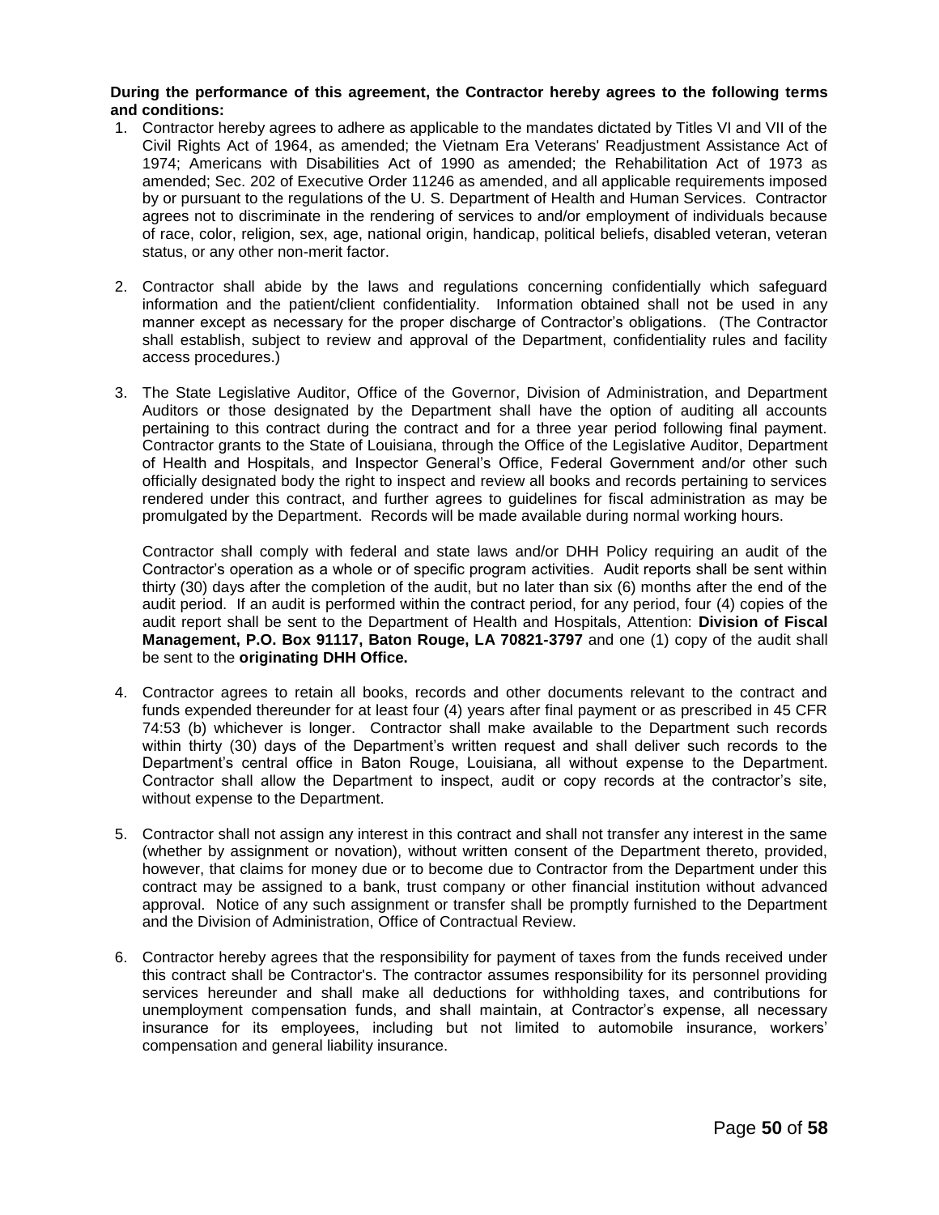**During the performance of this agreement, the Contractor hereby agrees to the following terms and conditions:**

1. Contractor hereby agrees to adhere as applicable to the mandates dictated by Titles VI and VII of the Civil Rights Act of 1964, as amended; the Vietnam Era Veterans' Readjustment Assistance Act of 1974; Americans with Disabilities Act of 1990 as amended; the Rehabilitation Act of 1973 as amended; Sec. 202 of Executive Order 11246 as amended, and all applicable requirements imposed by or pursuant to the regulations of the U. S. Department of Health and Human Services. Contractor agrees not to discriminate in the rendering of services to and/or employment of individuals because of race, color, religion, sex, age, national origin, handicap, political beliefs, disabled veteran, veteran status, or any other non-merit factor.

2. Contractor shall abide by the laws and regulations concerning confidentially which safeguard information and the patient/client confidentiality. Information obtained shall not be used in any manner except as necessary for the proper discharge of Contractor's obligations. (The Contractor shall establish, subject to review and approval of the Department, confidentiality rules and facility access procedures.)

3. The State Legislative Auditor, Office of the Governor, Division of Administration, and Department Auditors or those designated by the Department shall have the option of auditing all accounts pertaining to this contract during the contract and for a three year period following final payment. Contractor grants to the State of Louisiana, through the Office of the Legislative Auditor, Department of Health and Hospitals, and Inspector General's Office, Federal Government and/or other such officially designated body the right to inspect and review all books and records pertaining to services rendered under this contract, and further agrees to guidelines for fiscal administration as may be promulgated by the Department. Records will be made available during normal working hours.

   Contractor shall comply with federal and state laws and/or DHH Policy requiring an audit of the Contractor's operation as a whole or of specific program activities. Audit reports shall be sent within thirty (30) days after the completion of the audit, but no later than six (6) months after the end of the audit period. If an audit is performed within the contract period, for any period, four (4) copies of the audit report shall be sent to the Department of Health and Hospitals, Attention: **Division of Fiscal Management, P.O. Box 91117, Baton Rouge, LA 70821-3797** and one (1) copy of the audit shall be sent to the **originating DHH Office.**

4. Contractor agrees to retain all books, records and other documents relevant to the contract and funds expended thereunder for at least four (4) years after final payment or as prescribed in 45 CFR 74:53 (b) whichever is longer. Contractor shall make available to the Department such records within thirty (30) days of the Department's written request and shall deliver such records to the Department's central office in Baton Rouge, Louisiana, all without expense to the Department. Contractor shall allow the Department to inspect, audit or copy records at the contractor's site, without expense to the Department.

5. Contractor shall not assign any interest in this contract and shall not transfer any interest in the same (whether by assignment or novation), without written consent of the Department thereto, provided, however, that claims for money due or to become due to Contractor from the Department under this contract may be assigned to a bank, trust company or other financial institution without advanced approval. Notice of any such assignment or transfer shall be promptly furnished to the Department and the Division of Administration, Office of Contractual Review.

6. Contractor hereby agrees that the responsibility for payment of taxes from the funds received under this contract shall be Contractor's. The contractor assumes responsibility for its personnel providing services hereunder and shall make all deductions for withholding taxes, and contributions for unemployment compensation funds, and shall maintain, at Contractor's expense, all necessary insurance for its employees, including but not limited to automobile insurance, workers' compensation and general liability insurance.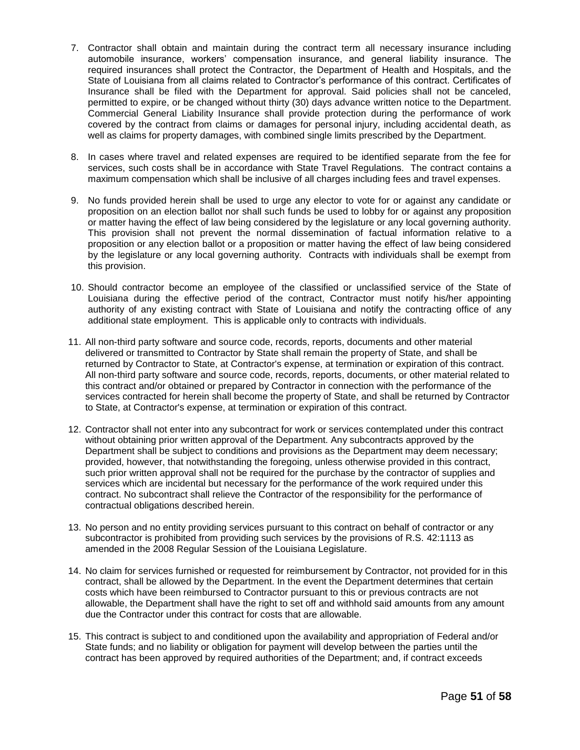7. Contractor shall obtain and maintain during the contract term all necessary insurance including automobile insurance, workers' compensation insurance, and general liability insurance. The required insurances shall protect the Contractor, the Department of Health and Hospitals, and the State of Louisiana from all claims related to Contractor's performance of this contract. Certificates of Insurance shall be filed with the Department for approval. Said policies shall not be canceled, permitted to expire, or be changed without thirty (30) days advance written notice to the Department. Commercial General Liability Insurance shall provide protection during the performance of work covered by the contract from claims or damages for personal injury, including accidental death, as well as claims for property damages, with combined single limits prescribed by the Department.

8. In cases where travel and related expenses are required to be identified separate from the fee for services, such costs shall be in accordance with State Travel Regulations. The contract contains a maximum compensation which shall be inclusive of all charges including fees and travel expenses.

9. No funds provided herein shall be used to urge any elector to vote for or against any candidate or proposition on an election ballot nor shall such funds be used to lobby for or against any proposition or matter having the effect of law being considered by the legislature or any local governing authority. This provision shall not prevent the normal dissemination of factual information relative to a proposition or any election ballot or a proposition or matter having the effect of law being considered by the legislature or any local governing authority. Contracts with individuals shall be exempt from this provision.

10. Should contractor become an employee of the classified or unclassified service of the State of Louisiana during the effective period of the contract, Contractor must notify his/her appointing authority of any existing contract with State of Louisiana and notify the contracting office of any additional state employment. This is applicable only to contracts with individuals.

11. All non-third party software and source code, records, reports, documents and other material delivered or transmitted to Contractor by State shall remain the property of State, and shall be returned by Contractor to State, at Contractor's expense, at termination or expiration of this contract. All non-third party software and source code, records, reports, documents, or other material related to this contract and/or obtained or prepared by Contractor in connection with the performance of the services contracted for herein shall become the property of State, and shall be returned by Contractor to State, at Contractor's expense, at termination or expiration of this contract.

12. Contractor shall not enter into any subcontract for work or services contemplated under this contract without obtaining prior written approval of the Department. Any subcontracts approved by the Department shall be subject to conditions and provisions as the Department may deem necessary; provided, however, that notwithstanding the foregoing, unless otherwise provided in this contract, such prior written approval shall not be required for the purchase by the contractor of supplies and services which are incidental but necessary for the performance of the work required under this contract. No subcontract shall relieve the Contractor of the responsibility for the performance of contractual obligations described herein.

13. No person and no entity providing services pursuant to this contract on behalf of contractor or any subcontractor is prohibited from providing such services by the provisions of R.S. 42:1113 as amended in the 2008 Regular Session of the Louisiana Legislature.

14. No claim for services furnished or requested for reimbursement by Contractor, not provided for in this contract, shall be allowed by the Department. In the event the Department determines that certain costs which have been reimbursed to Contractor pursuant to this or previous contracts are not allowable, the Department shall have the right to set off and withhold said amounts from any amount due the Contractor under this contract for costs that are allowable.

15. This contract is subject to and conditioned upon the availability and appropriation of Federal and/or State funds; and no liability or obligation for payment will develop between the parties until the contract has been approved by required authorities of the Department; and, if contract exceeds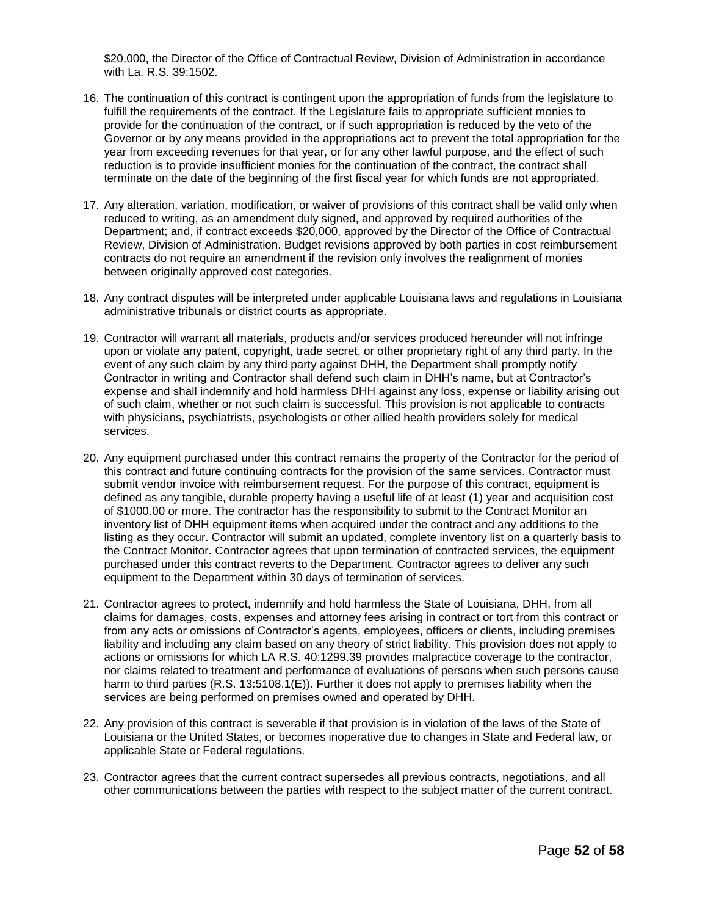$20,000, the Director of the Office of Contractual Review, Division of Administration in accordance with La. R.S. 39:1502.

16. The continuation of this contract is contingent upon the appropriation of funds from the legislature to fulfill the requirements of the contract. If the Legislature fails to appropriate sufficient monies to provide for the continuation of the contract, or if such appropriation is reduced by the veto of the Governor or by any means provided in the appropriations act to prevent the total appropriation for the year from exceeding revenues for that year, or for any other lawful purpose, and the effect of such reduction is to provide insufficient monies for the continuation of the contract, the contract shall terminate on the date of the beginning of the first fiscal year for which funds are not appropriated.

17. Any alteration, variation, modification, or waiver of provisions of this contract shall be valid only when reduced to writing, as an amendment duly signed, and approved by required authorities of the Department; and, if contract exceeds $20,000, approved by the Director of the Office of Contractual Review, Division of Administration. Budget revisions approved by both parties in cost reimbursement contracts do not require an amendment if the revision only involves the realignment of monies between originally approved cost categories.

18. Any contract disputes will be interpreted under applicable Louisiana laws and regulations in Louisiana administrative tribunals or district courts as appropriate.

19. Contractor will warrant all materials, products and/or services produced hereunder will not infringe upon or violate any patent, copyright, trade secret, or other proprietary right of any third party. In the event of any such claim by any third party against DHH, the Department shall promptly notify Contractor in writing and Contractor shall defend such claim in DHH's name, but at Contractor's expense and shall indemnify and hold harmless DHH against any loss, expense or liability arising out of such claim, whether or not such claim is successful. This provision is not applicable to contracts with physicians, psychiatrists, psychologists or other allied health providers solely for medical services.

20. Any equipment purchased under this contract remains the property of the Contractor for the period of this contract and future continuing contracts for the provision of the same services. Contractor must submit vendor invoice with reimbursement request. For the purpose of this contract, equipment is defined as any tangible, durable property having a useful life of at least (1) year and acquisition cost of $1000.00 or more. The contractor has the responsibility to submit to the Contract Monitor an inventory list of DHH equipment items when acquired under the contract and any additions to the listing as they occur. Contractor will submit an updated, complete inventory list on a quarterly basis to the Contract Monitor. Contractor agrees that upon termination of contracted services, the equipment purchased under this contract reverts to the Department. Contractor agrees to deliver any such equipment to the Department within 30 days of termination of services.

21. Contractor agrees to protect, indemnify and hold harmless the State of Louisiana, DHH, from all claims for damages, costs, expenses and attorney fees arising in contract or tort from this contract or from any acts or omissions of Contractor's agents, employees, officers or clients, including premises liability and including any claim based on any theory of strict liability. This provision does not apply to actions or omissions for which LA R.S. 40:1299.39 provides malpractice coverage to the contractor, nor claims related to treatment and performance of evaluations of persons when such persons cause harm to third parties (R.S. 13:5108.1(E)). Further it does not apply to premises liability when the services are being performed on premises owned and operated by DHH.

22. Any provision of this contract is severable if that provision is in violation of the laws of the State of Louisiana or the United States, or becomes inoperative due to changes in State and Federal law, or applicable State or Federal regulations.

23. Contractor agrees that the current contract supersedes all previous contracts, negotiations, and all other communications between the parties with respect to the subject matter of the current contract.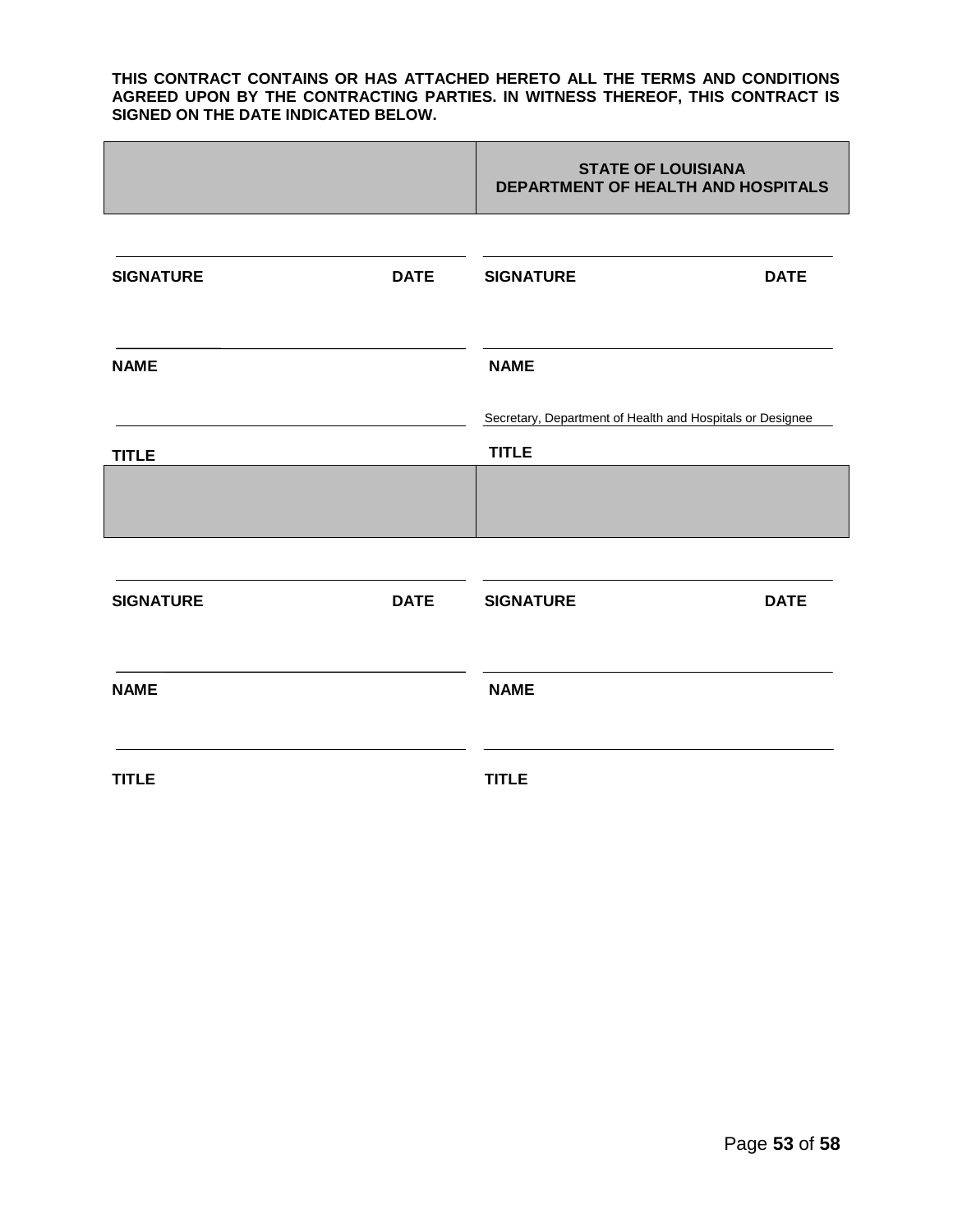**THIS CONTRACT CONTAINS OR HAS ATTACHED HERETO ALL THE TERMS AND CONDITIONS AGREED UPON BY THE CONTRACTING PARTIES. IN WITNESS THEREOF, THIS CONTRACT IS SIGNED ON THE DATE INDICATED BELOW.**

| | **STATE OF LOUISIANA DEPARTMENT OF HEALTH AND HOSPITALS** |
|---|---|
| **SIGNATURE** **DATE** | **SIGNATURE** **DATE** |
| **NAME** | **NAME** |
| | Secretary, Department of Health and Hospitals or Designee |
| **TITLE** | **TITLE** |
| | |
| **SIGNATURE** **DATE** | **SIGNATURE** **DATE** |
| **NAME** | **NAME** |
| **TITLE** | **TITLE** |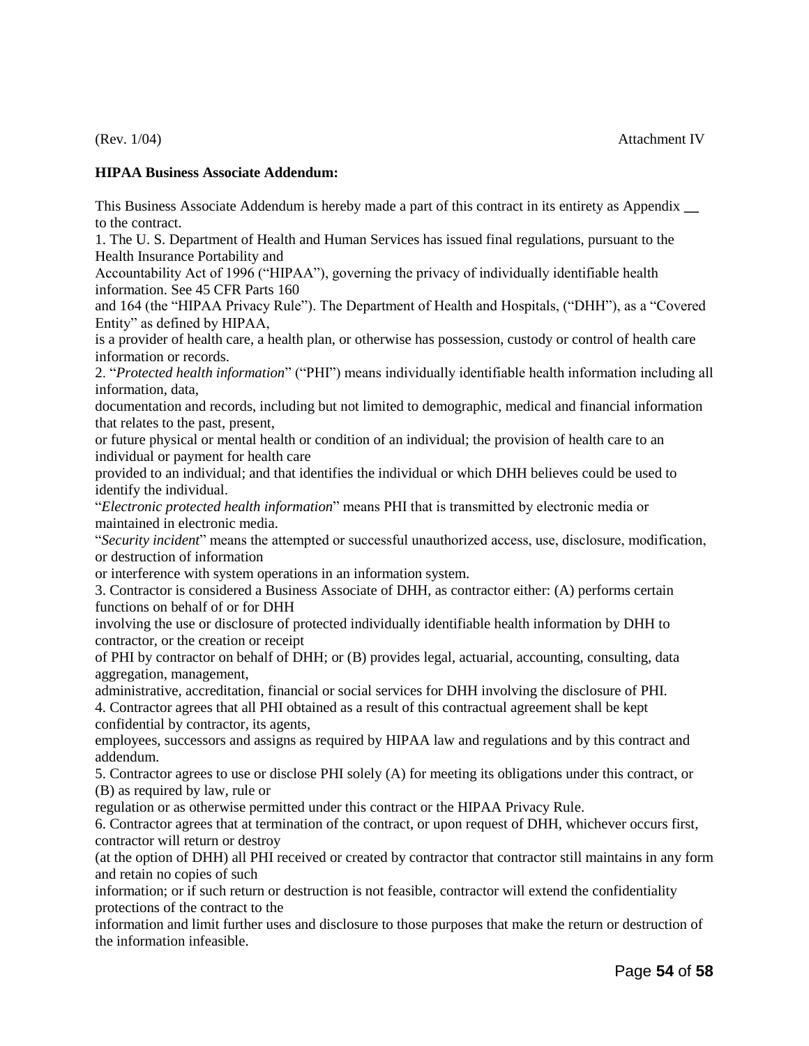(Rev. 1/04) Attachment IV

**HIPAA Business Associate Addendum:**

This Business Associate Addendum is hereby made a part of this contract in its entirety as Appendix __ to the contract.

1. The U. S. Department of Health and Human Services has issued final regulations, pursuant to the Health Insurance Portability and Accountability Act of 1996 ("HIPAA"), governing the privacy of individually identifiable health information. See 45 CFR Parts 160 and 164 (the "HIPAA Privacy Rule"). The Department of Health and Hospitals, ("DHH"), as a "Covered Entity" as defined by HIPAA, is a provider of health care, a health plan, or otherwise has possession, custody or control of health care information or records.

2. "*Protected health information*" ("PHI") means individually identifiable health information including all information, data, documentation and records, including but not limited to demographic, medical and financial information that relates to the past, present, or future physical or mental health or condition of an individual; the provision of health care to an individual or payment for health care provided to an individual; and that identifies the individual or which DHH believes could be used to identify the individual.

"*Electronic protected health information*" means PHI that is transmitted by electronic media or maintained in electronic media.

"*Security incident*" means the attempted or successful unauthorized access, use, disclosure, modification, or destruction of information or interference with system operations in an information system.

3. Contractor is considered a Business Associate of DHH, as contractor either: (A) performs certain functions on behalf of or for DHH involving the use or disclosure of protected individually identifiable health information by DHH to contractor, or the creation or receipt of PHI by contractor on behalf of DHH; or (B) provides legal, actuarial, accounting, consulting, data aggregation, management, administrative, accreditation, financial or social services for DHH involving the disclosure of PHI.

4. Contractor agrees that all PHI obtained as a result of this contractual agreement shall be kept confidential by contractor, its agents, employees, successors and assigns as required by HIPAA law and regulations and by this contract and addendum.

5. Contractor agrees to use or disclose PHI solely (A) for meeting its obligations under this contract, or (B) as required by law, rule or regulation or as otherwise permitted under this contract or the HIPAA Privacy Rule.

6. Contractor agrees that at termination of the contract, or upon request of DHH, whichever occurs first, contractor will return or destroy (at the option of DHH) all PHI received or created by contractor that contractor still maintains in any form and retain no copies of such information; or if such return or destruction is not feasible, contractor will extend the confidentiality protections of the contract to the information and limit further uses and disclosure to those purposes that make the return or destruction of the information infeasible.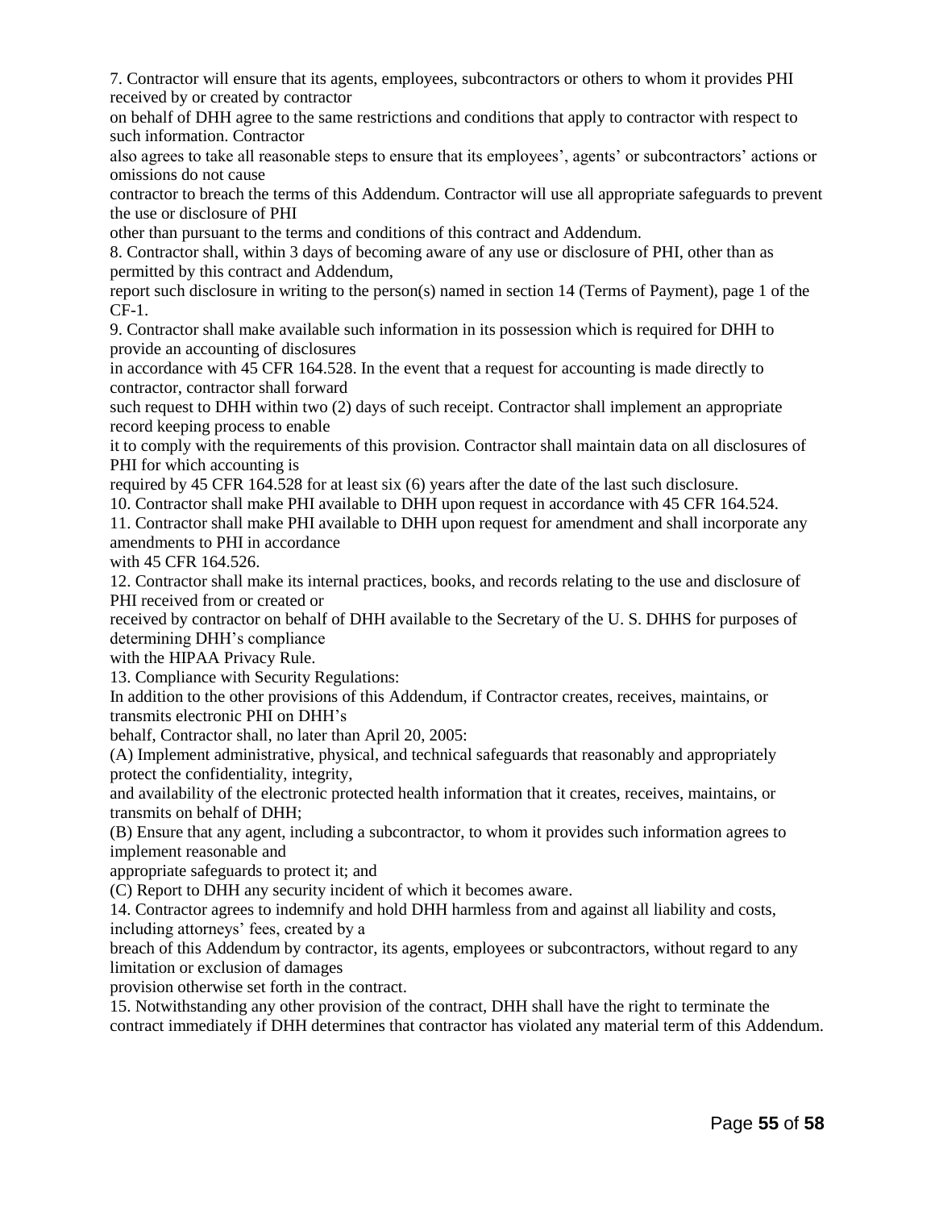7. Contractor will ensure that its agents, employees, subcontractors or others to whom it provides PHI received by or created by contractor on behalf of DHH agree to the same restrictions and conditions that apply to contractor with respect to such information. Contractor also agrees to take all reasonable steps to ensure that its employees', agents' or subcontractors' actions or omissions do not cause contractor to breach the terms of this Addendum. Contractor will use all appropriate safeguards to prevent the use or disclosure of PHI other than pursuant to the terms and conditions of this contract and Addendum.

8. Contractor shall, within 3 days of becoming aware of any use or disclosure of PHI, other than as permitted by this contract and Addendum, report such disclosure in writing to the person(s) named in section 14 (Terms of Payment), page 1 of the CF-1.

9. Contractor shall make available such information in its possession which is required for DHH to provide an accounting of disclosures in accordance with 45 CFR 164.528. In the event that a request for accounting is made directly to contractor, contractor shall forward such request to DHH within two (2) days of such receipt. Contractor shall implement an appropriate record keeping process to enable it to comply with the requirements of this provision. Contractor shall maintain data on all disclosures of PHI for which accounting is required by 45 CFR 164.528 for at least six (6) years after the date of the last such disclosure.

10. Contractor shall make PHI available to DHH upon request in accordance with 45 CFR 164.524.

11. Contractor shall make PHI available to DHH upon request for amendment and shall incorporate any amendments to PHI in accordance with 45 CFR 164.526.

12. Contractor shall make its internal practices, books, and records relating to the use and disclosure of PHI received from or created or received by contractor on behalf of DHH available to the Secretary of the U. S. DHHS for purposes of determining DHH's compliance with the HIPAA Privacy Rule.

13. Compliance with Security Regulations:

In addition to the other provisions of this Addendum, if Contractor creates, receives, maintains, or transmits electronic PHI on DHH's behalf, Contractor shall, no later than April 20, 2005:

(A) Implement administrative, physical, and technical safeguards that reasonably and appropriately protect the confidentiality, integrity, and availability of the electronic protected health information that it creates, receives, maintains, or transmits on behalf of DHH;

(B) Ensure that any agent, including a subcontractor, to whom it provides such information agrees to implement reasonable and appropriate safeguards to protect it; and

(C) Report to DHH any security incident of which it becomes aware.

14. Contractor agrees to indemnify and hold DHH harmless from and against all liability and costs, including attorneys' fees, created by a breach of this Addendum by contractor, its agents, employees or subcontractors, without regard to any limitation or exclusion of damages provision otherwise set forth in the contract.

15. Notwithstanding any other provision of the contract, DHH shall have the right to terminate the contract immediately if DHH determines that contractor has violated any material term of this Addendum.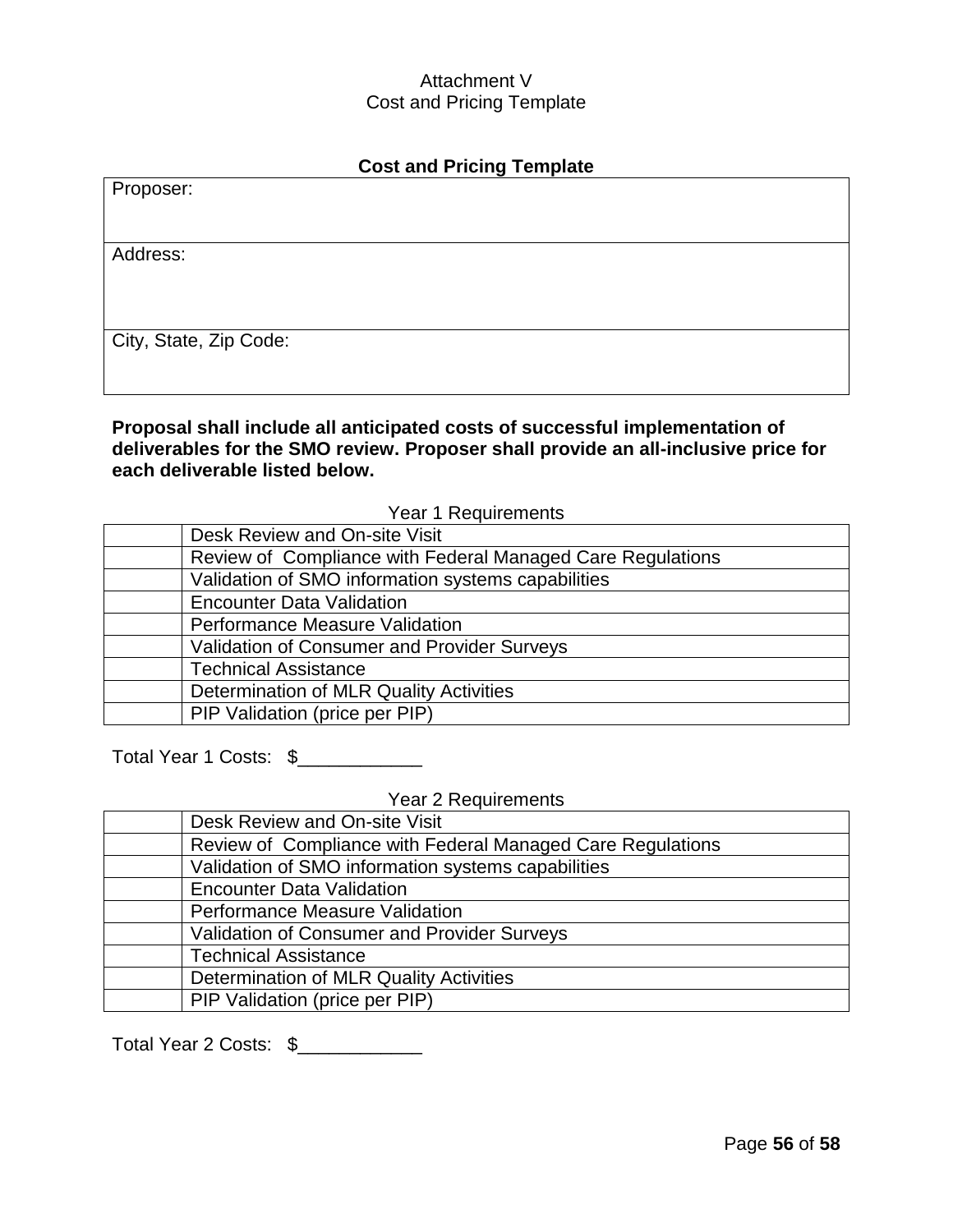Attachment V
Cost and Pricing Template

## Cost and Pricing Template

| Proposer: |
|---|
| Address: |
| City, State, Zip Code: |

**Proposal shall include all anticipated costs of successful implementation of deliverables for the SMO review. Proposer shall provide an all-inclusive price for each deliverable listed below.**

Year 1 Requirements

| | |
|---|---|
| | Desk Review and On-site Visit |
| | Review of Compliance with Federal Managed Care Regulations |
| | Validation of SMO information systems capabilities |
| | Encounter Data Validation |
| | Performance Measure Validation |
| | Validation of Consumer and Provider Surveys |
| | Technical Assistance |
| | Determination of MLR Quality Activities |
| | PIP Validation (price per PIP) |

Total Year 1 Costs: $____________

Year 2 Requirements

| | |
|---|---|
| | Desk Review and On-site Visit |
| | Review of Compliance with Federal Managed Care Regulations |
| | Validation of SMO information systems capabilities |
| | Encounter Data Validation |
| | Performance Measure Validation |
| | Validation of Consumer and Provider Surveys |
| | Technical Assistance |
| | Determination of MLR Quality Activities |
| | PIP Validation (price per PIP) |

Total Year 2 Costs: $____________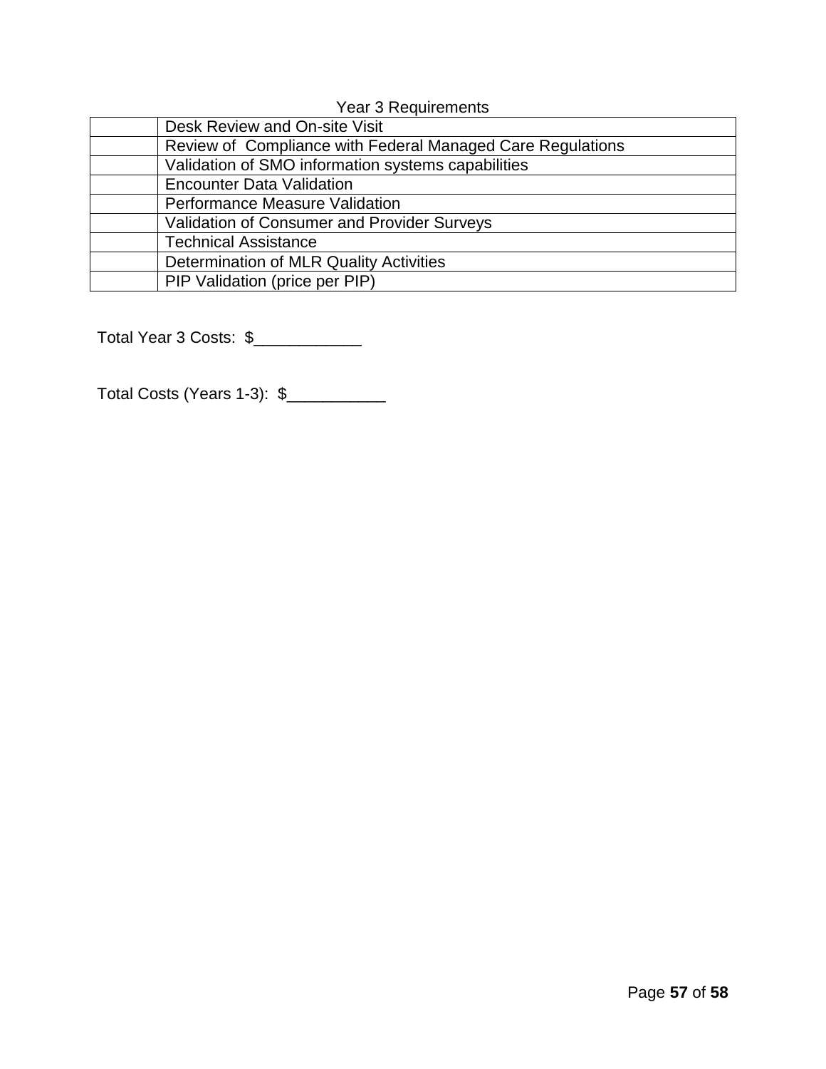Year 3 Requirements

| | |
|---|---|
| | Desk Review and On-site Visit |
| | Review of Compliance with Federal Managed Care Regulations |
| | Validation of SMO information systems capabilities |
| | Encounter Data Validation |
| | Performance Measure Validation |
| | Validation of Consumer and Provider Surveys |
| | Technical Assistance |
| | Determination of MLR Quality Activities |
| | PIP Validation (price per PIP) |

Total Year 3 Costs: $____________

Total Costs (Years 1-3): $___________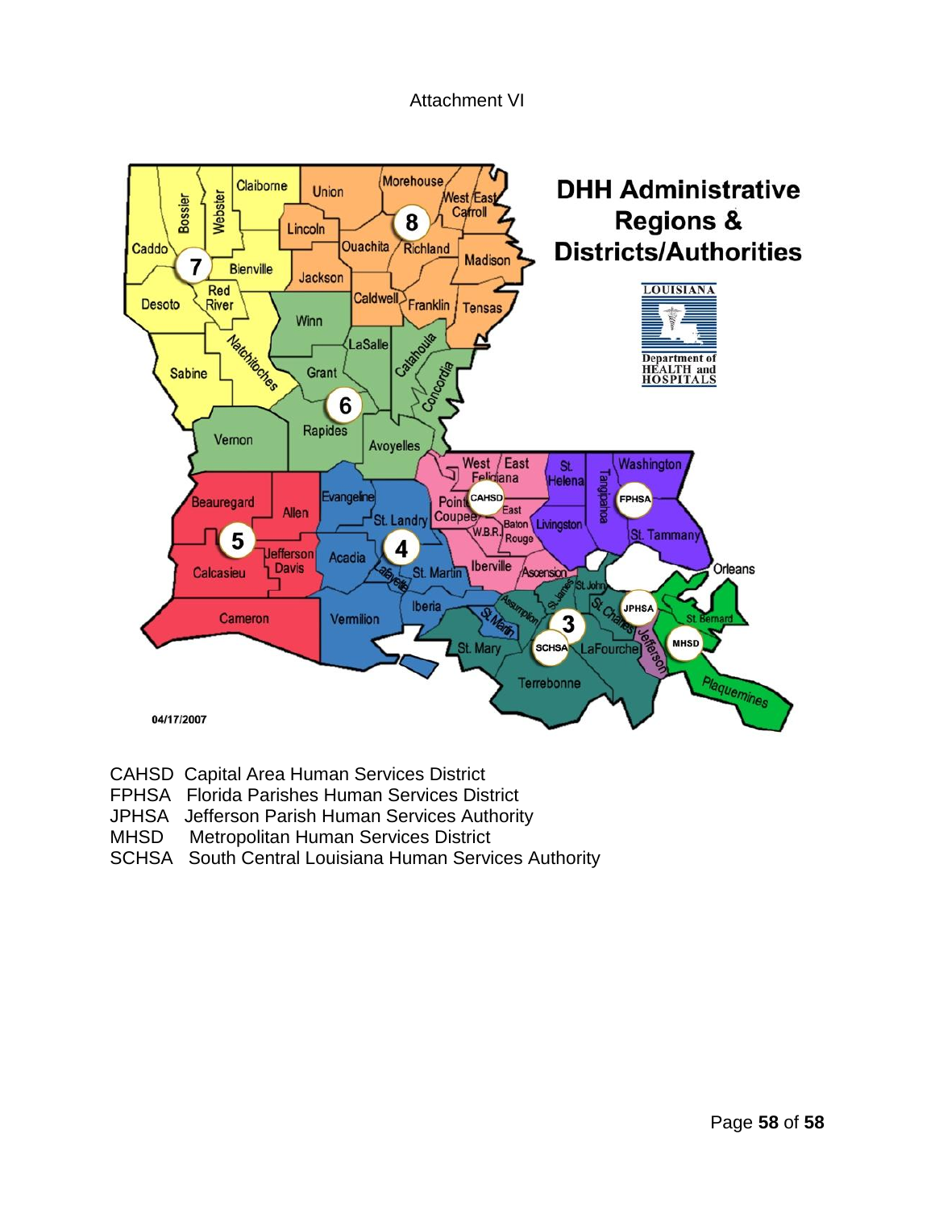Attachment VI

DHH Administrative Regions & Districts/Authorities

LOUISIANA
Department of HEALTH and HOSPITALS

04/17/2007

CAHSD Capital Area Human Services District
FPHSA Florida Parishes Human Services District
JPHSA Jefferson Parish Human Services Authority
MHSD Metropolitan Human Services District
SCHSA South Central Louisiana Human Services Authority